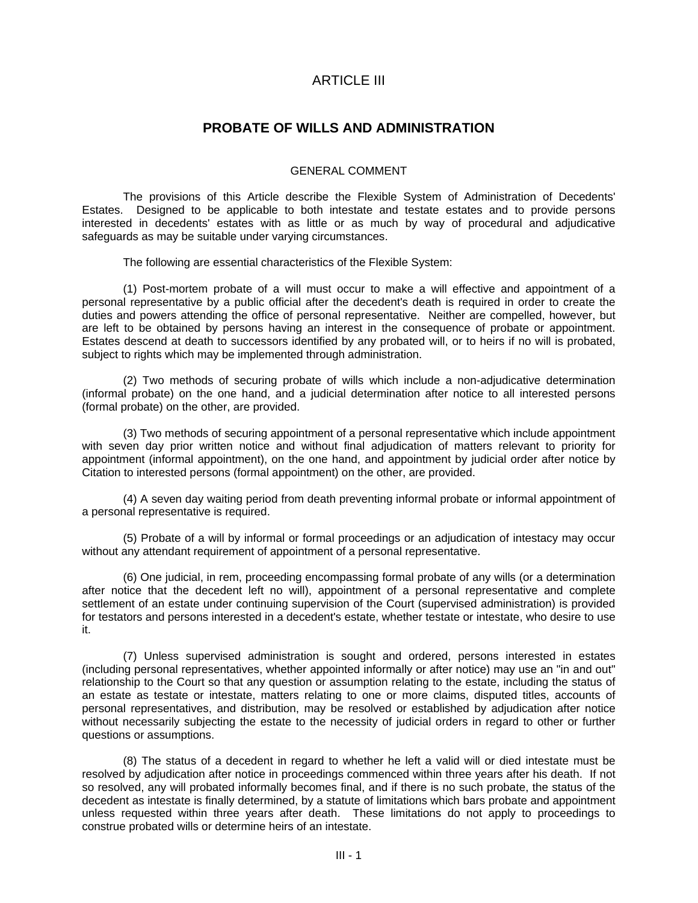# ARTICLE III

## PROBATE OF WILLS AND ADMINISTRATION

### GENERAL COMMENT

The provisions of this Article describe the Flexible System of Administration of Decedents' Estates. Designed to be applicable to both intestate and testate estates and to provide persons interested in decedents' estates with as little or as much by way of procedural and adjudicative safeguards as may be suitable under varying circumstances.

The following are essential characteristics of the Flexible System:

(1) Post-mortem probate of a will must occur to make a will effective and appointment of a personal representative by a public official after the decedent's death is required in order to create the duties and powers attending the office of personal representative. Neither are compelled, however, but are left to be obtained by persons having an interest in the consequence of probate or appointment. Estates descend at death to successors identified by any probated will, or to heirs if no will is probated, subject to rights which may be implemented through administration.

(2) Two methods of securing probate of wills which include a non-adjudicative determination (informal probate) on the one hand, and a judicial determination after notice to all interested persons (formal probate) on the other, are provided.

(3) Two methods of securing appointment of a personal representative which include appointment with seven day prior written notice and without final adjudication of matters relevant to priority for appointment (informal appointment), on the one hand, and appointment by judicial order after notice by Citation to interested persons (formal appointment) on the other, are provided.

(4) A seven day waiting period from death preventing informal probate or informal appointment of a personal representative is required.

(5) Probate of a will by informal or formal proceedings or an adjudication of intestacy may occur without any attendant requirement of appointment of a personal representative.

(6) One judicial, in rem, proceeding encompassing formal probate of any wills (or a determination after notice that the decedent left no will), appointment of a personal representative and complete settlement of an estate under continuing supervision of the Court (supervised administration) is provided for testators and persons interested in a decedent's estate, whether testate or intestate, who desire to use it.

(7) Unless supervised administration is sought and ordered, persons interested in estates (including personal representatives, whether appointed informally or after notice) may use an "in and out" relationship to the Court so that any question or assumption relating to the estate, including the status of an estate as testate or intestate, matters relating to one or more claims, disputed titles, accounts of personal representatives, and distribution, may be resolved or established by adjudication after notice without necessarily subjecting the estate to the necessity of judicial orders in regard to other or further questions or assumptions.

(8) The status of a decedent in regard to whether he left a valid will or died intestate must be resolved by adjudication after notice in proceedings commenced within three years after his death. If not so resolved, any will probated informally becomes final, and if there is no such probate, the status of the decedent as intestate is finally determined, by a statute of limitations which bars probate and appointment unless requested within three years after death. These limitations do not apply to proceedings to construe probated wills or determine heirs of an intestate.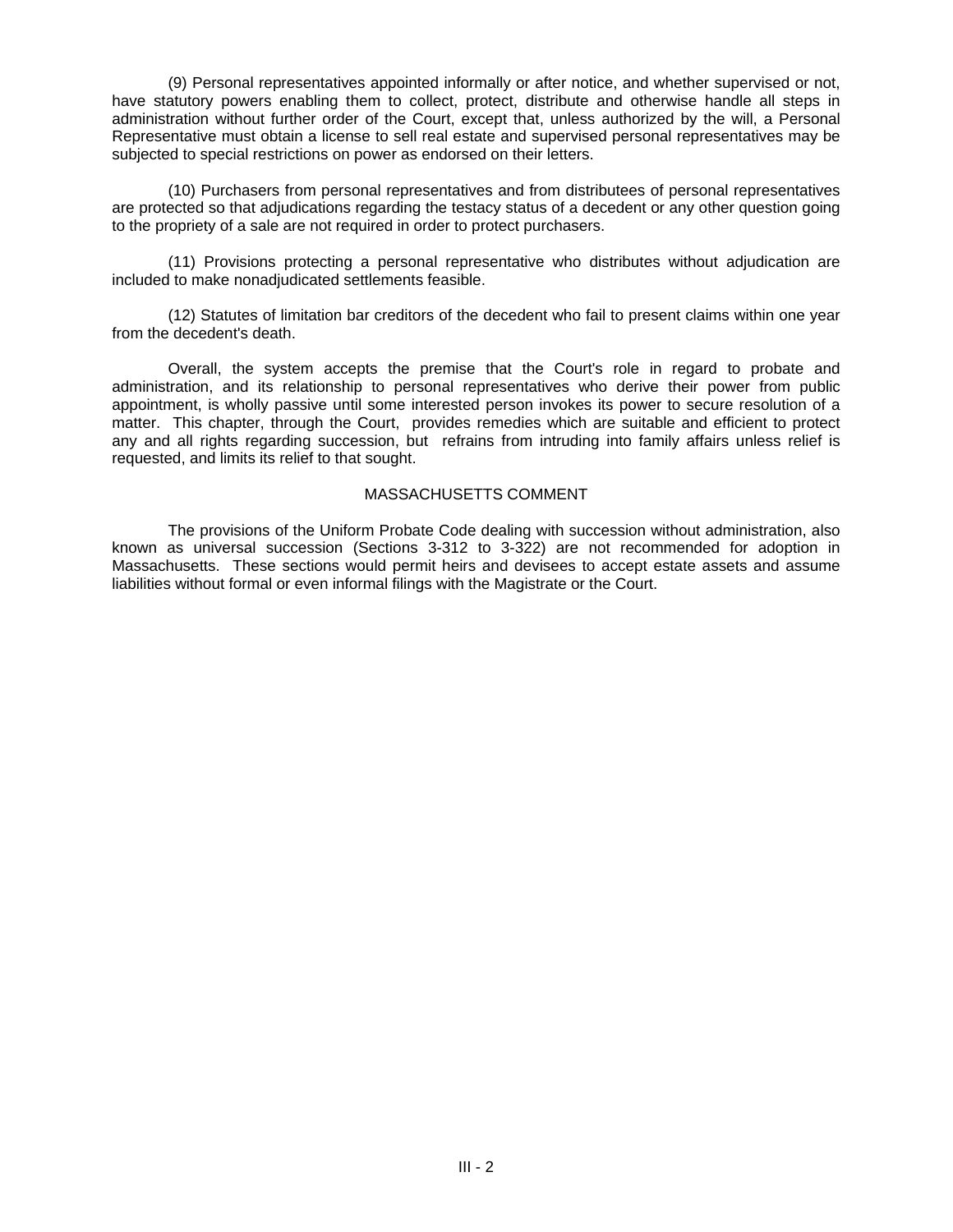(9) Personal representatives appointed informally or after notice, and whether supervised or not, have statutory powers enabling them to collect, protect, distribute and otherwise handle all steps in administration without further order of the Court, except that, unless authorized by the will, a Personal Representative must obtain a license to sell real estate and supervised personal representatives may be subjected to special restrictions on power as endorsed on their letters.

(10) Purchasers from personal representatives and from distributees of personal representatives are protected so that adjudications regarding the testacy status of a decedent or any other question going to the propriety of a sale are not required in order to protect purchasers.

(11) Provisions protecting a personal representative who distributes without adjudication are included to make nonadjudicated settlements feasible.

(12) Statutes of limitation bar creditors of the decedent who fail to present claims within one year from the decedent's death.

Overall, the system accepts the premise that the Court's role in regard to probate and administration, and its relationship to personal representatives who derive their power from public appointment, is wholly passive until some interested person invokes its power to secure resolution of a matter. This chapter, through the Court, provides remedies which are suitable and efficient to protect any and all rights regarding succession, but refrains from intruding into family affairs unless relief is requested, and limits its relief to that sought.

## MASSACHUSETTS COMMENT

The provisions of the Uniform Probate Code dealing with succession without administration, also known as universal succession (Sections 3-312 to 3-322) are not recommended for adoption in Massachusetts. These sections would permit heirs and devisees to accept estate assets and assume liabilities without formal or even informal filings with the Magistrate or the Court.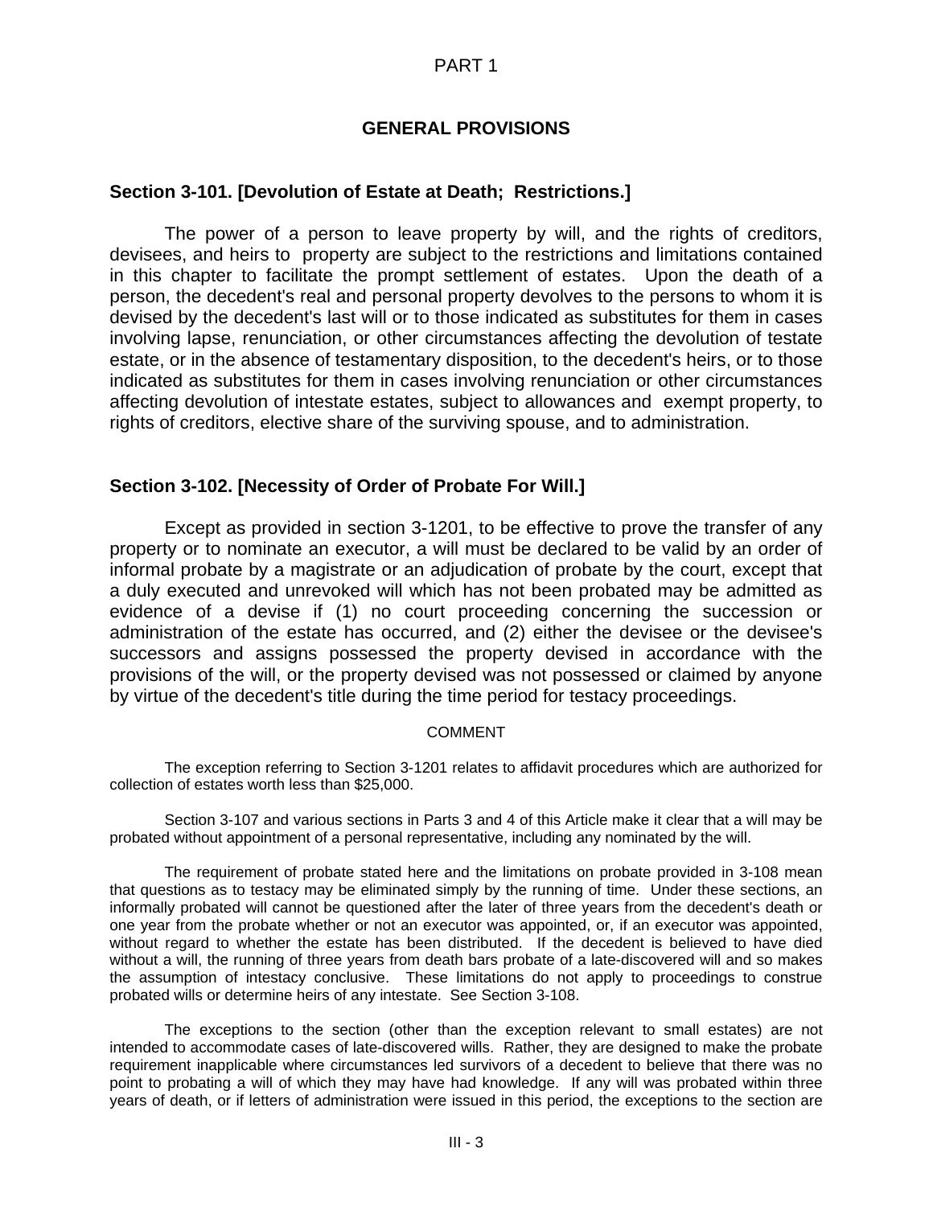# PART 1

## GENERAL PROVISIONS

### Section 3-101. [Devolution of Estate at Death; Restrictions.]

The power of a person to leave property by will, and the rights of creditors, devisees, and heirs to property are subject to the restrictions and limitations contained in this chapter to facilitate the prompt settlement of estates. Upon the death of a person, the decedent's real and personal property devolves to the persons to whom it is devised by the decedent's last will or to those indicated as substitutes for them in cases involving lapse, renunciation, or other circumstances affecting the devolution of testate estate, or in the absence of testamentary disposition, to the decedent's heirs, or to those indicated as substitutes for them in cases involving renunciation or other circumstances affecting devolution of intestate estates, subject to allowances and exempt property, to rights of creditors, elective share of the surviving spouse, and to administration.

### Section 3-102. [Necessity of Order of Probate For Will.]

Except as provided in section 3-1201, to be effective to prove the transfer of any property or to nominate an executor, a will must be declared to be valid by an order of informal probate by a magistrate or an adjudication of probate by the court, except that a duly executed and unrevoked will which has not been probated may be admitted as evidence of a devise if (1) no court proceeding concerning the succession or administration of the estate has occurred, and (2) either the devisee or the devisee's successors and assigns possessed the property devised in accordance with the provisions of the will, or the property devised was not possessed or claimed by anyone by virtue of the decedent's title during the time period for testacy proceedings.

COMMENT

The exception referring to Section 3-1201 relates to affidavit procedures which are authorized for collection of estates worth less than $25,000.

Section 3-107 and various sections in Parts 3 and 4 of this Article make it clear that a will may be probated without appointment of a personal representative, including any nominated by the will.

The requirement of probate stated here and the limitations on probate provided in 3-108 mean that questions as to testacy may be eliminated simply by the running of time. Under these sections, an informally probated will cannot be questioned after the later of three years from the decedent's death or one year from the probate whether or not an executor was appointed, or, if an executor was appointed, without regard to whether the estate has been distributed. If the decedent is believed to have died without a will, the running of three years from death bars probate of a late-discovered will and so makes the assumption of intestacy conclusive. These limitations do not apply to proceedings to construe probated wills or determine heirs of any intestate. See Section 3-108.

The exceptions to the section (other than the exception relevant to small estates) are not intended to accommodate cases of late-discovered wills. Rather, they are designed to make the probate requirement inapplicable where circumstances led survivors of a decedent to believe that there was no point to probating a will of which they may have had knowledge. If any will was probated within three years of death, or if letters of administration were issued in this period, the exceptions to the section are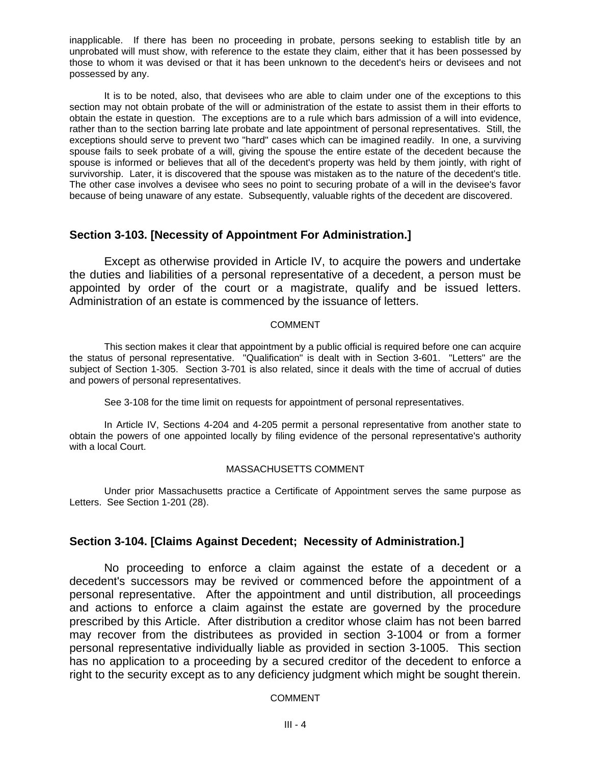inapplicable. If there has been no proceeding in probate, persons seeking to establish title by an unprobated will must show, with reference to the estate they claim, either that it has been possessed by those to whom it was devised or that it has been unknown to the decedent's heirs or devisees and not possessed by any.

It is to be noted, also, that devisees who are able to claim under one of the exceptions to this section may not obtain probate of the will or administration of the estate to assist them in their efforts to obtain the estate in question. The exceptions are to a rule which bars admission of a will into evidence, rather than to the section barring late probate and late appointment of personal representatives. Still, the exceptions should serve to prevent two "hard" cases which can be imagined readily. In one, a surviving spouse fails to seek probate of a will, giving the spouse the entire estate of the decedent because the spouse is informed or believes that all of the decedent's property was held by them jointly, with right of survivorship. Later, it is discovered that the spouse was mistaken as to the nature of the decedent's title. The other case involves a devisee who sees no point to securing probate of a will in the devisee's favor because of being unaware of any estate. Subsequently, valuable rights of the decedent are discovered.

## Section 3-103. [Necessity of Appointment For Administration.]

Except as otherwise provided in Article IV, to acquire the powers and undertake the duties and liabilities of a personal representative of a decedent, a person must be appointed by order of the court or a magistrate, qualify and be issued letters. Administration of an estate is commenced by the issuance of letters.

COMMENT

This section makes it clear that appointment by a public official is required before one can acquire the status of personal representative. "Qualification" is dealt with in Section 3-601. "Letters" are the subject of Section 1-305. Section 3-701 is also related, since it deals with the time of accrual of duties and powers of personal representatives.

See 3-108 for the time limit on requests for appointment of personal representatives.

In Article IV, Sections 4-204 and 4-205 permit a personal representative from another state to obtain the powers of one appointed locally by filing evidence of the personal representative's authority with a local Court.

MASSACHUSETTS COMMENT

Under prior Massachusetts practice a Certificate of Appointment serves the same purpose as Letters. See Section 1-201 (28).

## Section 3-104. [Claims Against Decedent; Necessity of Administration.]

No proceeding to enforce a claim against the estate of a decedent or a decedent's successors may be revived or commenced before the appointment of a personal representative. After the appointment and until distribution, all proceedings and actions to enforce a claim against the estate are governed by the procedure prescribed by this Article. After distribution a creditor whose claim has not been barred may recover from the distributees as provided in section 3-1004 or from a former personal representative individually liable as provided in section 3-1005. This section has no application to a proceeding by a secured creditor of the decedent to enforce a right to the security except as to any deficiency judgment which might be sought therein.

COMMENT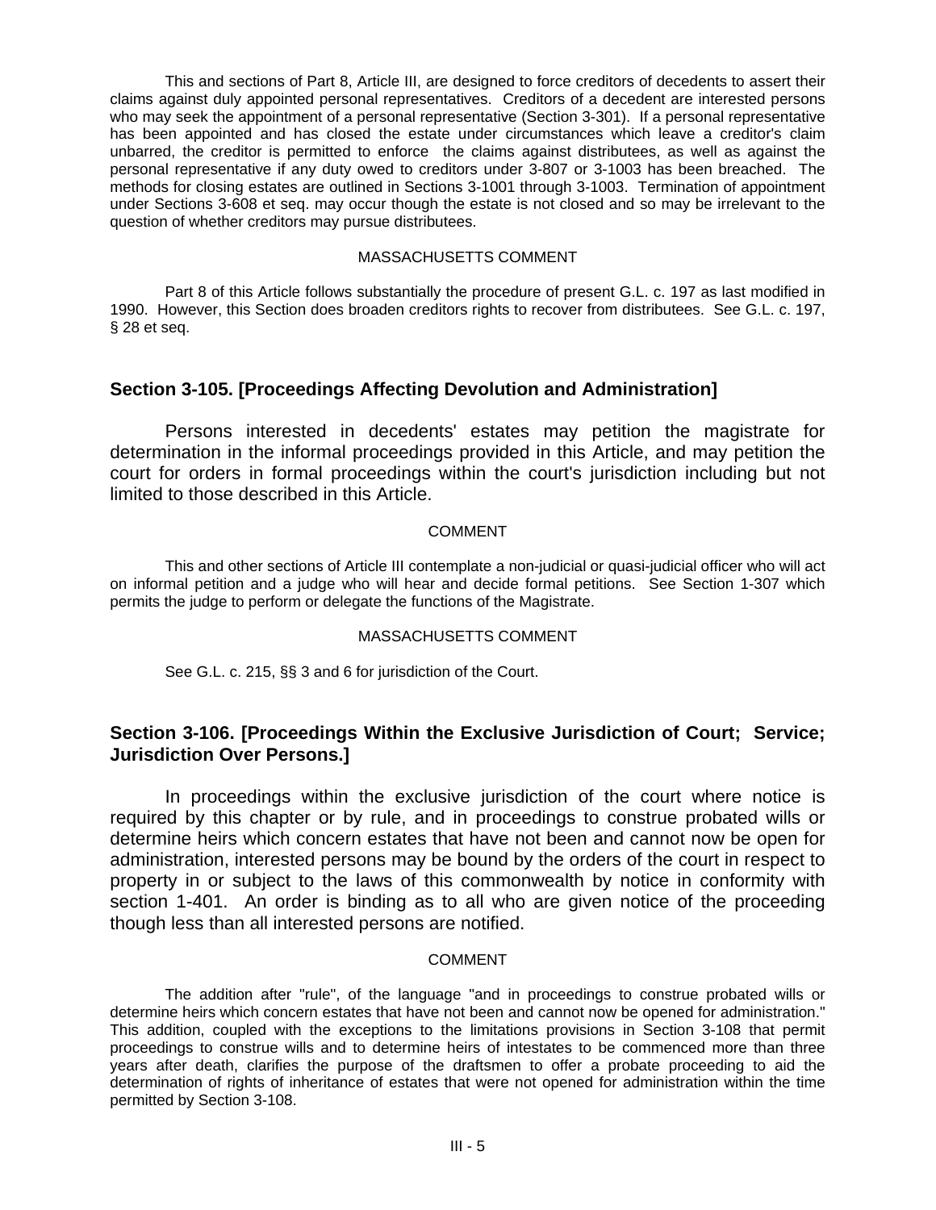This and sections of Part 8, Article III, are designed to force creditors of decedents to assert their claims against duly appointed personal representatives. Creditors of a decedent are interested persons who may seek the appointment of a personal representative (Section 3-301). If a personal representative has been appointed and has closed the estate under circumstances which leave a creditor's claim unbarred, the creditor is permitted to enforce the claims against distributees, as well as against the personal representative if any duty owed to creditors under 3-807 or 3-1003 has been breached. The methods for closing estates are outlined in Sections 3-1001 through 3-1003. Termination of appointment under Sections 3-608 et seq. may occur though the estate is not closed and so may be irrelevant to the question of whether creditors may pursue distributees.

MASSACHUSETTS COMMENT

Part 8 of this Article follows substantially the procedure of present G.L. c. 197 as last modified in 1990. However, this Section does broaden creditors rights to recover from distributees. See G.L. c. 197, § 28 et seq.

## Section 3-105. [Proceedings Affecting Devolution and Administration]

Persons interested in decedents' estates may petition the magistrate for determination in the informal proceedings provided in this Article, and may petition the court for orders in formal proceedings within the court's jurisdiction including but not limited to those described in this Article.

COMMENT

This and other sections of Article III contemplate a non-judicial or quasi-judicial officer who will act on informal petition and a judge who will hear and decide formal petitions. See Section 1-307 which permits the judge to perform or delegate the functions of the Magistrate.

MASSACHUSETTS COMMENT

See G.L. c. 215, §§ 3 and 6 for jurisdiction of the Court.

## Section 3-106. [Proceedings Within the Exclusive Jurisdiction of Court; Service; Jurisdiction Over Persons.]

In proceedings within the exclusive jurisdiction of the court where notice is required by this chapter or by rule, and in proceedings to construe probated wills or determine heirs which concern estates that have not been and cannot now be open for administration, interested persons may be bound by the orders of the court in respect to property in or subject to the laws of this commonwealth by notice in conformity with section 1-401. An order is binding as to all who are given notice of the proceeding though less than all interested persons are notified.

COMMENT

The addition after "rule", of the language "and in proceedings to construe probated wills or determine heirs which concern estates that have not been and cannot now be opened for administration." This addition, coupled with the exceptions to the limitations provisions in Section 3-108 that permit proceedings to construe wills and to determine heirs of intestates to be commenced more than three years after death, clarifies the purpose of the draftsmen to offer a probate proceeding to aid the determination of rights of inheritance of estates that were not opened for administration within the time permitted by Section 3-108.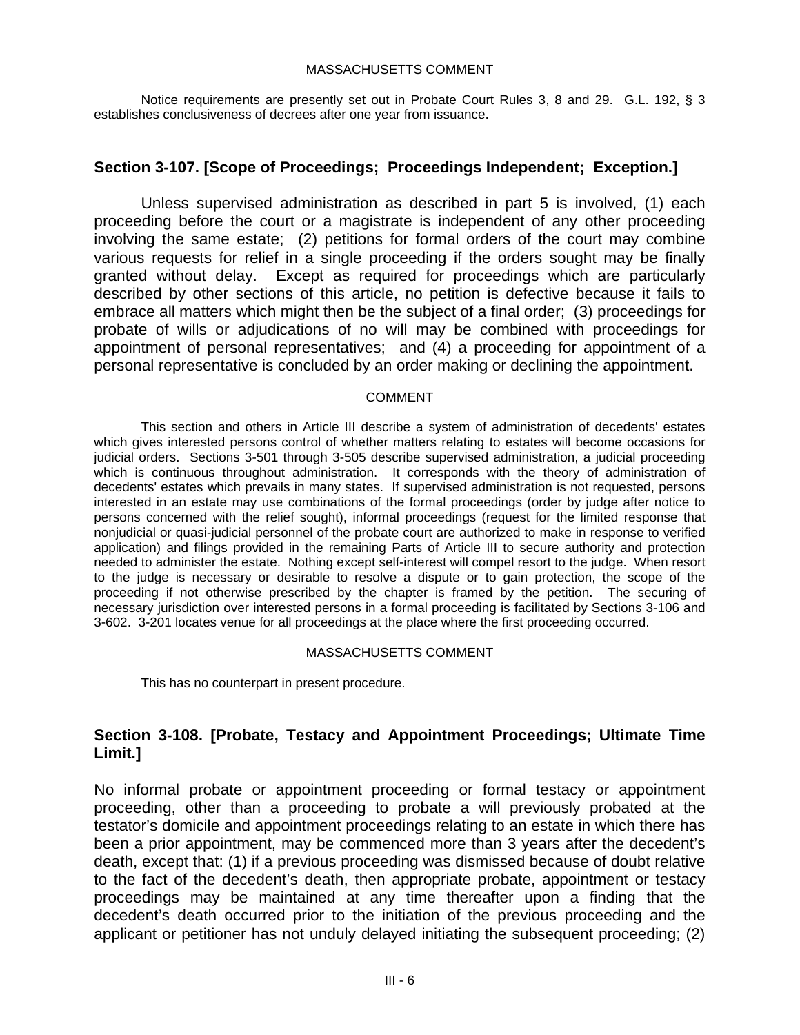MASSACHUSETTS COMMENT

Notice requirements are presently set out in Probate Court Rules 3, 8 and 29. G.L. 192, § 3 establishes conclusiveness of decrees after one year from issuance.

## Section 3-107. [Scope of Proceedings; Proceedings Independent; Exception.]

Unless supervised administration as described in part 5 is involved, (1) each proceeding before the court or a magistrate is independent of any other proceeding involving the same estate; (2) petitions for formal orders of the court may combine various requests for relief in a single proceeding if the orders sought may be finally granted without delay. Except as required for proceedings which are particularly described by other sections of this article, no petition is defective because it fails to embrace all matters which might then be the subject of a final order; (3) proceedings for probate of wills or adjudications of no will may be combined with proceedings for appointment of personal representatives; and (4) a proceeding for appointment of a personal representative is concluded by an order making or declining the appointment.

COMMENT

This section and others in Article III describe a system of administration of decedents' estates which gives interested persons control of whether matters relating to estates will become occasions for judicial orders. Sections 3-501 through 3-505 describe supervised administration, a judicial proceeding which is continuous throughout administration. It corresponds with the theory of administration of decedents' estates which prevails in many states. If supervised administration is not requested, persons interested in an estate may use combinations of the formal proceedings (order by judge after notice to persons concerned with the relief sought), informal proceedings (request for the limited response that nonjudicial or quasi-judicial personnel of the probate court are authorized to make in response to verified application) and filings provided in the remaining Parts of Article III to secure authority and protection needed to administer the estate. Nothing except self-interest will compel resort to the judge. When resort to the judge is necessary or desirable to resolve a dispute or to gain protection, the scope of the proceeding if not otherwise prescribed by the chapter is framed by the petition. The securing of necessary jurisdiction over interested persons in a formal proceeding is facilitated by Sections 3-106 and 3-602. 3-201 locates venue for all proceedings at the place where the first proceeding occurred.

MASSACHUSETTS COMMENT

This has no counterpart in present procedure.

## Section 3-108. [Probate, Testacy and Appointment Proceedings; Ultimate Time Limit.]

No informal probate or appointment proceeding or formal testacy or appointment proceeding, other than a proceeding to probate a will previously probated at the testator's domicile and appointment proceedings relating to an estate in which there has been a prior appointment, may be commenced more than 3 years after the decedent's death, except that: (1) if a previous proceeding was dismissed because of doubt relative to the fact of the decedent's death, then appropriate probate, appointment or testacy proceedings may be maintained at any time thereafter upon a finding that the decedent's death occurred prior to the initiation of the previous proceeding and the applicant or petitioner has not unduly delayed initiating the subsequent proceeding; (2)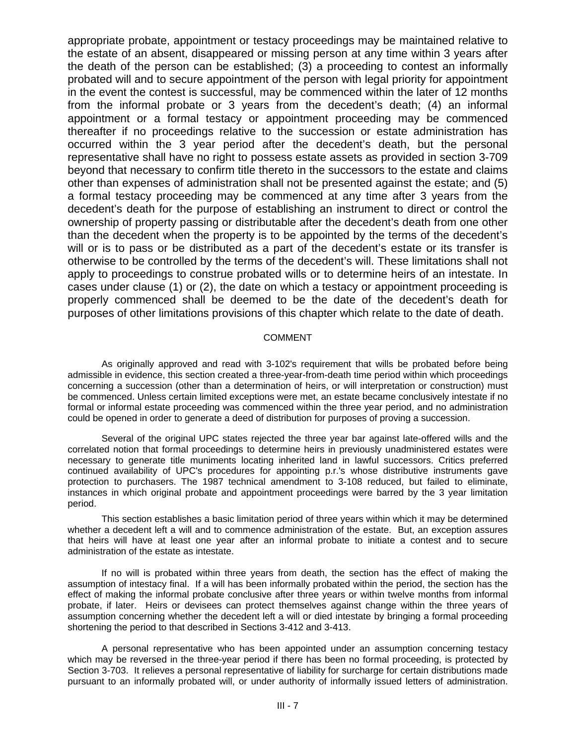appropriate probate, appointment or testacy proceedings may be maintained relative to the estate of an absent, disappeared or missing person at any time within 3 years after the death of the person can be established; (3) a proceeding to contest an informally probated will and to secure appointment of the person with legal priority for appointment in the event the contest is successful, may be commenced within the later of 12 months from the informal probate or 3 years from the decedent's death; (4) an informal appointment or a formal testacy or appointment proceeding may be commenced thereafter if no proceedings relative to the succession or estate administration has occurred within the 3 year period after the decedent's death, but the personal representative shall have no right to possess estate assets as provided in section 3-709 beyond that necessary to confirm title thereto in the successors to the estate and claims other than expenses of administration shall not be presented against the estate; and (5) a formal testacy proceeding may be commenced at any time after 3 years from the decedent's death for the purpose of establishing an instrument to direct or control the ownership of property passing or distributable after the decedent's death from one other than the decedent when the property is to be appointed by the terms of the decedent's will or is to pass or be distributed as a part of the decedent's estate or its transfer is otherwise to be controlled by the terms of the decedent's will. These limitations shall not apply to proceedings to construe probated wills or to determine heirs of an intestate. In cases under clause (1) or (2), the date on which a testacy or appointment proceeding is properly commenced shall be deemed to be the date of the decedent's death for purposes of other limitations provisions of this chapter which relate to the date of death.

COMMENT

As originally approved and read with 3-102's requirement that wills be probated before being admissible in evidence, this section created a three-year-from-death time period within which proceedings concerning a succession (other than a determination of heirs, or will interpretation or construction) must be commenced. Unless certain limited exceptions were met, an estate became conclusively intestate if no formal or informal estate proceeding was commenced within the three year period, and no administration could be opened in order to generate a deed of distribution for purposes of proving a succession.

Several of the original UPC states rejected the three year bar against late-offered wills and the correlated notion that formal proceedings to determine heirs in previously unadministered estates were necessary to generate title muniments locating inherited land in lawful successors. Critics preferred continued availability of UPC's procedures for appointing p.r.'s whose distributive instruments gave protection to purchasers. The 1987 technical amendment to 3-108 reduced, but failed to eliminate, instances in which original probate and appointment proceedings were barred by the 3 year limitation period.

This section establishes a basic limitation period of three years within which it may be determined whether a decedent left a will and to commence administration of the estate. But, an exception assures that heirs will have at least one year after an informal probate to initiate a contest and to secure administration of the estate as intestate.

If no will is probated within three years from death, the section has the effect of making the assumption of intestacy final. If a will has been informally probated within the period, the section has the effect of making the informal probate conclusive after three years or within twelve months from informal probate, if later. Heirs or devisees can protect themselves against change within the three years of assumption concerning whether the decedent left a will or died intestate by bringing a formal proceeding shortening the period to that described in Sections 3-412 and 3-413.

A personal representative who has been appointed under an assumption concerning testacy which may be reversed in the three-year period if there has been no formal proceeding, is protected by Section 3-703. It relieves a personal representative of liability for surcharge for certain distributions made pursuant to an informally probated will, or under authority of informally issued letters of administration.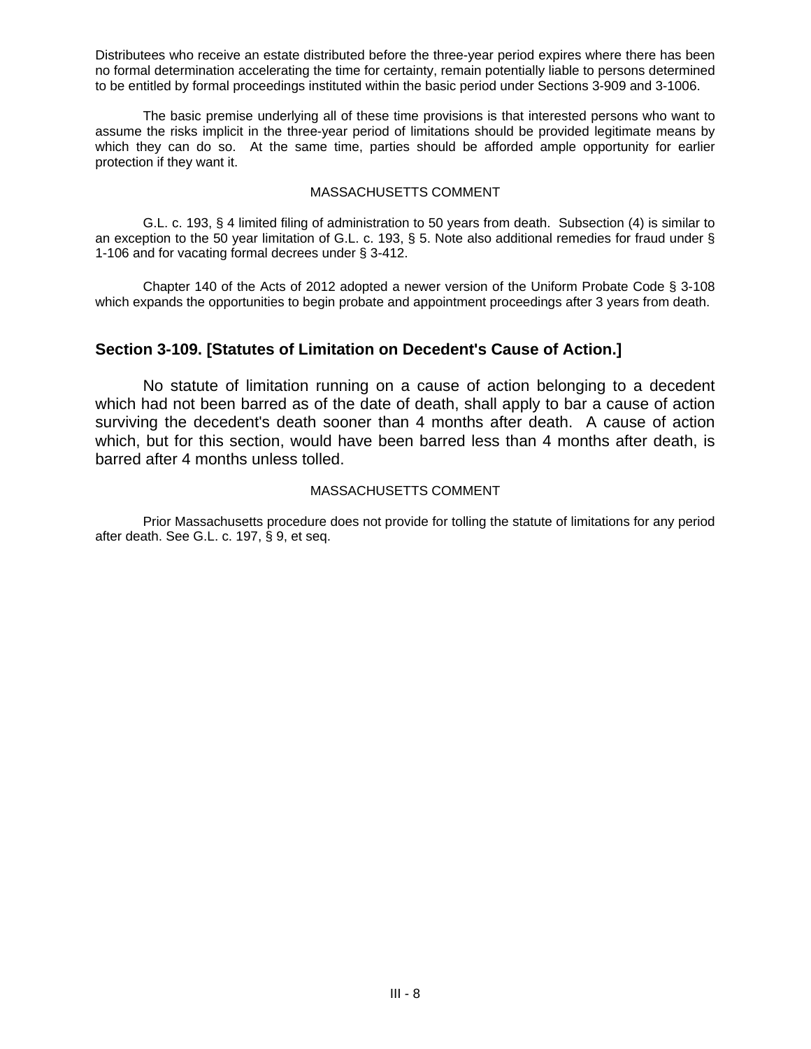Distributees who receive an estate distributed before the three-year period expires where there has been no formal determination accelerating the time for certainty, remain potentially liable to persons determined to be entitled by formal proceedings instituted within the basic period under Sections 3-909 and 3-1006.

The basic premise underlying all of these time provisions is that interested persons who want to assume the risks implicit in the three-year period of limitations should be provided legitimate means by which they can do so. At the same time, parties should be afforded ample opportunity for earlier protection if they want it.

MASSACHUSETTS COMMENT

G.L. c. 193, § 4 limited filing of administration to 50 years from death. Subsection (4) is similar to an exception to the 50 year limitation of G.L. c. 193, § 5. Note also additional remedies for fraud under § 1-106 and for vacating formal decrees under § 3-412.

Chapter 140 of the Acts of 2012 adopted a newer version of the Uniform Probate Code § 3-108 which expands the opportunities to begin probate and appointment proceedings after 3 years from death.

## Section 3-109. [Statutes of Limitation on Decedent's Cause of Action.]

No statute of limitation running on a cause of action belonging to a decedent which had not been barred as of the date of death, shall apply to bar a cause of action surviving the decedent's death sooner than 4 months after death. A cause of action which, but for this section, would have been barred less than 4 months after death, is barred after 4 months unless tolled.

MASSACHUSETTS COMMENT

Prior Massachusetts procedure does not provide for tolling the statute of limitations for any period after death. See G.L. c. 197, § 9, et seq.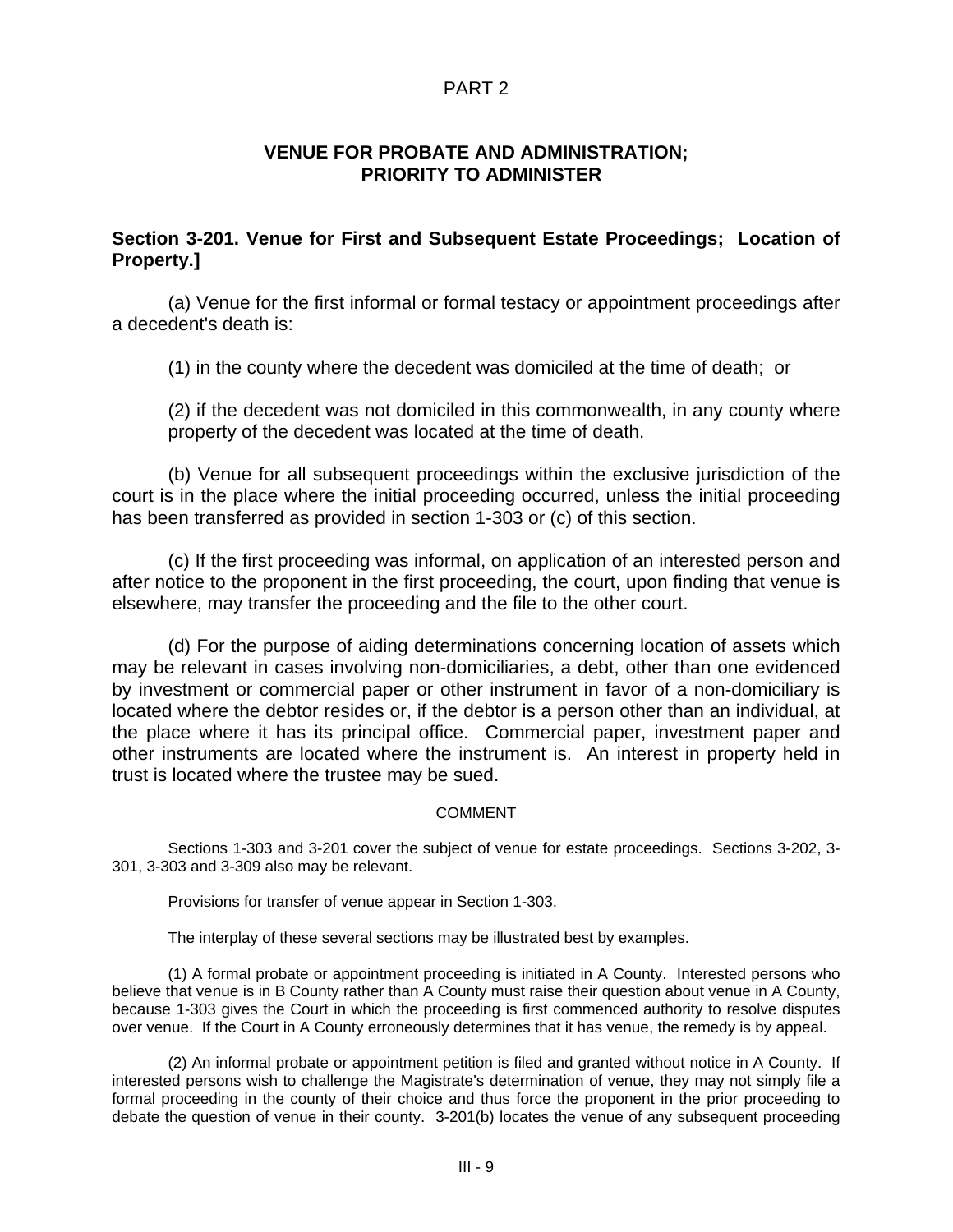PART 2

## VENUE FOR PROBATE AND ADMINISTRATION; PRIORITY TO ADMINISTER

### Section 3-201. Venue for First and Subsequent Estate Proceedings; Location of Property.]

(a) Venue for the first informal or formal testacy or appointment proceedings after a decedent's death is:

(1) in the county where the decedent was domiciled at the time of death; or

(2) if the decedent was not domiciled in this commonwealth, in any county where property of the decedent was located at the time of death.

(b) Venue for all subsequent proceedings within the exclusive jurisdiction of the court is in the place where the initial proceeding occurred, unless the initial proceeding has been transferred as provided in section 1-303 or (c) of this section.

(c) If the first proceeding was informal, on application of an interested person and after notice to the proponent in the first proceeding, the court, upon finding that venue is elsewhere, may transfer the proceeding and the file to the other court.

(d) For the purpose of aiding determinations concerning location of assets which may be relevant in cases involving non-domiciliaries, a debt, other than one evidenced by investment or commercial paper or other instrument in favor of a non-domiciliary is located where the debtor resides or, if the debtor is a person other than an individual, at the place where it has its principal office. Commercial paper, investment paper and other instruments are located where the instrument is. An interest in property held in trust is located where the trustee may be sued.

COMMENT

Sections 1-303 and 3-201 cover the subject of venue for estate proceedings. Sections 3-202, 3-301, 3-303 and 3-309 also may be relevant.

Provisions for transfer of venue appear in Section 1-303.

The interplay of these several sections may be illustrated best by examples.

(1) A formal probate or appointment proceeding is initiated in A County. Interested persons who believe that venue is in B County rather than A County must raise their question about venue in A County, because 1-303 gives the Court in which the proceeding is first commenced authority to resolve disputes over venue. If the Court in A County erroneously determines that it has venue, the remedy is by appeal.

(2) An informal probate or appointment petition is filed and granted without notice in A County. If interested persons wish to challenge the Magistrate's determination of venue, they may not simply file a formal proceeding in the county of their choice and thus force the proponent in the prior proceeding to debate the question of venue in their county. 3-201(b) locates the venue of any subsequent proceeding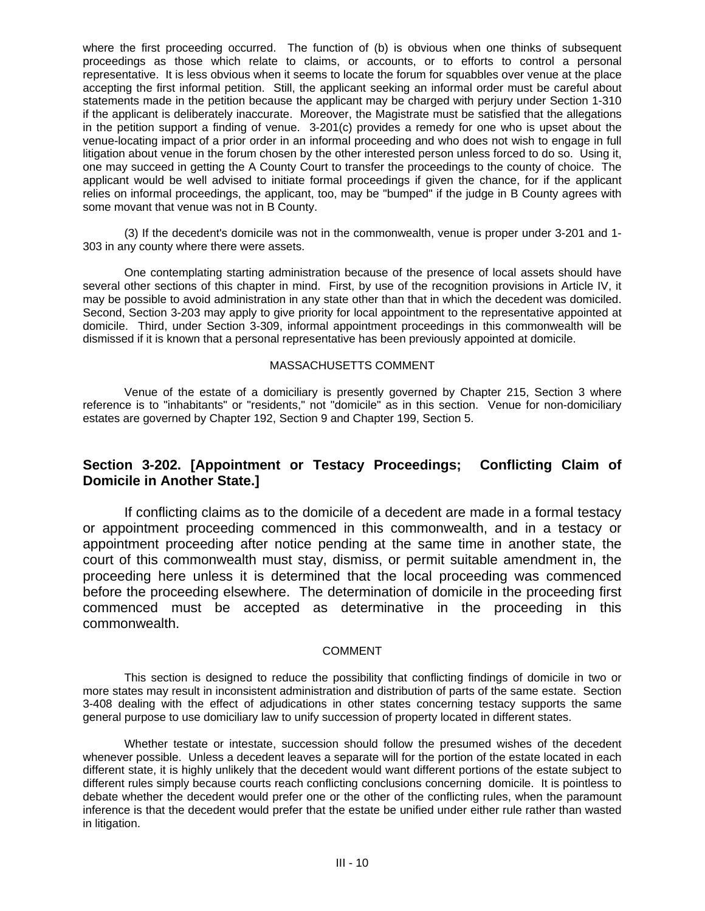where the first proceeding occurred. The function of (b) is obvious when one thinks of subsequent proceedings as those which relate to claims, or accounts, or to efforts to control a personal representative. It is less obvious when it seems to locate the forum for squabbles over venue at the place accepting the first informal petition. Still, the applicant seeking an informal order must be careful about statements made in the petition because the applicant may be charged with perjury under Section 1-310 if the applicant is deliberately inaccurate. Moreover, the Magistrate must be satisfied that the allegations in the petition support a finding of venue. 3-201(c) provides a remedy for one who is upset about the venue-locating impact of a prior order in an informal proceeding and who does not wish to engage in full litigation about venue in the forum chosen by the other interested person unless forced to do so. Using it, one may succeed in getting the A County Court to transfer the proceedings to the county of choice. The applicant would be well advised to initiate formal proceedings if given the chance, for if the applicant relies on informal proceedings, the applicant, too, may be "bumped" if the judge in B County agrees with some movant that venue was not in B County.

(3) If the decedent's domicile was not in the commonwealth, venue is proper under 3-201 and 1-303 in any county where there were assets.

One contemplating starting administration because of the presence of local assets should have several other sections of this chapter in mind. First, by use of the recognition provisions in Article IV, it may be possible to avoid administration in any state other than that in which the decedent was domiciled. Second, Section 3-203 may apply to give priority for local appointment to the representative appointed at domicile. Third, under Section 3-309, informal appointment proceedings in this commonwealth will be dismissed if it is known that a personal representative has been previously appointed at domicile.

MASSACHUSETTS COMMENT

Venue of the estate of a domiciliary is presently governed by Chapter 215, Section 3 where reference is to "inhabitants" or "residents," not "domicile" as in this section. Venue for non-domiciliary estates are governed by Chapter 192, Section 9 and Chapter 199, Section 5.

## Section 3-202. [Appointment or Testacy Proceedings; Conflicting Claim of Domicile in Another State.]

If conflicting claims as to the domicile of a decedent are made in a formal testacy or appointment proceeding commenced in this commonwealth, and in a testacy or appointment proceeding after notice pending at the same time in another state, the court of this commonwealth must stay, dismiss, or permit suitable amendment in, the proceeding here unless it is determined that the local proceeding was commenced before the proceeding elsewhere. The determination of domicile in the proceeding first commenced must be accepted as determinative in the proceeding in this commonwealth.

COMMENT

This section is designed to reduce the possibility that conflicting findings of domicile in two or more states may result in inconsistent administration and distribution of parts of the same estate. Section 3-408 dealing with the effect of adjudications in other states concerning testacy supports the same general purpose to use domiciliary law to unify succession of property located in different states.

Whether testate or intestate, succession should follow the presumed wishes of the decedent whenever possible. Unless a decedent leaves a separate will for the portion of the estate located in each different state, it is highly unlikely that the decedent would want different portions of the estate subject to different rules simply because courts reach conflicting conclusions concerning domicile. It is pointless to debate whether the decedent would prefer one or the other of the conflicting rules, when the paramount inference is that the decedent would prefer that the estate be unified under either rule rather than wasted in litigation.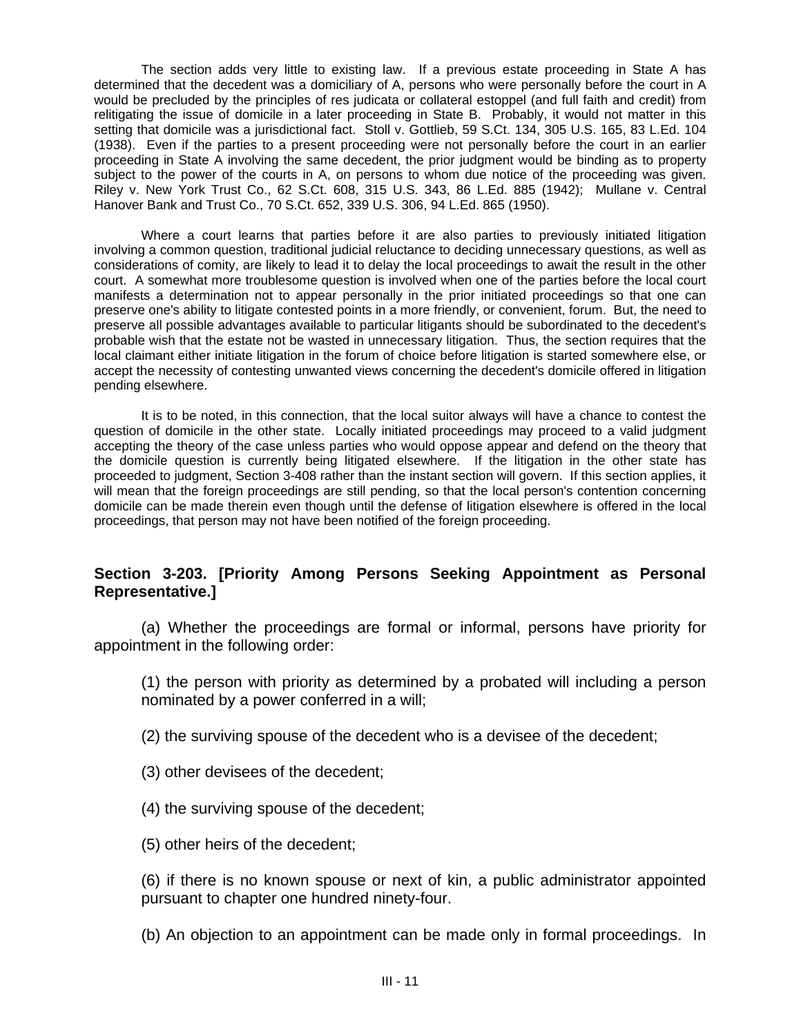The section adds very little to existing law. If a previous estate proceeding in State A has determined that the decedent was a domiciliary of A, persons who were personally before the court in A would be precluded by the principles of res judicata or collateral estoppel (and full faith and credit) from relitigating the issue of domicile in a later proceeding in State B. Probably, it would not matter in this setting that domicile was a jurisdictional fact. Stoll v. Gottlieb, 59 S.Ct. 134, 305 U.S. 165, 83 L.Ed. 104 (1938). Even if the parties to a present proceeding were not personally before the court in an earlier proceeding in State A involving the same decedent, the prior judgment would be binding as to property subject to the power of the courts in A, on persons to whom due notice of the proceeding was given. Riley v. New York Trust Co., 62 S.Ct. 608, 315 U.S. 343, 86 L.Ed. 885 (1942); Mullane v. Central Hanover Bank and Trust Co., 70 S.Ct. 652, 339 U.S. 306, 94 L.Ed. 865 (1950).

Where a court learns that parties before it are also parties to previously initiated litigation involving a common question, traditional judicial reluctance to deciding unnecessary questions, as well as considerations of comity, are likely to lead it to delay the local proceedings to await the result in the other court. A somewhat more troublesome question is involved when one of the parties before the local court manifests a determination not to appear personally in the prior initiated proceedings so that one can preserve one's ability to litigate contested points in a more friendly, or convenient, forum. But, the need to preserve all possible advantages available to particular litigants should be subordinated to the decedent's probable wish that the estate not be wasted in unnecessary litigation. Thus, the section requires that the local claimant either initiate litigation in the forum of choice before litigation is started somewhere else, or accept the necessity of contesting unwanted views concerning the decedent's domicile offered in litigation pending elsewhere.

It is to be noted, in this connection, that the local suitor always will have a chance to contest the question of domicile in the other state. Locally initiated proceedings may proceed to a valid judgment accepting the theory of the case unless parties who would oppose appear and defend on the theory that the domicile question is currently being litigated elsewhere. If the litigation in the other state has proceeded to judgment, Section 3-408 rather than the instant section will govern. If this section applies, it will mean that the foreign proceedings are still pending, so that the local person's contention concerning domicile can be made therein even though until the defense of litigation elsewhere is offered in the local proceedings, that person may not have been notified of the foreign proceeding.

## Section 3-203. [Priority Among Persons Seeking Appointment as Personal Representative.]

(a) Whether the proceedings are formal or informal, persons have priority for appointment in the following order:

(1) the person with priority as determined by a probated will including a person nominated by a power conferred in a will;

(2) the surviving spouse of the decedent who is a devisee of the decedent;

(3) other devisees of the decedent;

(4) the surviving spouse of the decedent;

(5) other heirs of the decedent;

(6) if there is no known spouse or next of kin, a public administrator appointed pursuant to chapter one hundred ninety-four.

(b) An objection to an appointment can be made only in formal proceedings. In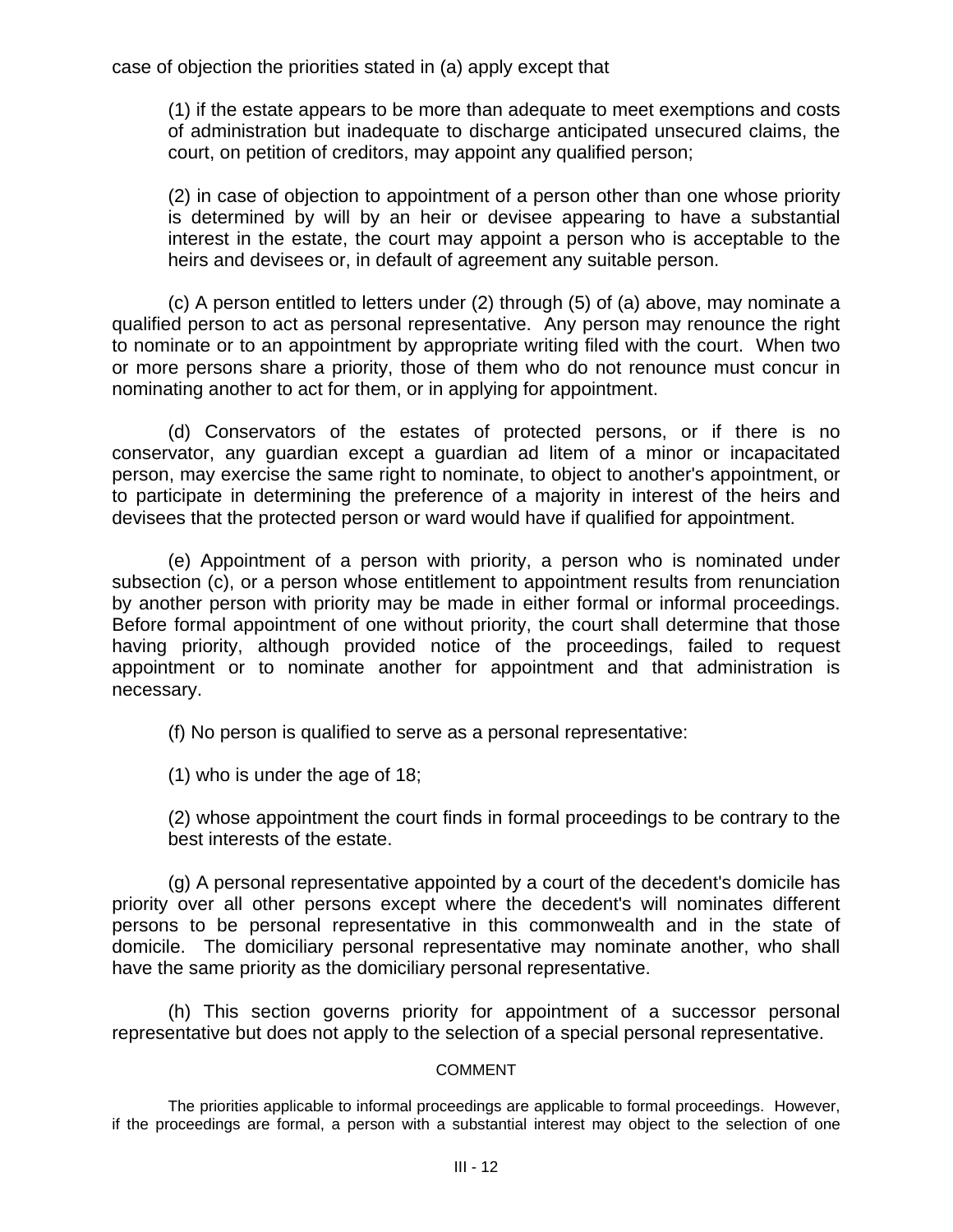case of objection the priorities stated in (a) apply except that

> (1) if the estate appears to be more than adequate to meet exemptions and costs of administration but inadequate to discharge anticipated unsecured claims, the court, on petition of creditors, may appoint any qualified person;
>
> (2) in case of objection to appointment of a person other than one whose priority is determined by will by an heir or devisee appearing to have a substantial interest in the estate, the court may appoint a person who is acceptable to the heirs and devisees or, in default of agreement any suitable person.

(c) A person entitled to letters under (2) through (5) of (a) above, may nominate a qualified person to act as personal representative. Any person may renounce the right to nominate or to an appointment by appropriate writing filed with the court. When two or more persons share a priority, those of them who do not renounce must concur in nominating another to act for them, or in applying for appointment.

(d) Conservators of the estates of protected persons, or if there is no conservator, any guardian except a guardian ad litem of a minor or incapacitated person, may exercise the same right to nominate, to object to another's appointment, or to participate in determining the preference of a majority in interest of the heirs and devisees that the protected person or ward would have if qualified for appointment.

(e) Appointment of a person with priority, a person who is nominated under subsection (c), or a person whose entitlement to appointment results from renunciation by another person with priority may be made in either formal or informal proceedings. Before formal appointment of one without priority, the court shall determine that those having priority, although provided notice of the proceedings, failed to request appointment or to nominate another for appointment and that administration is necessary.

(f) No person is qualified to serve as a personal representative:

> (1) who is under the age of 18;
>
> (2) whose appointment the court finds in formal proceedings to be contrary to the best interests of the estate.

(g) A personal representative appointed by a court of the decedent's domicile has priority over all other persons except where the decedent's will nominates different persons to be personal representative in this commonwealth and in the state of domicile. The domiciliary personal representative may nominate another, who shall have the same priority as the domiciliary personal representative.

(h) This section governs priority for appointment of a successor personal representative but does not apply to the selection of a special personal representative.

COMMENT

The priorities applicable to informal proceedings are applicable to formal proceedings. However, if the proceedings are formal, a person with a substantial interest may object to the selection of one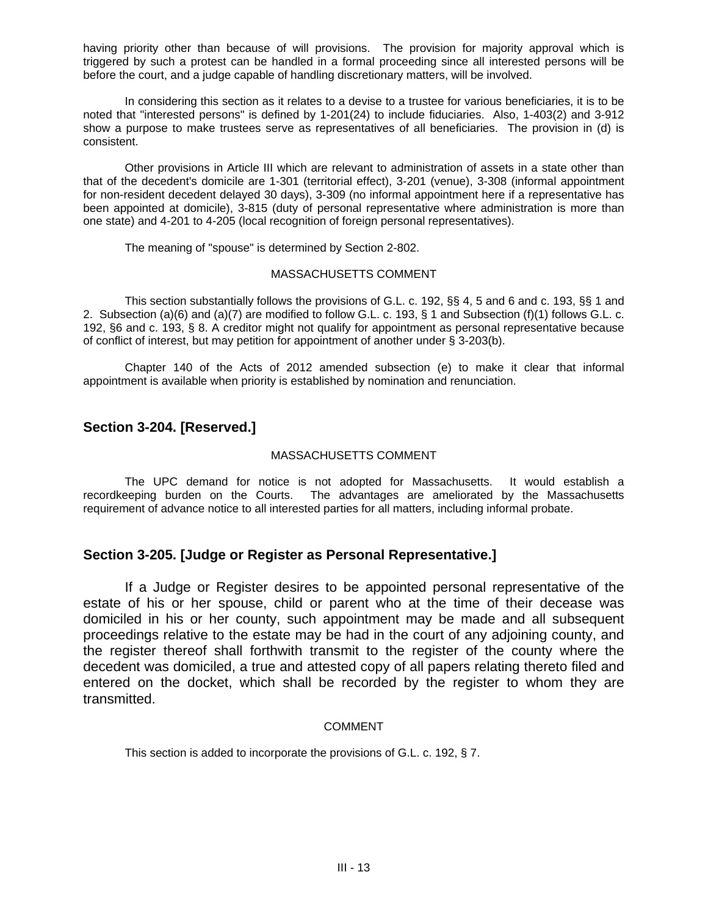having priority other than because of will provisions. The provision for majority approval which is triggered by such a protest can be handled in a formal proceeding since all interested persons will be before the court, and a judge capable of handling discretionary matters, will be involved.

In considering this section as it relates to a devise to a trustee for various beneficiaries, it is to be noted that "interested persons" is defined by 1-201(24) to include fiduciaries. Also, 1-403(2) and 3-912 show a purpose to make trustees serve as representatives of all beneficiaries. The provision in (d) is consistent.

Other provisions in Article III which are relevant to administration of assets in a state other than that of the decedent's domicile are 1-301 (territorial effect), 3-201 (venue), 3-308 (informal appointment for non-resident decedent delayed 30 days), 3-309 (no informal appointment here if a representative has been appointed at domicile), 3-815 (duty of personal representative where administration is more than one state) and 4-201 to 4-205 (local recognition of foreign personal representatives).

The meaning of "spouse" is determined by Section 2-802.

MASSACHUSETTS COMMENT

This section substantially follows the provisions of G.L. c. 192, §§ 4, 5 and 6 and c. 193, §§ 1 and 2. Subsection (a)(6) and (a)(7) are modified to follow G.L. c. 193, § 1 and Subsection (f)(1) follows G.L. c. 192, §6 and c. 193, § 8. A creditor might not qualify for appointment as personal representative because of conflict of interest, but may petition for appointment of another under § 3-203(b).

Chapter 140 of the Acts of 2012 amended subsection (e) to make it clear that informal appointment is available when priority is established by nomination and renunciation.

## Section 3-204. [Reserved.]

MASSACHUSETTS COMMENT

The UPC demand for notice is not adopted for Massachusetts. It would establish a recordkeeping burden on the Courts. The advantages are ameliorated by the Massachusetts requirement of advance notice to all interested parties for all matters, including informal probate.

## Section 3-205. [Judge or Register as Personal Representative.]

If a Judge or Register desires to be appointed personal representative of the estate of his or her spouse, child or parent who at the time of their decease was domiciled in his or her county, such appointment may be made and all subsequent proceedings relative to the estate may be had in the court of any adjoining county, and the register thereof shall forthwith transmit to the register of the county where the decedent was domiciled, a true and attested copy of all papers relating thereto filed and entered on the docket, which shall be recorded by the register to whom they are transmitted.

COMMENT

This section is added to incorporate the provisions of G.L. c. 192, § 7.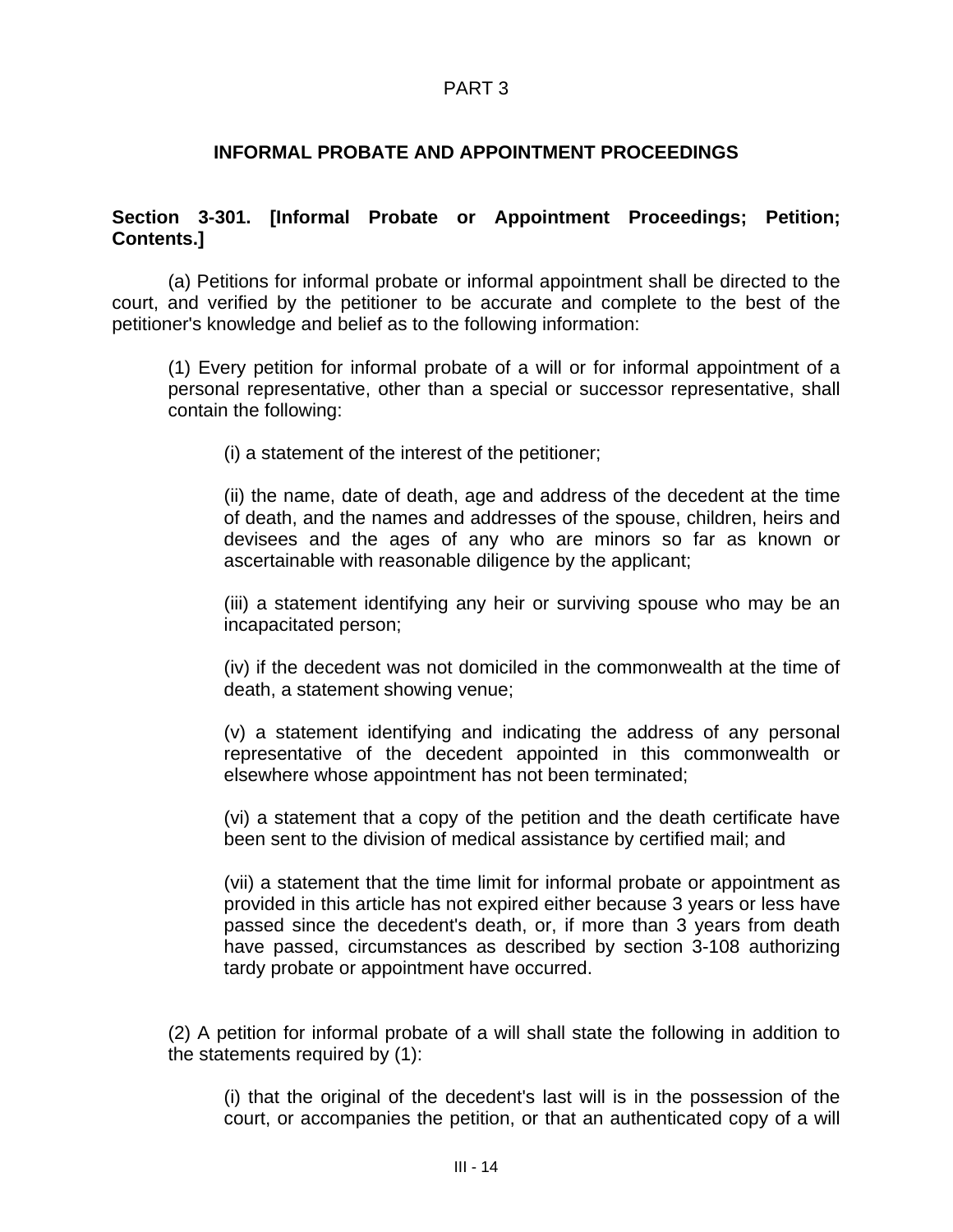## PART 3

## INFORMAL PROBATE AND APPOINTMENT PROCEEDINGS

**Section 3-301. [Informal Probate or Appointment Proceedings; Petition; Contents.]**

(a) Petitions for informal probate or informal appointment shall be directed to the court, and verified by the petitioner to be accurate and complete to the best of the petitioner's knowledge and belief as to the following information:

(1) Every petition for informal probate of a will or for informal appointment of a personal representative, other than a special or successor representative, shall contain the following:

(i) a statement of the interest of the petitioner;

(ii) the name, date of death, age and address of the decedent at the time of death, and the names and addresses of the spouse, children, heirs and devisees and the ages of any who are minors so far as known or ascertainable with reasonable diligence by the applicant;

(iii) a statement identifying any heir or surviving spouse who may be an incapacitated person;

(iv) if the decedent was not domiciled in the commonwealth at the time of death, a statement showing venue;

(v) a statement identifying and indicating the address of any personal representative of the decedent appointed in this commonwealth or elsewhere whose appointment has not been terminated;

(vi) a statement that a copy of the petition and the death certificate have been sent to the division of medical assistance by certified mail; and

(vii) a statement that the time limit for informal probate or appointment as provided in this article has not expired either because 3 years or less have passed since the decedent's death, or, if more than 3 years from death have passed, circumstances as described by section 3-108 authorizing tardy probate or appointment have occurred.

(2) A petition for informal probate of a will shall state the following in addition to the statements required by (1):

(i) that the original of the decedent's last will is in the possession of the court, or accompanies the petition, or that an authenticated copy of a will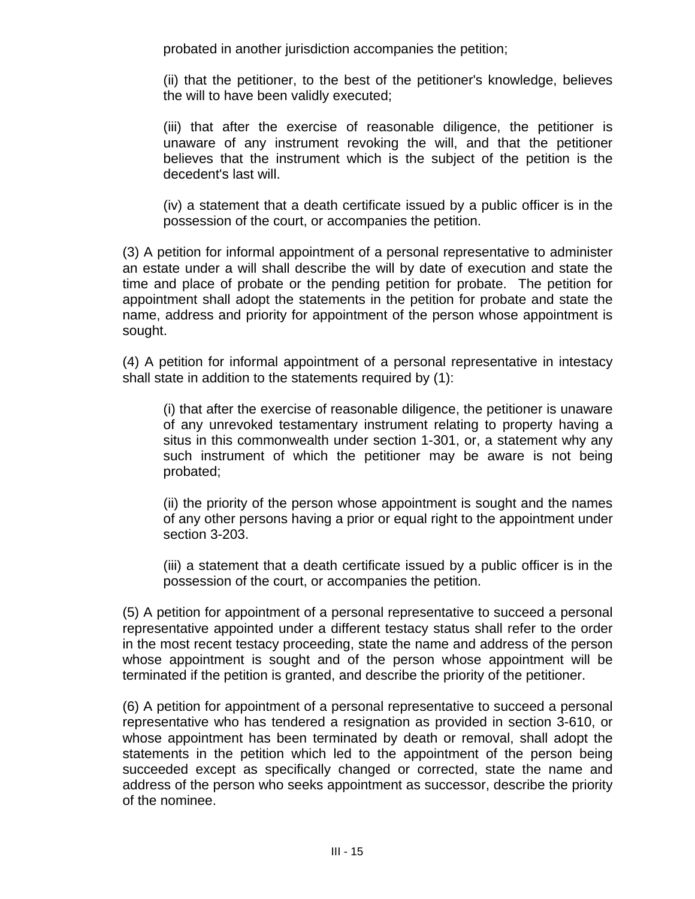probated in another jurisdiction accompanies the petition;

(ii) that the petitioner, to the best of the petitioner's knowledge, believes the will to have been validly executed;

(iii) that after the exercise of reasonable diligence, the petitioner is unaware of any instrument revoking the will, and that the petitioner believes that the instrument which is the subject of the petition is the decedent's last will.

(iv) a statement that a death certificate issued by a public officer is in the possession of the court, or accompanies the petition.

(3) A petition for informal appointment of a personal representative to administer an estate under a will shall describe the will by date of execution and state the time and place of probate or the pending petition for probate. The petition for appointment shall adopt the statements in the petition for probate and state the name, address and priority for appointment of the person whose appointment is sought.

(4) A petition for informal appointment of a personal representative in intestacy shall state in addition to the statements required by (1):

(i) that after the exercise of reasonable diligence, the petitioner is unaware of any unrevoked testamentary instrument relating to property having a situs in this commonwealth under section 1-301, or, a statement why any such instrument of which the petitioner may be aware is not being probated;

(ii) the priority of the person whose appointment is sought and the names of any other persons having a prior or equal right to the appointment under section 3-203.

(iii) a statement that a death certificate issued by a public officer is in the possession of the court, or accompanies the petition.

(5) A petition for appointment of a personal representative to succeed a personal representative appointed under a different testacy status shall refer to the order in the most recent testacy proceeding, state the name and address of the person whose appointment is sought and of the person whose appointment will be terminated if the petition is granted, and describe the priority of the petitioner.

(6) A petition for appointment of a personal representative to succeed a personal representative who has tendered a resignation as provided in section 3-610, or whose appointment has been terminated by death or removal, shall adopt the statements in the petition which led to the appointment of the person being succeeded except as specifically changed or corrected, state the name and address of the person who seeks appointment as successor, describe the priority of the nominee.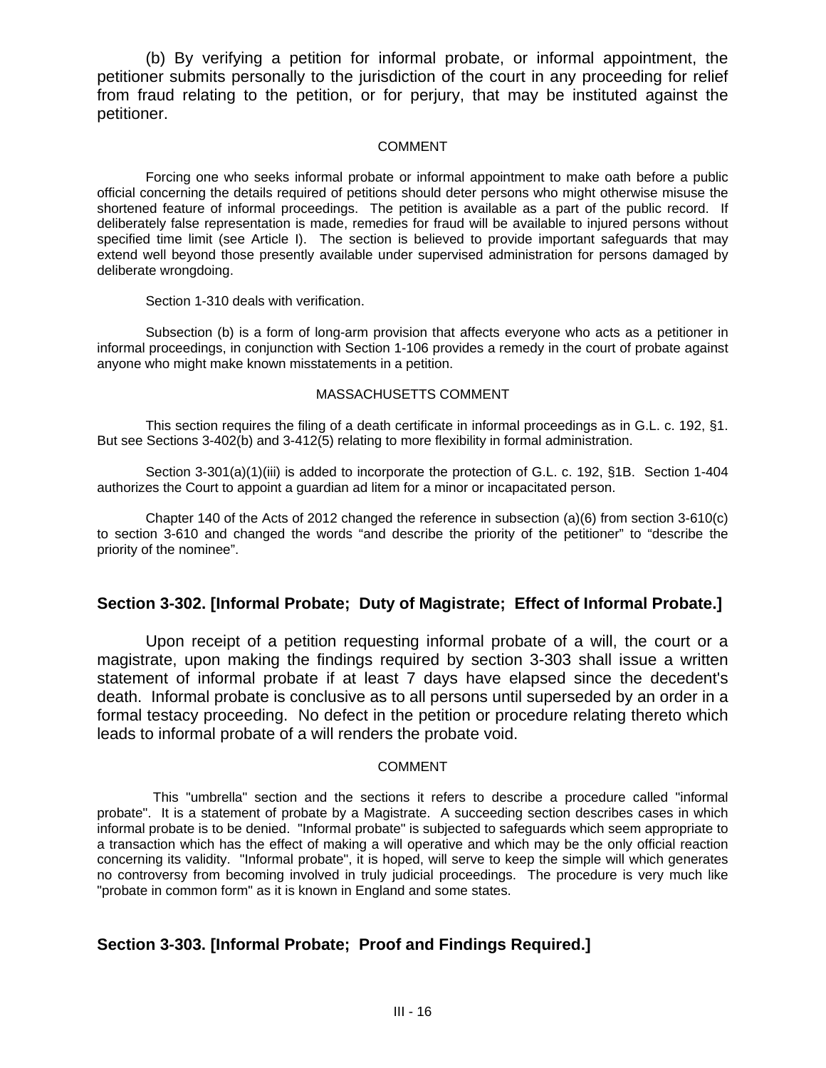(b) By verifying a petition for informal probate, or informal appointment, the petitioner submits personally to the jurisdiction of the court in any proceeding for relief from fraud relating to the petition, or for perjury, that may be instituted against the petitioner.

COMMENT

Forcing one who seeks informal probate or informal appointment to make oath before a public official concerning the details required of petitions should deter persons who might otherwise misuse the shortened feature of informal proceedings. The petition is available as a part of the public record. If deliberately false representation is made, remedies for fraud will be available to injured persons without specified time limit (see Article I). The section is believed to provide important safeguards that may extend well beyond those presently available under supervised administration for persons damaged by deliberate wrongdoing.

Section 1-310 deals with verification.

Subsection (b) is a form of long-arm provision that affects everyone who acts as a petitioner in informal proceedings, in conjunction with Section 1-106 provides a remedy in the court of probate against anyone who might make known misstatements in a petition.

MASSACHUSETTS COMMENT

This section requires the filing of a death certificate in informal proceedings as in G.L. c. 192, §1. But see Sections 3-402(b) and 3-412(5) relating to more flexibility in formal administration.

Section 3-301(a)(1)(iii) is added to incorporate the protection of G.L. c. 192, §1B. Section 1-404 authorizes the Court to appoint a guardian ad litem for a minor or incapacitated person.

Chapter 140 of the Acts of 2012 changed the reference in subsection (a)(6) from section 3-610(c) to section 3-610 and changed the words "and describe the priority of the petitioner" to "describe the priority of the nominee".

## Section 3-302. [Informal Probate; Duty of Magistrate; Effect of Informal Probate.]

Upon receipt of a petition requesting informal probate of a will, the court or a magistrate, upon making the findings required by section 3-303 shall issue a written statement of informal probate if at least 7 days have elapsed since the decedent's death. Informal probate is conclusive as to all persons until superseded by an order in a formal testacy proceeding. No defect in the petition or procedure relating thereto which leads to informal probate of a will renders the probate void.

COMMENT

This "umbrella" section and the sections it refers to describe a procedure called "informal probate". It is a statement of probate by a Magistrate. A succeeding section describes cases in which informal probate is to be denied. "Informal probate" is subjected to safeguards which seem appropriate to a transaction which has the effect of making a will operative and which may be the only official reaction concerning its validity. "Informal probate", it is hoped, will serve to keep the simple will which generates no controversy from becoming involved in truly judicial proceedings. The procedure is very much like "probate in common form" as it is known in England and some states.

## Section 3-303. [Informal Probate; Proof and Findings Required.]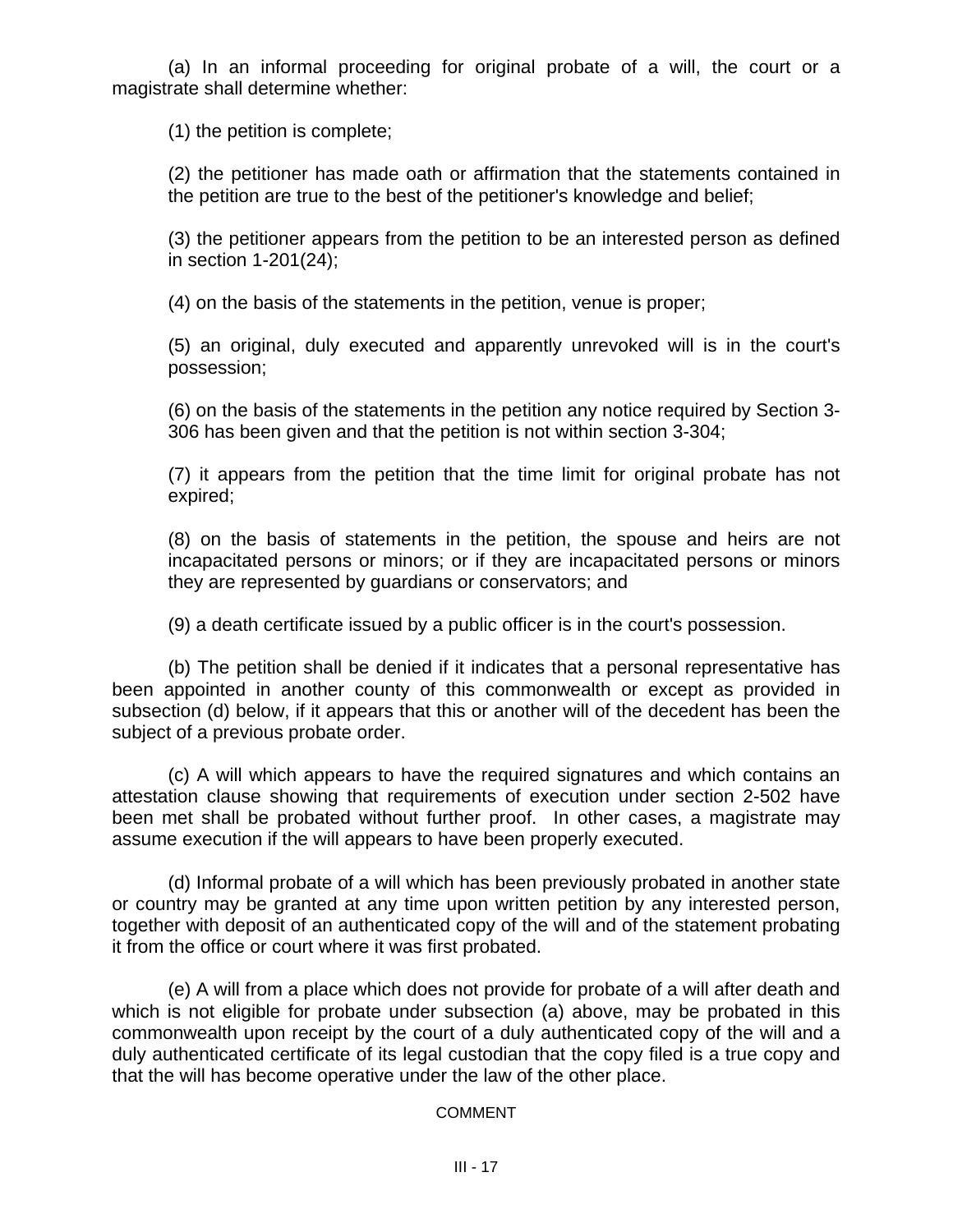(a) In an informal proceeding for original probate of a will, the court or a magistrate shall determine whether:

(1) the petition is complete;

(2) the petitioner has made oath or affirmation that the statements contained in the petition are true to the best of the petitioner's knowledge and belief;

(3) the petitioner appears from the petition to be an interested person as defined in section 1-201(24);

(4) on the basis of the statements in the petition, venue is proper;

(5) an original, duly executed and apparently unrevoked will is in the court's possession;

(6) on the basis of the statements in the petition any notice required by Section 3-306 has been given and that the petition is not within section 3-304;

(7) it appears from the petition that the time limit for original probate has not expired;

(8) on the basis of statements in the petition, the spouse and heirs are not incapacitated persons or minors; or if they are incapacitated persons or minors they are represented by guardians or conservators; and

(9) a death certificate issued by a public officer is in the court's possession.

(b) The petition shall be denied if it indicates that a personal representative has been appointed in another county of this commonwealth or except as provided in subsection (d) below, if it appears that this or another will of the decedent has been the subject of a previous probate order.

(c) A will which appears to have the required signatures and which contains an attestation clause showing that requirements of execution under section 2-502 have been met shall be probated without further proof. In other cases, a magistrate may assume execution if the will appears to have been properly executed.

(d) Informal probate of a will which has been previously probated in another state or country may be granted at any time upon written petition by any interested person, together with deposit of an authenticated copy of the will and of the statement probating it from the office or court where it was first probated.

(e) A will from a place which does not provide for probate of a will after death and which is not eligible for probate under subsection (a) above, may be probated in this commonwealth upon receipt by the court of a duly authenticated copy of the will and a duly authenticated certificate of its legal custodian that the copy filed is a true copy and that the will has become operative under the law of the other place.

COMMENT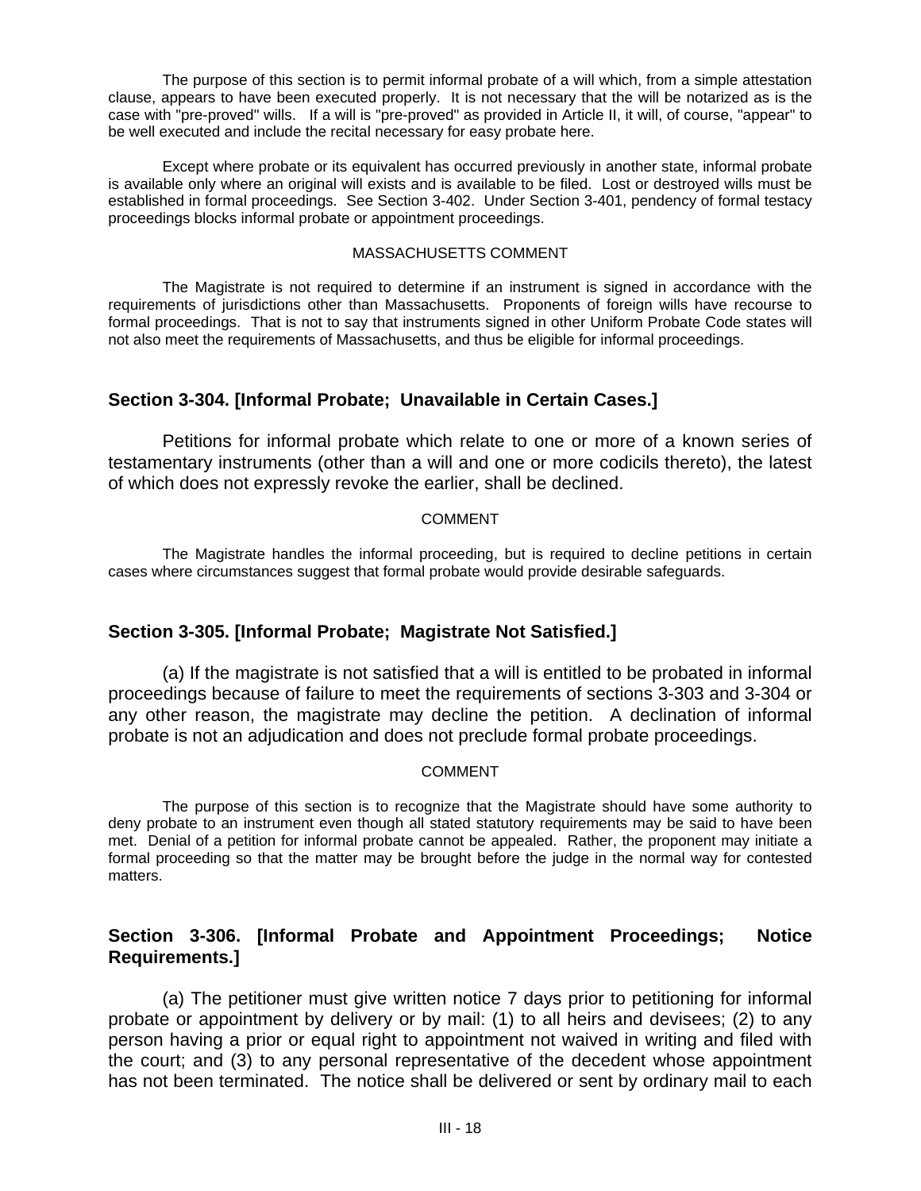The purpose of this section is to permit informal probate of a will which, from a simple attestation clause, appears to have been executed properly. It is not necessary that the will be notarized as is the case with "pre-proved" wills. If a will is "pre-proved" as provided in Article II, it will, of course, "appear" to be well executed and include the recital necessary for easy probate here.

Except where probate or its equivalent has occurred previously in another state, informal probate is available only where an original will exists and is available to be filed. Lost or destroyed wills must be established in formal proceedings. See Section 3-402. Under Section 3-401, pendency of formal testacy proceedings blocks informal probate or appointment proceedings.

MASSACHUSETTS COMMENT

The Magistrate is not required to determine if an instrument is signed in accordance with the requirements of jurisdictions other than Massachusetts. Proponents of foreign wills have recourse to formal proceedings. That is not to say that instruments signed in other Uniform Probate Code states will not also meet the requirements of Massachusetts, and thus be eligible for informal proceedings.

## Section 3-304. [Informal Probate; Unavailable in Certain Cases.]

Petitions for informal probate which relate to one or more of a known series of testamentary instruments (other than a will and one or more codicils thereto), the latest of which does not expressly revoke the earlier, shall be declined.

COMMENT

The Magistrate handles the informal proceeding, but is required to decline petitions in certain cases where circumstances suggest that formal probate would provide desirable safeguards.

## Section 3-305. [Informal Probate; Magistrate Not Satisfied.]

(a) If the magistrate is not satisfied that a will is entitled to be probated in informal proceedings because of failure to meet the requirements of sections 3-303 and 3-304 or any other reason, the magistrate may decline the petition. A declination of informal probate is not an adjudication and does not preclude formal probate proceedings.

COMMENT

The purpose of this section is to recognize that the Magistrate should have some authority to deny probate to an instrument even though all stated statutory requirements may be said to have been met. Denial of a petition for informal probate cannot be appealed. Rather, the proponent may initiate a formal proceeding so that the matter may be brought before the judge in the normal way for contested matters.

## Section 3-306. [Informal Probate and Appointment Proceedings; Notice Requirements.]

(a) The petitioner must give written notice 7 days prior to petitioning for informal probate or appointment by delivery or by mail: (1) to all heirs and devisees; (2) to any person having a prior or equal right to appointment not waived in writing and filed with the court; and (3) to any personal representative of the decedent whose appointment has not been terminated. The notice shall be delivered or sent by ordinary mail to each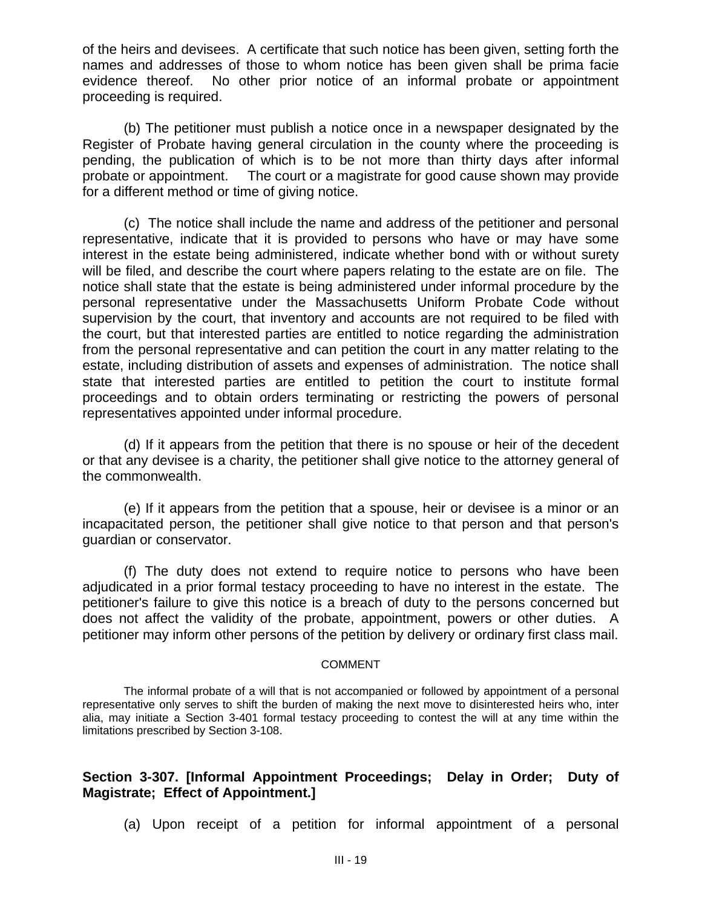of the heirs and devisees. A certificate that such notice has been given, setting forth the names and addresses of those to whom notice has been given shall be prima facie evidence thereof. No other prior notice of an informal probate or appointment proceeding is required.

(b) The petitioner must publish a notice once in a newspaper designated by the Register of Probate having general circulation in the county where the proceeding is pending, the publication of which is to be not more than thirty days after informal probate or appointment. The court or a magistrate for good cause shown may provide for a different method or time of giving notice.

(c) The notice shall include the name and address of the petitioner and personal representative, indicate that it is provided to persons who have or may have some interest in the estate being administered, indicate whether bond with or without surety will be filed, and describe the court where papers relating to the estate are on file. The notice shall state that the estate is being administered under informal procedure by the personal representative under the Massachusetts Uniform Probate Code without supervision by the court, that inventory and accounts are not required to be filed with the court, but that interested parties are entitled to notice regarding the administration from the personal representative and can petition the court in any matter relating to the estate, including distribution of assets and expenses of administration. The notice shall state that interested parties are entitled to petition the court to institute formal proceedings and to obtain orders terminating or restricting the powers of personal representatives appointed under informal procedure.

(d) If it appears from the petition that there is no spouse or heir of the decedent or that any devisee is a charity, the petitioner shall give notice to the attorney general of the commonwealth.

(e) If it appears from the petition that a spouse, heir or devisee is a minor or an incapacitated person, the petitioner shall give notice to that person and that person's guardian or conservator.

(f) The duty does not extend to require notice to persons who have been adjudicated in a prior formal testacy proceeding to have no interest in the estate. The petitioner's failure to give this notice is a breach of duty to the persons concerned but does not affect the validity of the probate, appointment, powers or other duties. A petitioner may inform other persons of the petition by delivery or ordinary first class mail.

COMMENT

The informal probate of a will that is not accompanied or followed by appointment of a personal representative only serves to shift the burden of making the next move to disinterested heirs who, inter alia, may initiate a Section 3-401 formal testacy proceeding to contest the will at any time within the limitations prescribed by Section 3-108.

### Section 3-307. [Informal Appointment Proceedings; Delay in Order; Duty of Magistrate; Effect of Appointment.]

(a) Upon receipt of a petition for informal appointment of a personal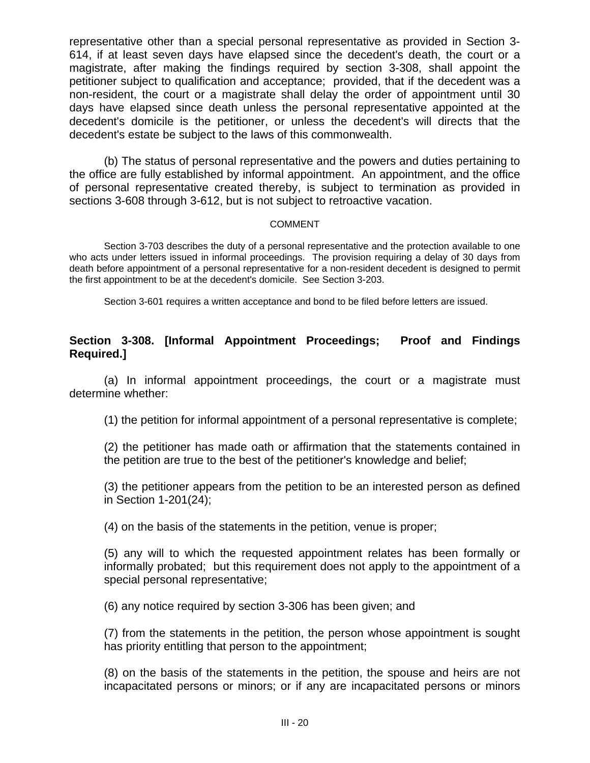representative other than a special personal representative as provided in Section 3-614, if at least seven days have elapsed since the decedent's death, the court or a magistrate, after making the findings required by section 3-308, shall appoint the petitioner subject to qualification and acceptance; provided, that if the decedent was a non-resident, the court or a magistrate shall delay the order of appointment until 30 days have elapsed since death unless the personal representative appointed at the decedent's domicile is the petitioner, or unless the decedent's will directs that the decedent's estate be subject to the laws of this commonwealth.

(b) The status of personal representative and the powers and duties pertaining to the office are fully established by informal appointment. An appointment, and the office of personal representative created thereby, is subject to termination as provided in sections 3-608 through 3-612, but is not subject to retroactive vacation.

COMMENT

Section 3-703 describes the duty of a personal representative and the protection available to one who acts under letters issued in informal proceedings. The provision requiring a delay of 30 days from death before appointment of a personal representative for a non-resident decedent is designed to permit the first appointment to be at the decedent's domicile. See Section 3-203.

Section 3-601 requires a written acceptance and bond to be filed before letters are issued.

**Section 3-308. [Informal Appointment Proceedings; Proof and Findings Required.]**

(a) In informal appointment proceedings, the court or a magistrate must determine whether:

(1) the petition for informal appointment of a personal representative is complete;

(2) the petitioner has made oath or affirmation that the statements contained in the petition are true to the best of the petitioner's knowledge and belief;

(3) the petitioner appears from the petition to be an interested person as defined in Section 1-201(24);

(4) on the basis of the statements in the petition, venue is proper;

(5) any will to which the requested appointment relates has been formally or informally probated; but this requirement does not apply to the appointment of a special personal representative;

(6) any notice required by section 3-306 has been given; and

(7) from the statements in the petition, the person whose appointment is sought has priority entitling that person to the appointment;

(8) on the basis of the statements in the petition, the spouse and heirs are not incapacitated persons or minors; or if any are incapacitated persons or minors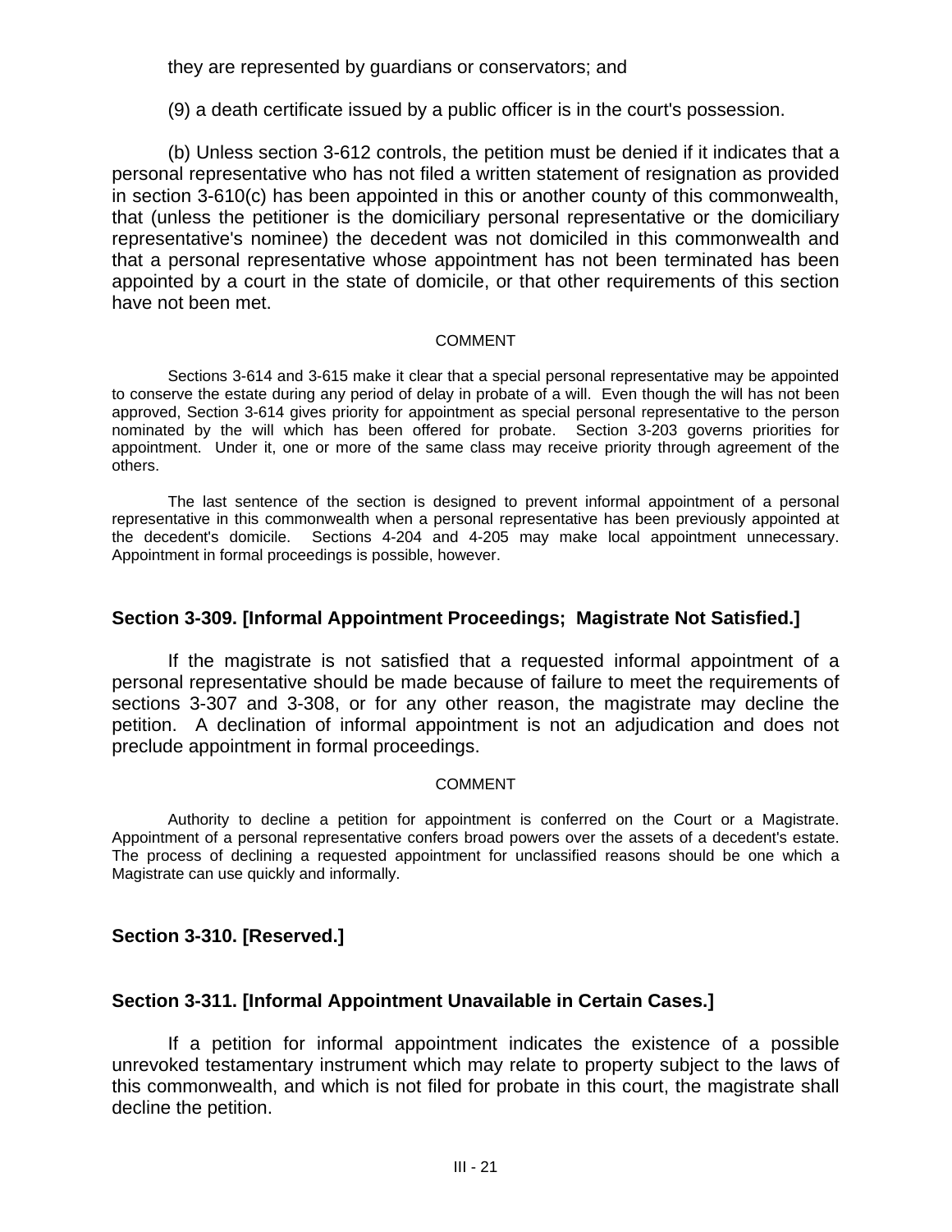they are represented by guardians or conservators; and

(9) a death certificate issued by a public officer is in the court's possession.

(b) Unless section 3-612 controls, the petition must be denied if it indicates that a personal representative who has not filed a written statement of resignation as provided in section 3-610(c) has been appointed in this or another county of this commonwealth, that (unless the petitioner is the domiciliary personal representative or the domiciliary representative's nominee) the decedent was not domiciled in this commonwealth and that a personal representative whose appointment has not been terminated has been appointed by a court in the state of domicile, or that other requirements of this section have not been met.

COMMENT

Sections 3-614 and 3-615 make it clear that a special personal representative may be appointed to conserve the estate during any period of delay in probate of a will. Even though the will has not been approved, Section 3-614 gives priority for appointment as special personal representative to the person nominated by the will which has been offered for probate. Section 3-203 governs priorities for appointment. Under it, one or more of the same class may receive priority through agreement of the others.

The last sentence of the section is designed to prevent informal appointment of a personal representative in this commonwealth when a personal representative has been previously appointed at the decedent's domicile. Sections 4-204 and 4-205 may make local appointment unnecessary. Appointment in formal proceedings is possible, however.

## Section 3-309. [Informal Appointment Proceedings; Magistrate Not Satisfied.]

If the magistrate is not satisfied that a requested informal appointment of a personal representative should be made because of failure to meet the requirements of sections 3-307 and 3-308, or for any other reason, the magistrate may decline the petition. A declination of informal appointment is not an adjudication and does not preclude appointment in formal proceedings.

COMMENT

Authority to decline a petition for appointment is conferred on the Court or a Magistrate. Appointment of a personal representative confers broad powers over the assets of a decedent's estate. The process of declining a requested appointment for unclassified reasons should be one which a Magistrate can use quickly and informally.

## Section 3-310. [Reserved.]

## Section 3-311. [Informal Appointment Unavailable in Certain Cases.]

If a petition for informal appointment indicates the existence of a possible unrevoked testamentary instrument which may relate to property subject to the laws of this commonwealth, and which is not filed for probate in this court, the magistrate shall decline the petition.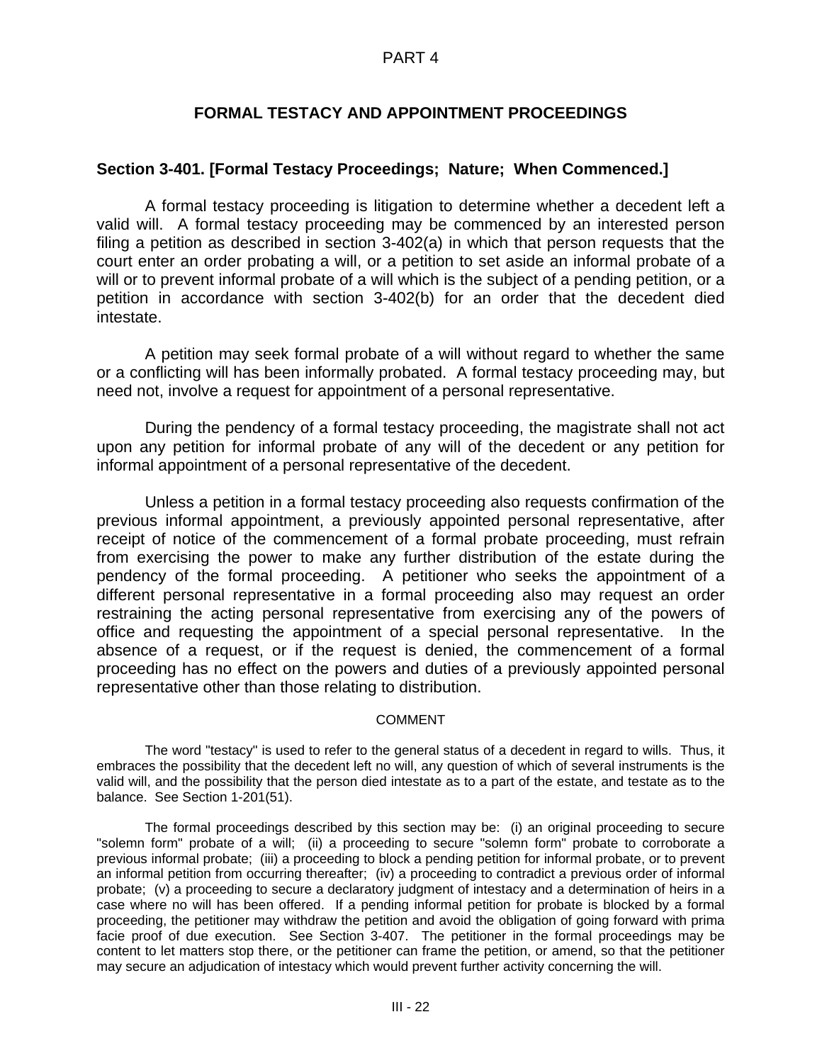# PART 4

## FORMAL TESTACY AND APPOINTMENT PROCEEDINGS

### Section 3-401. [Formal Testacy Proceedings; Nature; When Commenced.]

A formal testacy proceeding is litigation to determine whether a decedent left a valid will. A formal testacy proceeding may be commenced by an interested person filing a petition as described in section 3-402(a) in which that person requests that the court enter an order probating a will, or a petition to set aside an informal probate of a will or to prevent informal probate of a will which is the subject of a pending petition, or a petition in accordance with section 3-402(b) for an order that the decedent died intestate.

A petition may seek formal probate of a will without regard to whether the same or a conflicting will has been informally probated. A formal testacy proceeding may, but need not, involve a request for appointment of a personal representative.

During the pendency of a formal testacy proceeding, the magistrate shall not act upon any petition for informal probate of any will of the decedent or any petition for informal appointment of a personal representative of the decedent.

Unless a petition in a formal testacy proceeding also requests confirmation of the previous informal appointment, a previously appointed personal representative, after receipt of notice of the commencement of a formal probate proceeding, must refrain from exercising the power to make any further distribution of the estate during the pendency of the formal proceeding. A petitioner who seeks the appointment of a different personal representative in a formal proceeding also may request an order restraining the acting personal representative from exercising any of the powers of office and requesting the appointment of a special personal representative. In the absence of a request, or if the request is denied, the commencement of a formal proceeding has no effect on the powers and duties of a previously appointed personal representative other than those relating to distribution.

COMMENT

The word "testacy" is used to refer to the general status of a decedent in regard to wills. Thus, it embraces the possibility that the decedent left no will, any question of which of several instruments is the valid will, and the possibility that the person died intestate as to a part of the estate, and testate as to the balance. See Section 1-201(51).

The formal proceedings described by this section may be: (i) an original proceeding to secure "solemn form" probate of a will; (ii) a proceeding to secure "solemn form" probate to corroborate a previous informal probate; (iii) a proceeding to block a pending petition for informal probate, or to prevent an informal petition from occurring thereafter; (iv) a proceeding to contradict a previous order of informal probate; (v) a proceeding to secure a declaratory judgment of intestacy and a determination of heirs in a case where no will has been offered. If a pending informal petition for probate is blocked by a formal proceeding, the petitioner may withdraw the petition and avoid the obligation of going forward with prima facie proof of due execution. See Section 3-407. The petitioner in the formal proceedings may be content to let matters stop there, or the petitioner can frame the petition, or amend, so that the petitioner may secure an adjudication of intestacy which would prevent further activity concerning the will.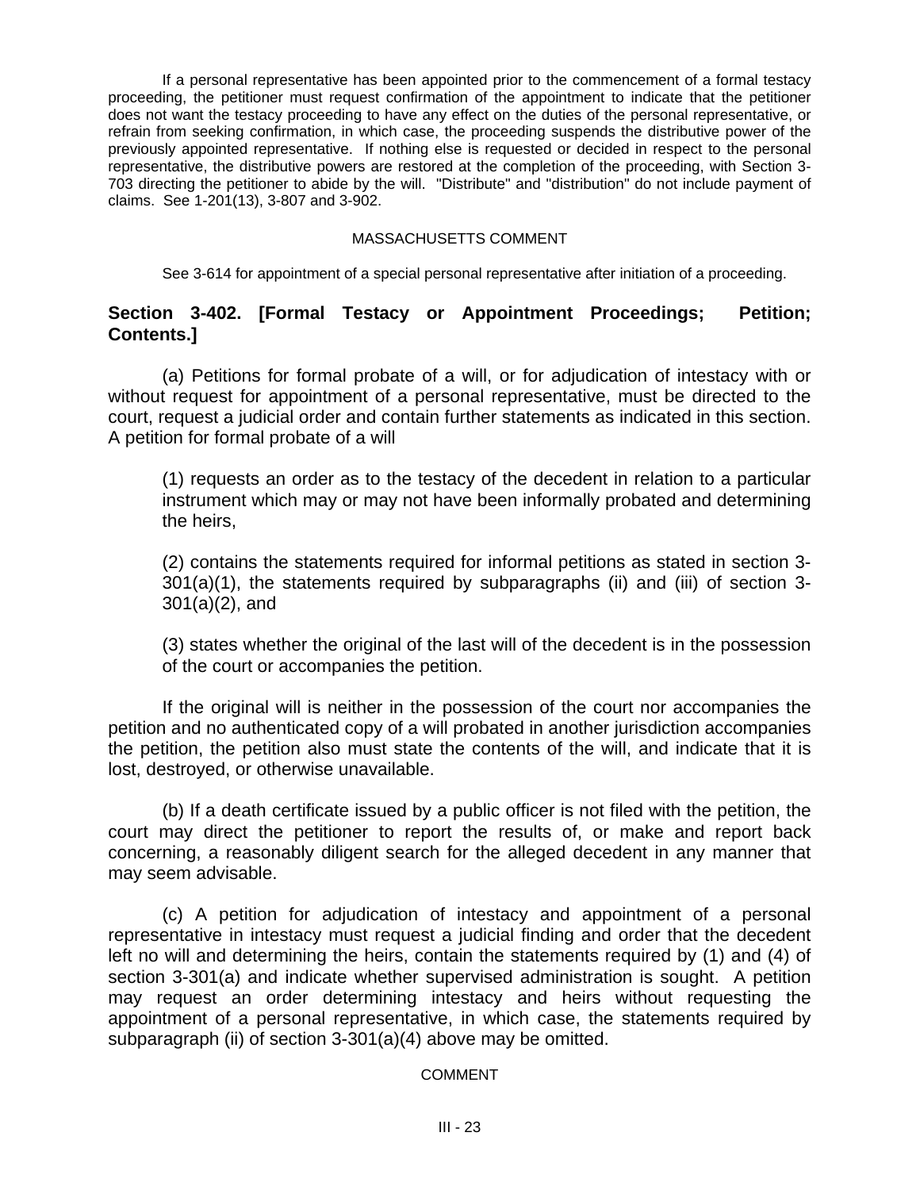If a personal representative has been appointed prior to the commencement of a formal testacy proceeding, the petitioner must request confirmation of the appointment to indicate that the petitioner does not want the testacy proceeding to have any effect on the duties of the personal representative, or refrain from seeking confirmation, in which case, the proceeding suspends the distributive power of the previously appointed representative. If nothing else is requested or decided in respect to the personal representative, the distributive powers are restored at the completion of the proceeding, with Section 3-703 directing the petitioner to abide by the will. "Distribute" and "distribution" do not include payment of claims. See 1-201(13), 3-807 and 3-902.

MASSACHUSETTS COMMENT

See 3-614 for appointment of a special personal representative after initiation of a proceeding.

## Section 3-402. [Formal Testacy or Appointment Proceedings; Petition; Contents.]

(a) Petitions for formal probate of a will, or for adjudication of intestacy with or without request for appointment of a personal representative, must be directed to the court, request a judicial order and contain further statements as indicated in this section. A petition for formal probate of a will

(1) requests an order as to the testacy of the decedent in relation to a particular instrument which may or may not have been informally probated and determining the heirs,

(2) contains the statements required for informal petitions as stated in section 3-301(a)(1), the statements required by subparagraphs (ii) and (iii) of section 3-301(a)(2), and

(3) states whether the original of the last will of the decedent is in the possession of the court or accompanies the petition.

If the original will is neither in the possession of the court nor accompanies the petition and no authenticated copy of a will probated in another jurisdiction accompanies the petition, the petition also must state the contents of the will, and indicate that it is lost, destroyed, or otherwise unavailable.

(b) If a death certificate issued by a public officer is not filed with the petition, the court may direct the petitioner to report the results of, or make and report back concerning, a reasonably diligent search for the alleged decedent in any manner that may seem advisable.

(c) A petition for adjudication of intestacy and appointment of a personal representative in intestacy must request a judicial finding and order that the decedent left no will and determining the heirs, contain the statements required by (1) and (4) of section 3-301(a) and indicate whether supervised administration is sought. A petition may request an order determining intestacy and heirs without requesting the appointment of a personal representative, in which case, the statements required by subparagraph (ii) of section 3-301(a)(4) above may be omitted.

COMMENT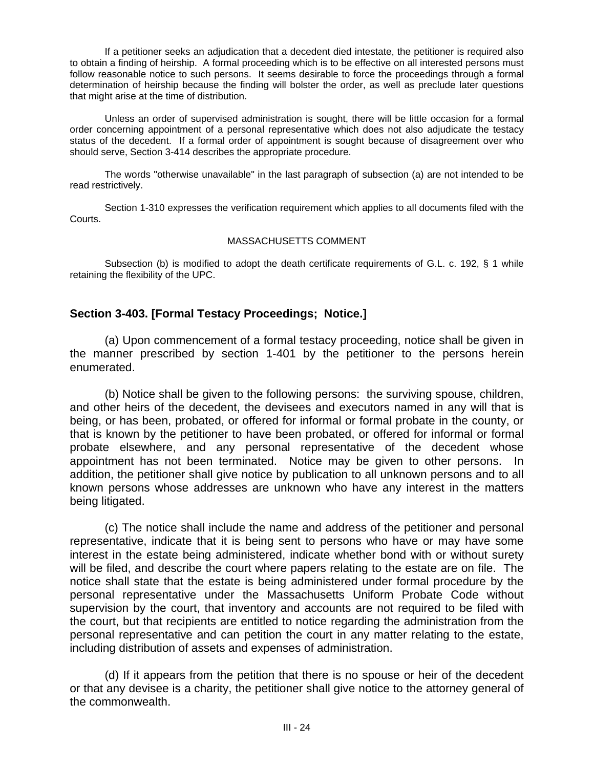If a petitioner seeks an adjudication that a decedent died intestate, the petitioner is required also to obtain a finding of heirship. A formal proceeding which is to be effective on all interested persons must follow reasonable notice to such persons. It seems desirable to force the proceedings through a formal determination of heirship because the finding will bolster the order, as well as preclude later questions that might arise at the time of distribution.

Unless an order of supervised administration is sought, there will be little occasion for a formal order concerning appointment of a personal representative which does not also adjudicate the testacy status of the decedent. If a formal order of appointment is sought because of disagreement over who should serve, Section 3-414 describes the appropriate procedure.

The words "otherwise unavailable" in the last paragraph of subsection (a) are not intended to be read restrictively.

Section 1-310 expresses the verification requirement which applies to all documents filed with the Courts.

MASSACHUSETTS COMMENT

Subsection (b) is modified to adopt the death certificate requirements of G.L. c. 192, § 1 while retaining the flexibility of the UPC.

## Section 3-403. [Formal Testacy Proceedings; Notice.]

(a) Upon commencement of a formal testacy proceeding, notice shall be given in the manner prescribed by section 1-401 by the petitioner to the persons herein enumerated.

(b) Notice shall be given to the following persons: the surviving spouse, children, and other heirs of the decedent, the devisees and executors named in any will that is being, or has been, probated, or offered for informal or formal probate in the county, or that is known by the petitioner to have been probated, or offered for informal or formal probate elsewhere, and any personal representative of the decedent whose appointment has not been terminated. Notice may be given to other persons. In addition, the petitioner shall give notice by publication to all unknown persons and to all known persons whose addresses are unknown who have any interest in the matters being litigated.

(c) The notice shall include the name and address of the petitioner and personal representative, indicate that it is being sent to persons who have or may have some interest in the estate being administered, indicate whether bond with or without surety will be filed, and describe the court where papers relating to the estate are on file. The notice shall state that the estate is being administered under formal procedure by the personal representative under the Massachusetts Uniform Probate Code without supervision by the court, that inventory and accounts are not required to be filed with the court, but that recipients are entitled to notice regarding the administration from the personal representative and can petition the court in any matter relating to the estate, including distribution of assets and expenses of administration.

(d) If it appears from the petition that there is no spouse or heir of the decedent or that any devisee is a charity, the petitioner shall give notice to the attorney general of the commonwealth.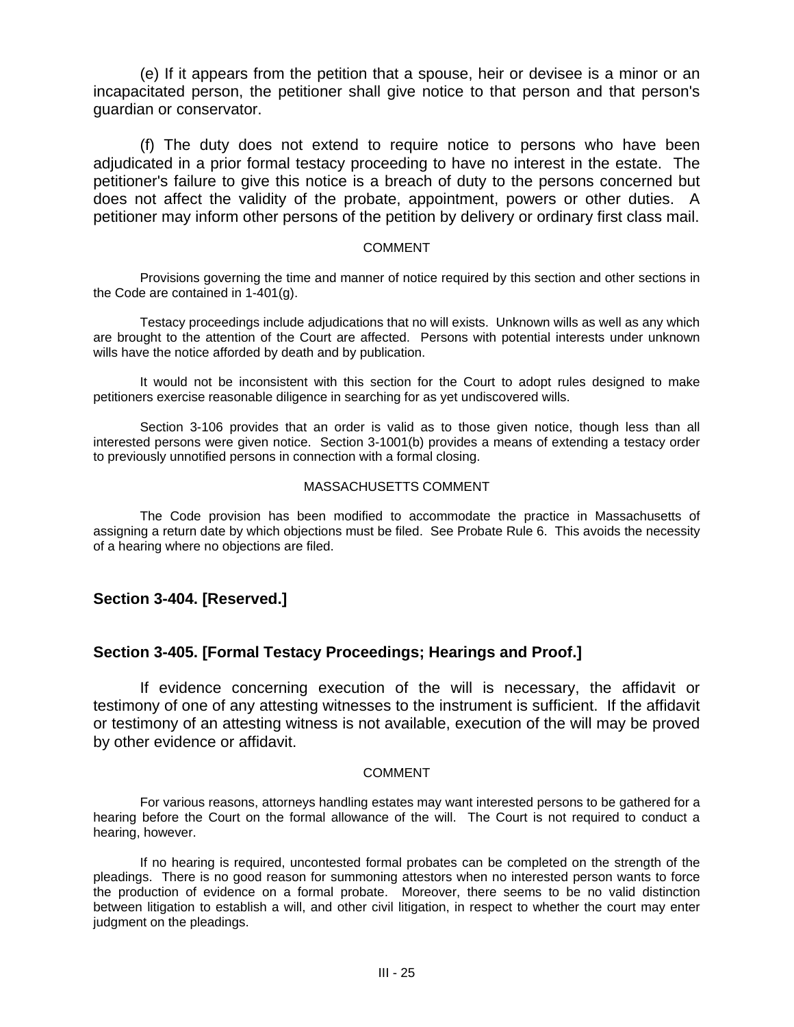(e) If it appears from the petition that a spouse, heir or devisee is a minor or an incapacitated person, the petitioner shall give notice to that person and that person's guardian or conservator.

(f) The duty does not extend to require notice to persons who have been adjudicated in a prior formal testacy proceeding to have no interest in the estate. The petitioner's failure to give this notice is a breach of duty to the persons concerned but does not affect the validity of the probate, appointment, powers or other duties. A petitioner may inform other persons of the petition by delivery or ordinary first class mail.

COMMENT

Provisions governing the time and manner of notice required by this section and other sections in the Code are contained in 1-401(g).

Testacy proceedings include adjudications that no will exists. Unknown wills as well as any which are brought to the attention of the Court are affected. Persons with potential interests under unknown wills have the notice afforded by death and by publication.

It would not be inconsistent with this section for the Court to adopt rules designed to make petitioners exercise reasonable diligence in searching for as yet undiscovered wills.

Section 3-106 provides that an order is valid as to those given notice, though less than all interested persons were given notice. Section 3-1001(b) provides a means of extending a testacy order to previously unnotified persons in connection with a formal closing.

MASSACHUSETTS COMMENT

The Code provision has been modified to accommodate the practice in Massachusetts of assigning a return date by which objections must be filed. See Probate Rule 6. This avoids the necessity of a hearing where no objections are filed.

### Section 3-404. [Reserved.]

### Section 3-405. [Formal Testacy Proceedings; Hearings and Proof.]

If evidence concerning execution of the will is necessary, the affidavit or testimony of one of any attesting witnesses to the instrument is sufficient. If the affidavit or testimony of an attesting witness is not available, execution of the will may be proved by other evidence or affidavit.

COMMENT

For various reasons, attorneys handling estates may want interested persons to be gathered for a hearing before the Court on the formal allowance of the will. The Court is not required to conduct a hearing, however.

If no hearing is required, uncontested formal probates can be completed on the strength of the pleadings. There is no good reason for summoning attestors when no interested person wants to force the production of evidence on a formal probate. Moreover, there seems to be no valid distinction between litigation to establish a will, and other civil litigation, in respect to whether the court may enter judgment on the pleadings.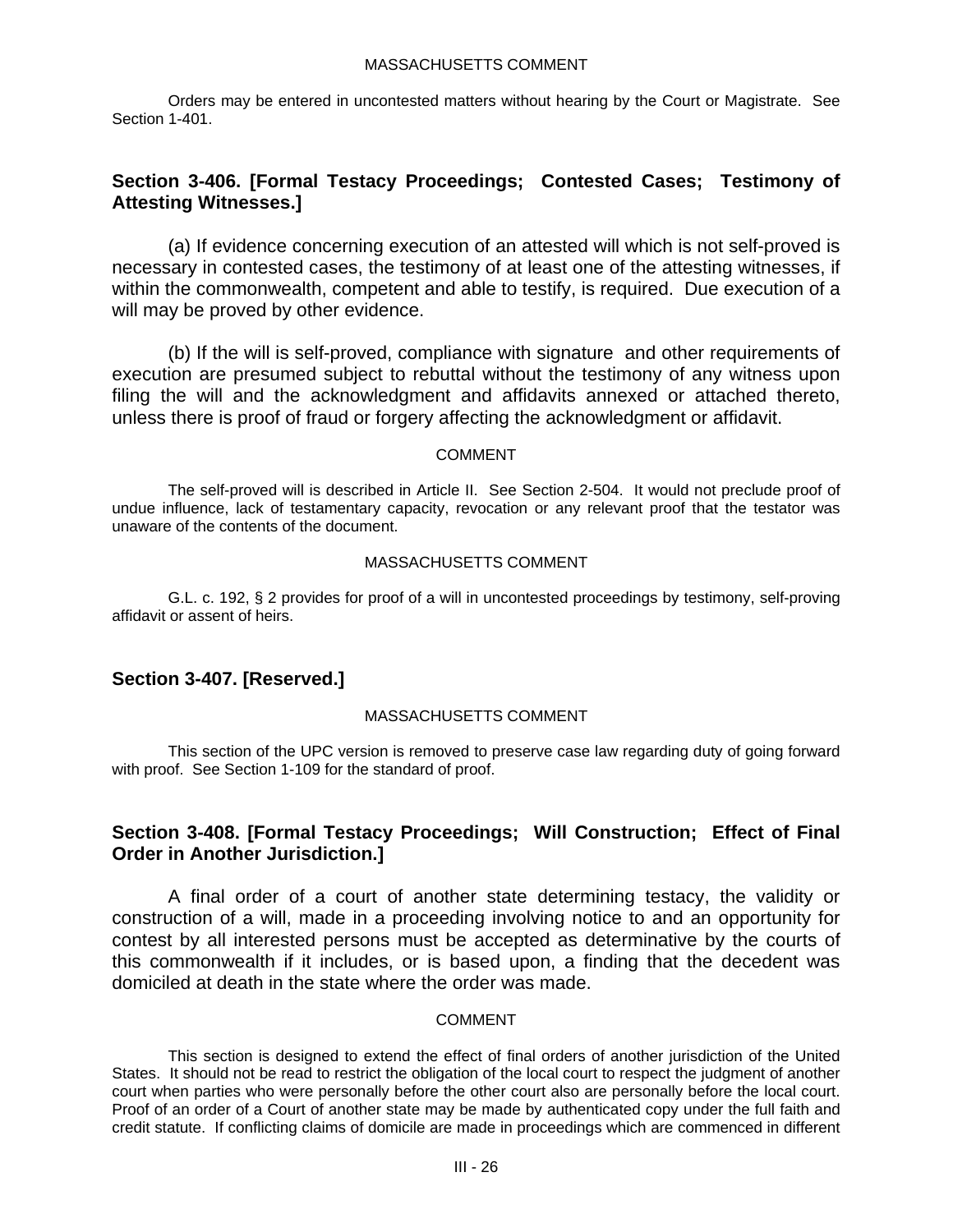MASSACHUSETTS COMMENT

Orders may be entered in uncontested matters without hearing by the Court or Magistrate. See Section 1-401.

## Section 3-406. [Formal Testacy Proceedings; Contested Cases; Testimony of Attesting Witnesses.]

(a) If evidence concerning execution of an attested will which is not self-proved is necessary in contested cases, the testimony of at least one of the attesting witnesses, if within the commonwealth, competent and able to testify, is required. Due execution of a will may be proved by other evidence.

(b) If the will is self-proved, compliance with signature and other requirements of execution are presumed subject to rebuttal without the testimony of any witness upon filing the will and the acknowledgment and affidavits annexed or attached thereto, unless there is proof of fraud or forgery affecting the acknowledgment or affidavit.

COMMENT

The self-proved will is described in Article II. See Section 2-504. It would not preclude proof of undue influence, lack of testamentary capacity, revocation or any relevant proof that the testator was unaware of the contents of the document.

MASSACHUSETTS COMMENT

G.L. c. 192, § 2 provides for proof of a will in uncontested proceedings by testimony, self-proving affidavit or assent of heirs.

## Section 3-407. [Reserved.]

MASSACHUSETTS COMMENT

This section of the UPC version is removed to preserve case law regarding duty of going forward with proof. See Section 1-109 for the standard of proof.

## Section 3-408. [Formal Testacy Proceedings; Will Construction; Effect of Final Order in Another Jurisdiction.]

A final order of a court of another state determining testacy, the validity or construction of a will, made in a proceeding involving notice to and an opportunity for contest by all interested persons must be accepted as determinative by the courts of this commonwealth if it includes, or is based upon, a finding that the decedent was domiciled at death in the state where the order was made.

COMMENT

This section is designed to extend the effect of final orders of another jurisdiction of the United States. It should not be read to restrict the obligation of the local court to respect the judgment of another court when parties who were personally before the other court also are personally before the local court. Proof of an order of a Court of another state may be made by authenticated copy under the full faith and credit statute. If conflicting claims of domicile are made in proceedings which are commenced in different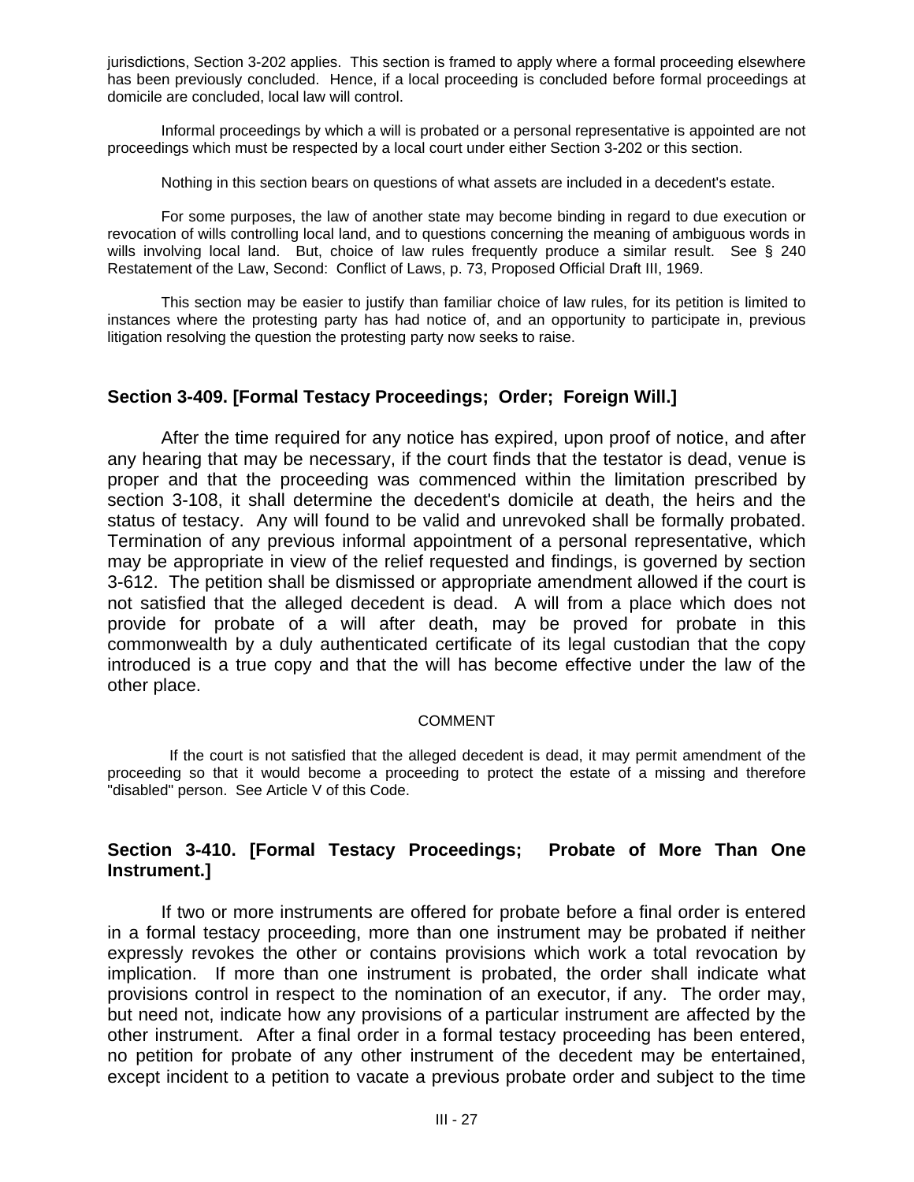jurisdictions, Section 3-202 applies. This section is framed to apply where a formal proceeding elsewhere has been previously concluded. Hence, if a local proceeding is concluded before formal proceedings at domicile are concluded, local law will control.

Informal proceedings by which a will is probated or a personal representative is appointed are not proceedings which must be respected by a local court under either Section 3-202 or this section.

Nothing in this section bears on questions of what assets are included in a decedent's estate.

For some purposes, the law of another state may become binding in regard to due execution or revocation of wills controlling local land, and to questions concerning the meaning of ambiguous words in wills involving local land. But, choice of law rules frequently produce a similar result. See § 240 Restatement of the Law, Second: Conflict of Laws, p. 73, Proposed Official Draft III, 1969.

This section may be easier to justify than familiar choice of law rules, for its petition is limited to instances where the protesting party has had notice of, and an opportunity to participate in, previous litigation resolving the question the protesting party now seeks to raise.

### Section 3-409. [Formal Testacy Proceedings; Order; Foreign Will.]

After the time required for any notice has expired, upon proof of notice, and after any hearing that may be necessary, if the court finds that the testator is dead, venue is proper and that the proceeding was commenced within the limitation prescribed by section 3-108, it shall determine the decedent's domicile at death, the heirs and the status of testacy. Any will found to be valid and unrevoked shall be formally probated. Termination of any previous informal appointment of a personal representative, which may be appropriate in view of the relief requested and findings, is governed by section 3-612. The petition shall be dismissed or appropriate amendment allowed if the court is not satisfied that the alleged decedent is dead. A will from a place which does not provide for probate of a will after death, may be proved for probate in this commonwealth by a duly authenticated certificate of its legal custodian that the copy introduced is a true copy and that the will has become effective under the law of the other place.

COMMENT

If the court is not satisfied that the alleged decedent is dead, it may permit amendment of the proceeding so that it would become a proceeding to protect the estate of a missing and therefore "disabled" person. See Article V of this Code.

### Section 3-410. [Formal Testacy Proceedings; Probate of More Than One Instrument.]

If two or more instruments are offered for probate before a final order is entered in a formal testacy proceeding, more than one instrument may be probated if neither expressly revokes the other or contains provisions which work a total revocation by implication. If more than one instrument is probated, the order shall indicate what provisions control in respect to the nomination of an executor, if any. The order may, but need not, indicate how any provisions of a particular instrument are affected by the other instrument. After a final order in a formal testacy proceeding has been entered, no petition for probate of any other instrument of the decedent may be entertained, except incident to a petition to vacate a previous probate order and subject to the time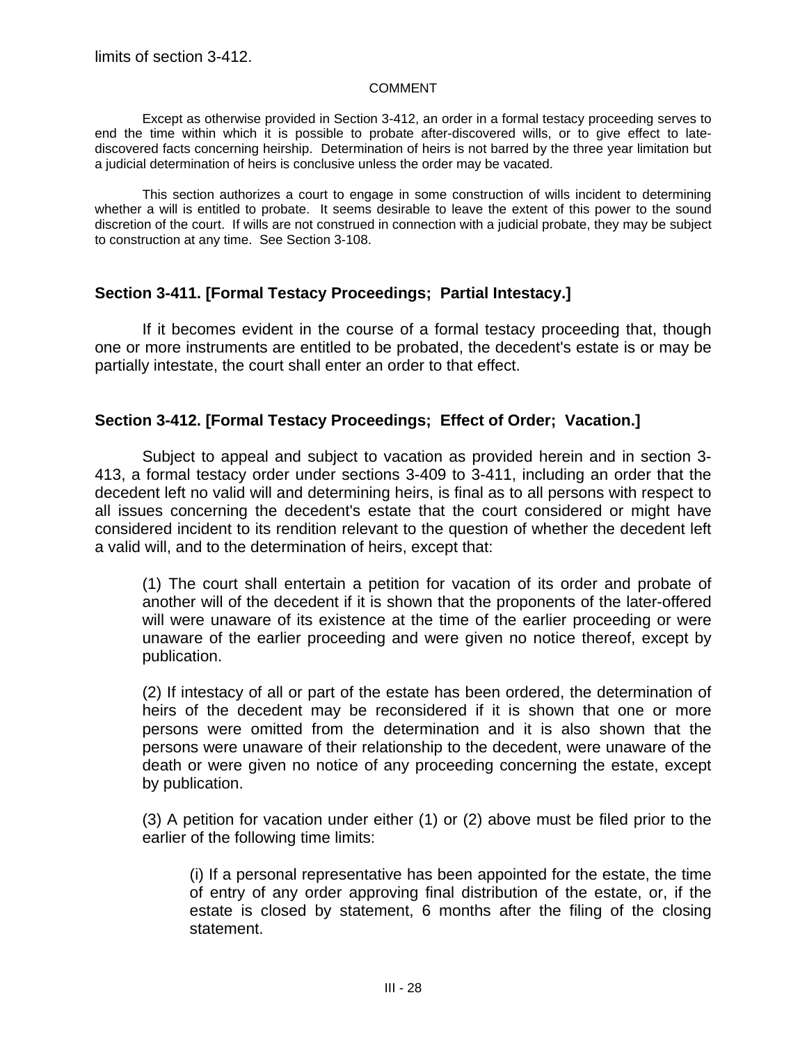limits of section 3-412.

COMMENT

Except as otherwise provided in Section 3-412, an order in a formal testacy proceeding serves to end the time within which it is possible to probate after-discovered wills, or to give effect to late-discovered facts concerning heirship. Determination of heirs is not barred by the three year limitation but a judicial determination of heirs is conclusive unless the order may be vacated.

This section authorizes a court to engage in some construction of wills incident to determining whether a will is entitled to probate. It seems desirable to leave the extent of this power to the sound discretion of the court. If wills are not construed in connection with a judicial probate, they may be subject to construction at any time. See Section 3-108.

### Section 3-411. [Formal Testacy Proceedings; Partial Intestacy.]

If it becomes evident in the course of a formal testacy proceeding that, though one or more instruments are entitled to be probated, the decedent's estate is or may be partially intestate, the court shall enter an order to that effect.

### Section 3-412. [Formal Testacy Proceedings; Effect of Order; Vacation.]

Subject to appeal and subject to vacation as provided herein and in section 3-413, a formal testacy order under sections 3-409 to 3-411, including an order that the decedent left no valid will and determining heirs, is final as to all persons with respect to all issues concerning the decedent's estate that the court considered or might have considered incident to its rendition relevant to the question of whether the decedent left a valid will, and to the determination of heirs, except that:

(1) The court shall entertain a petition for vacation of its order and probate of another will of the decedent if it is shown that the proponents of the later-offered will were unaware of its existence at the time of the earlier proceeding or were unaware of the earlier proceeding and were given no notice thereof, except by publication.

(2) If intestacy of all or part of the estate has been ordered, the determination of heirs of the decedent may be reconsidered if it is shown that one or more persons were omitted from the determination and it is also shown that the persons were unaware of their relationship to the decedent, were unaware of the death or were given no notice of any proceeding concerning the estate, except by publication.

(3) A petition for vacation under either (1) or (2) above must be filed prior to the earlier of the following time limits:

(i) If a personal representative has been appointed for the estate, the time of entry of any order approving final distribution of the estate, or, if the estate is closed by statement, 6 months after the filing of the closing statement.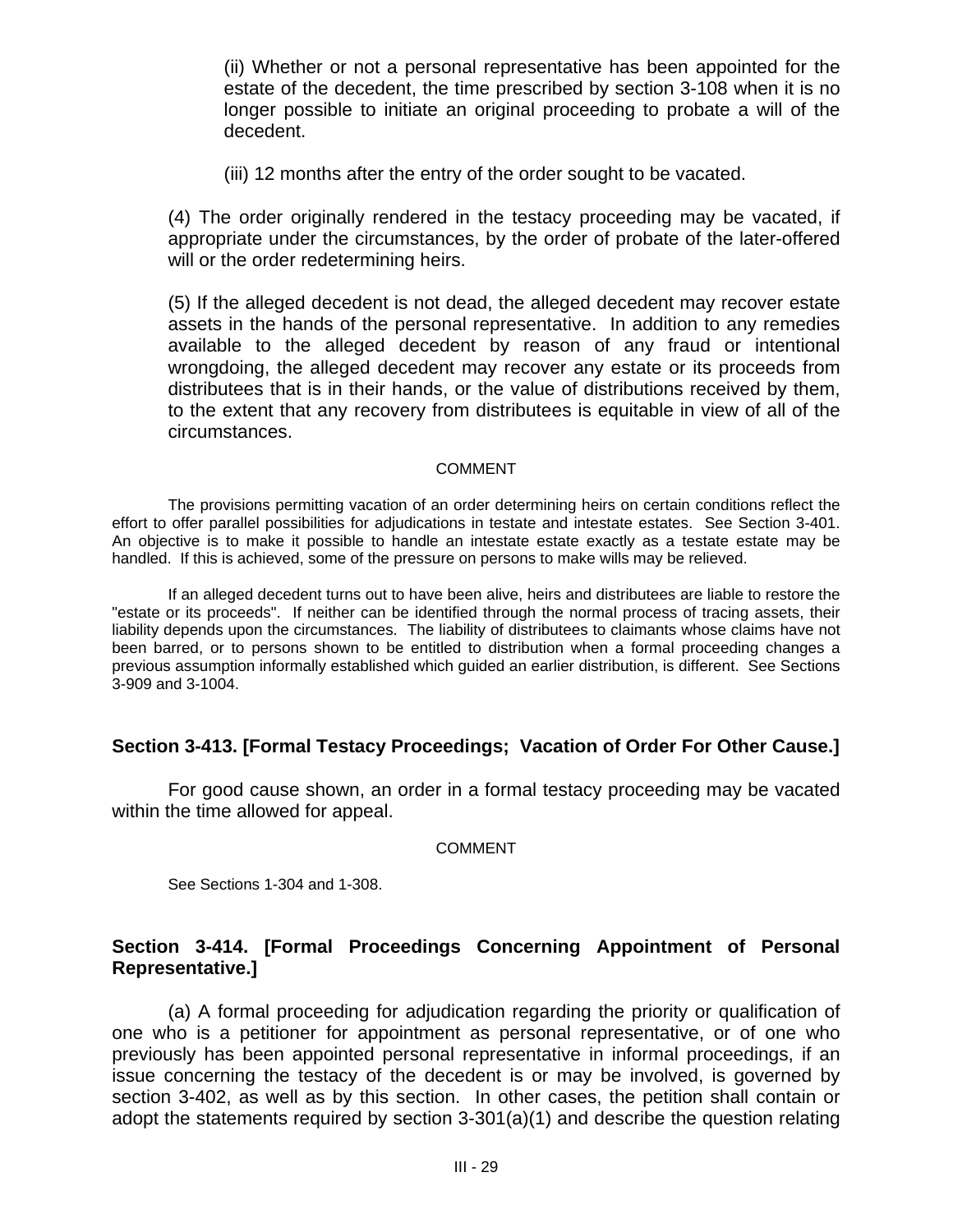(ii) Whether or not a personal representative has been appointed for the estate of the decedent, the time prescribed by section 3-108 when it is no longer possible to initiate an original proceeding to probate a will of the decedent.

(iii) 12 months after the entry of the order sought to be vacated.

(4) The order originally rendered in the testacy proceeding may be vacated, if appropriate under the circumstances, by the order of probate of the later-offered will or the order redetermining heirs.

(5) If the alleged decedent is not dead, the alleged decedent may recover estate assets in the hands of the personal representative. In addition to any remedies available to the alleged decedent by reason of any fraud or intentional wrongdoing, the alleged decedent may recover any estate or its proceeds from distributees that is in their hands, or the value of distributions received by them, to the extent that any recovery from distributees is equitable in view of all of the circumstances.

COMMENT

The provisions permitting vacation of an order determining heirs on certain conditions reflect the effort to offer parallel possibilities for adjudications in testate and intestate estates. See Section 3-401. An objective is to make it possible to handle an intestate estate exactly as a testate estate may be handled. If this is achieved, some of the pressure on persons to make wills may be relieved.

If an alleged decedent turns out to have been alive, heirs and distributees are liable to restore the "estate or its proceeds". If neither can be identified through the normal process of tracing assets, their liability depends upon the circumstances. The liability of distributees to claimants whose claims have not been barred, or to persons shown to be entitled to distribution when a formal proceeding changes a previous assumption informally established which guided an earlier distribution, is different. See Sections 3-909 and 3-1004.

### Section 3-413. [Formal Testacy Proceedings; Vacation of Order For Other Cause.]

For good cause shown, an order in a formal testacy proceeding may be vacated within the time allowed for appeal.

COMMENT

See Sections 1-304 and 1-308.

### Section 3-414. [Formal Proceedings Concerning Appointment of Personal Representative.]

(a) A formal proceeding for adjudication regarding the priority or qualification of one who is a petitioner for appointment as personal representative, or of one who previously has been appointed personal representative in informal proceedings, if an issue concerning the testacy of the decedent is or may be involved, is governed by section 3-402, as well as by this section. In other cases, the petition shall contain or adopt the statements required by section 3-301(a)(1) and describe the question relating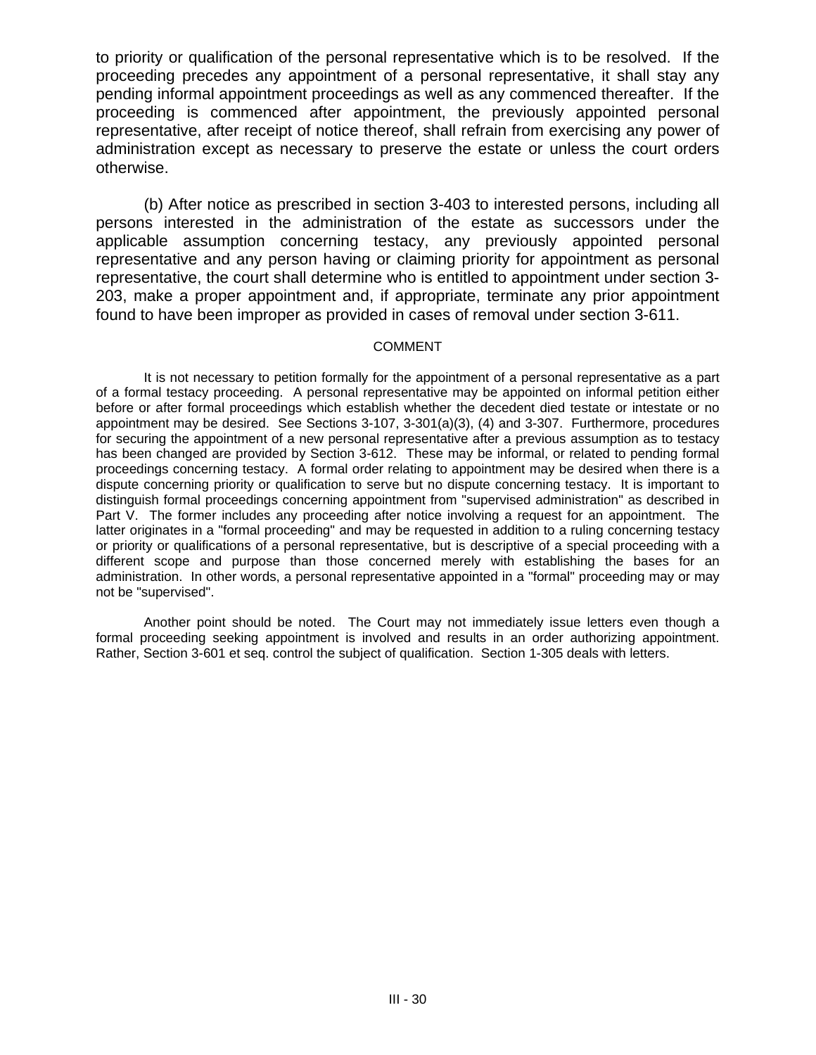to priority or qualification of the personal representative which is to be resolved. If the proceeding precedes any appointment of a personal representative, it shall stay any pending informal appointment proceedings as well as any commenced thereafter. If the proceeding is commenced after appointment, the previously appointed personal representative, after receipt of notice thereof, shall refrain from exercising any power of administration except as necessary to preserve the estate or unless the court orders otherwise.

(b) After notice as prescribed in section 3-403 to interested persons, including all persons interested in the administration of the estate as successors under the applicable assumption concerning testacy, any previously appointed personal representative and any person having or claiming priority for appointment as personal representative, the court shall determine who is entitled to appointment under section 3-203, make a proper appointment and, if appropriate, terminate any prior appointment found to have been improper as provided in cases of removal under section 3-611.

COMMENT

It is not necessary to petition formally for the appointment of a personal representative as a part of a formal testacy proceeding. A personal representative may be appointed on informal petition either before or after formal proceedings which establish whether the decedent died testate or intestate or no appointment may be desired. See Sections 3-107, 3-301(a)(3), (4) and 3-307. Furthermore, procedures for securing the appointment of a new personal representative after a previous assumption as to testacy has been changed are provided by Section 3-612. These may be informal, or related to pending formal proceedings concerning testacy. A formal order relating to appointment may be desired when there is a dispute concerning priority or qualification to serve but no dispute concerning testacy. It is important to distinguish formal proceedings concerning appointment from "supervised administration" as described in Part V. The former includes any proceeding after notice involving a request for an appointment. The latter originates in a "formal proceeding" and may be requested in addition to a ruling concerning testacy or priority or qualifications of a personal representative, but is descriptive of a special proceeding with a different scope and purpose than those concerned merely with establishing the bases for an administration. In other words, a personal representative appointed in a "formal" proceeding may or may not be "supervised".

Another point should be noted. The Court may not immediately issue letters even though a formal proceeding seeking appointment is involved and results in an order authorizing appointment. Rather, Section 3-601 et seq. control the subject of qualification. Section 1-305 deals with letters.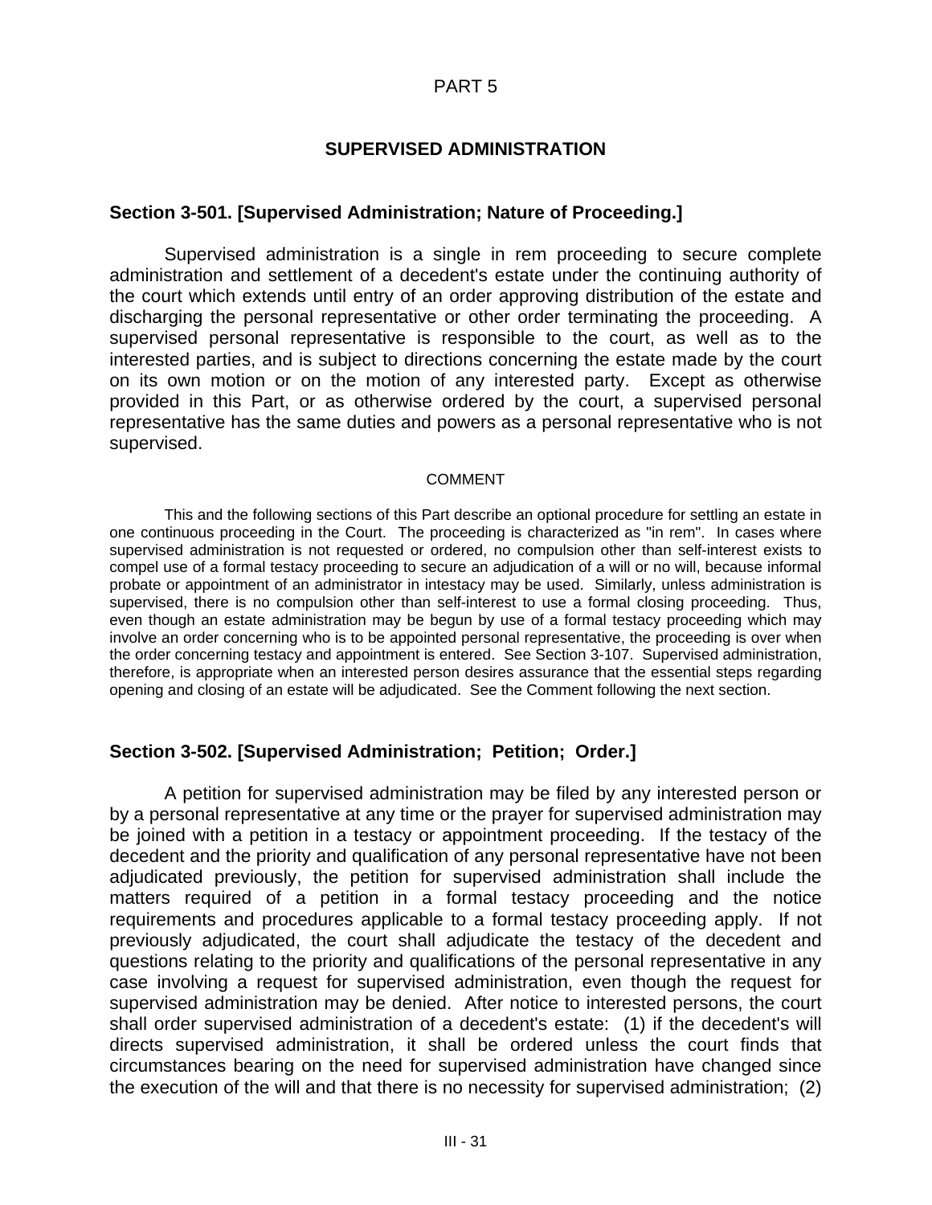# PART 5

## SUPERVISED ADMINISTRATION

### Section 3-501. [Supervised Administration; Nature of Proceeding.]

Supervised administration is a single in rem proceeding to secure complete administration and settlement of a decedent's estate under the continuing authority of the court which extends until entry of an order approving distribution of the estate and discharging the personal representative or other order terminating the proceeding. A supervised personal representative is responsible to the court, as well as to the interested parties, and is subject to directions concerning the estate made by the court on its own motion or on the motion of any interested party. Except as otherwise provided in this Part, or as otherwise ordered by the court, a supervised personal representative has the same duties and powers as a personal representative who is not supervised.

COMMENT

This and the following sections of this Part describe an optional procedure for settling an estate in one continuous proceeding in the Court. The proceeding is characterized as "in rem". In cases where supervised administration is not requested or ordered, no compulsion other than self-interest exists to compel use of a formal testacy proceeding to secure an adjudication of a will or no will, because informal probate or appointment of an administrator in intestacy may be used. Similarly, unless administration is supervised, there is no compulsion other than self-interest to use a formal closing proceeding. Thus, even though an estate administration may be begun by use of a formal testacy proceeding which may involve an order concerning who is to be appointed personal representative, the proceeding is over when the order concerning testacy and appointment is entered. See Section 3-107. Supervised administration, therefore, is appropriate when an interested person desires assurance that the essential steps regarding opening and closing of an estate will be adjudicated. See the Comment following the next section.

### Section 3-502. [Supervised Administration; Petition; Order.]

A petition for supervised administration may be filed by any interested person or by a personal representative at any time or the prayer for supervised administration may be joined with a petition in a testacy or appointment proceeding. If the testacy of the decedent and the priority and qualification of any personal representative have not been adjudicated previously, the petition for supervised administration shall include the matters required of a petition in a formal testacy proceeding and the notice requirements and procedures applicable to a formal testacy proceeding apply. If not previously adjudicated, the court shall adjudicate the testacy of the decedent and questions relating to the priority and qualifications of the personal representative in any case involving a request for supervised administration, even though the request for supervised administration may be denied. After notice to interested persons, the court shall order supervised administration of a decedent's estate: (1) if the decedent's will directs supervised administration, it shall be ordered unless the court finds that circumstances bearing on the need for supervised administration have changed since the execution of the will and that there is no necessity for supervised administration; (2)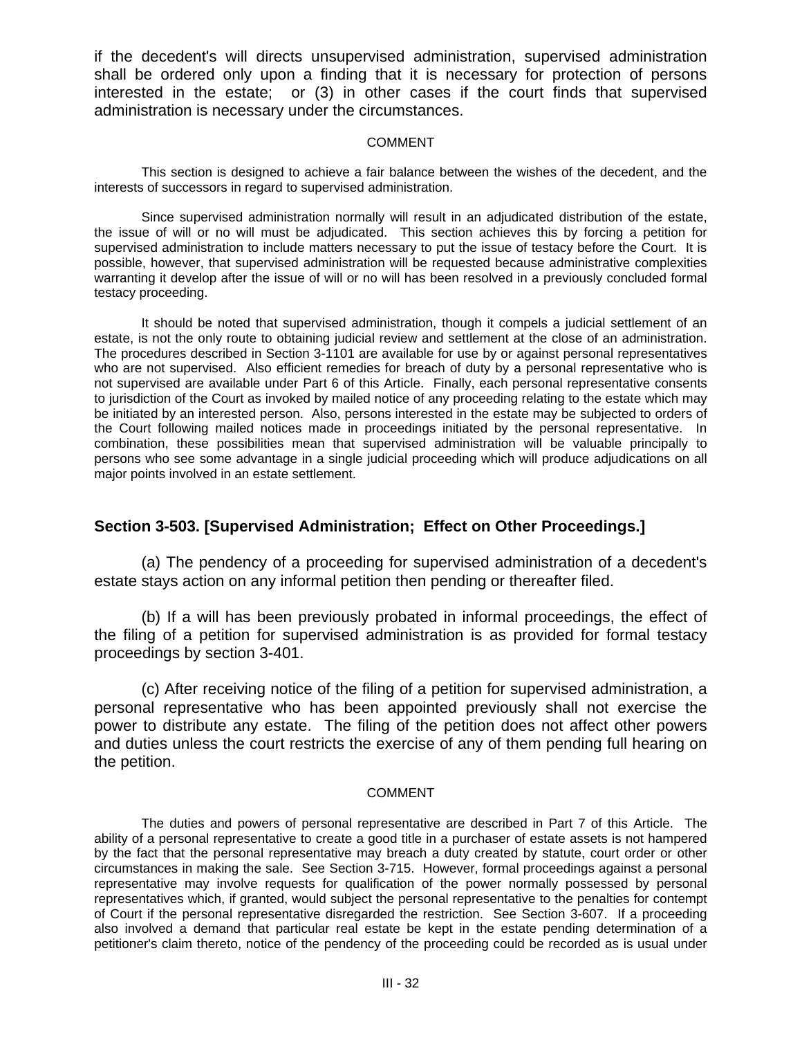if the decedent's will directs unsupervised administration, supervised administration shall be ordered only upon a finding that it is necessary for protection of persons interested in the estate; or (3) in other cases if the court finds that supervised administration is necessary under the circumstances.

COMMENT

This section is designed to achieve a fair balance between the wishes of the decedent, and the interests of successors in regard to supervised administration.

Since supervised administration normally will result in an adjudicated distribution of the estate, the issue of will or no will must be adjudicated. This section achieves this by forcing a petition for supervised administration to include matters necessary to put the issue of testacy before the Court. It is possible, however, that supervised administration will be requested because administrative complexities warranting it develop after the issue of will or no will has been resolved in a previously concluded formal testacy proceeding.

It should be noted that supervised administration, though it compels a judicial settlement of an estate, is not the only route to obtaining judicial review and settlement at the close of an administration. The procedures described in Section 3-1101 are available for use by or against personal representatives who are not supervised. Also efficient remedies for breach of duty by a personal representative who is not supervised are available under Part 6 of this Article. Finally, each personal representative consents to jurisdiction of the Court as invoked by mailed notice of any proceeding relating to the estate which may be initiated by an interested person. Also, persons interested in the estate may be subjected to orders of the Court following mailed notices made in proceedings initiated by the personal representative. In combination, these possibilities mean that supervised administration will be valuable principally to persons who see some advantage in a single judicial proceeding which will produce adjudications on all major points involved in an estate settlement.

### Section 3-503. [Supervised Administration; Effect on Other Proceedings.]

(a) The pendency of a proceeding for supervised administration of a decedent's estate stays action on any informal petition then pending or thereafter filed.

(b) If a will has been previously probated in informal proceedings, the effect of the filing of a petition for supervised administration is as provided for formal testacy proceedings by section 3-401.

(c) After receiving notice of the filing of a petition for supervised administration, a personal representative who has been appointed previously shall not exercise the power to distribute any estate. The filing of the petition does not affect other powers and duties unless the court restricts the exercise of any of them pending full hearing on the petition.

COMMENT

The duties and powers of personal representative are described in Part 7 of this Article. The ability of a personal representative to create a good title in a purchaser of estate assets is not hampered by the fact that the personal representative may breach a duty created by statute, court order or other circumstances in making the sale. See Section 3-715. However, formal proceedings against a personal representative may involve requests for qualification of the power normally possessed by personal representatives which, if granted, would subject the personal representative to the penalties for contempt of Court if the personal representative disregarded the restriction. See Section 3-607. If a proceeding also involved a demand that particular real estate be kept in the estate pending determination of a petitioner's claim thereto, notice of the pendency of the proceeding could be recorded as is usual under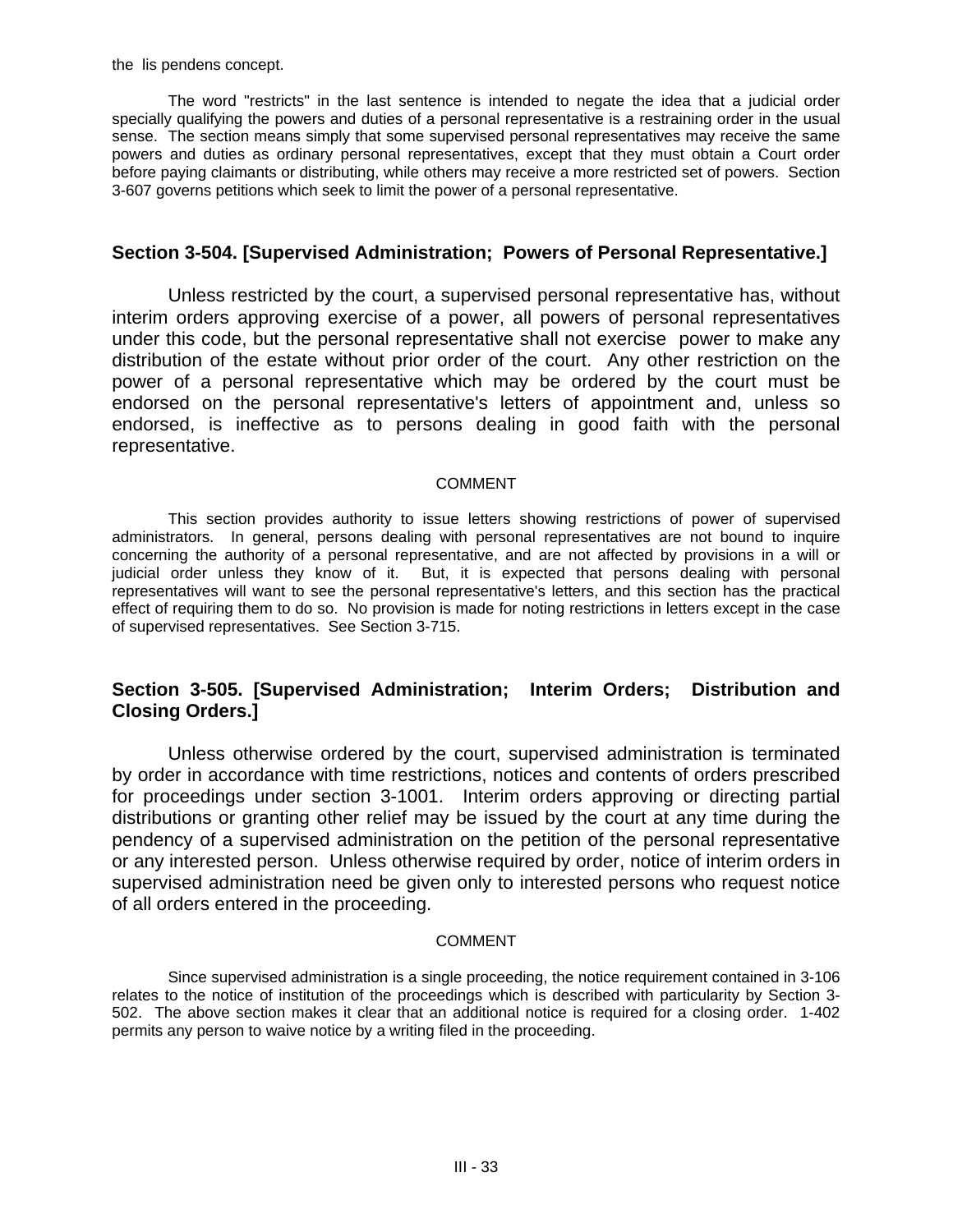the lis pendens concept.

The word "restricts" in the last sentence is intended to negate the idea that a judicial order specially qualifying the powers and duties of a personal representative is a restraining order in the usual sense. The section means simply that some supervised personal representatives may receive the same powers and duties as ordinary personal representatives, except that they must obtain a Court order before paying claimants or distributing, while others may receive a more restricted set of powers. Section 3-607 governs petitions which seek to limit the power of a personal representative.

## Section 3-504. [Supervised Administration; Powers of Personal Representative.]

Unless restricted by the court, a supervised personal representative has, without interim orders approving exercise of a power, all powers of personal representatives under this code, but the personal representative shall not exercise power to make any distribution of the estate without prior order of the court. Any other restriction on the power of a personal representative which may be ordered by the court must be endorsed on the personal representative's letters of appointment and, unless so endorsed, is ineffective as to persons dealing in good faith with the personal representative.

COMMENT

This section provides authority to issue letters showing restrictions of power of supervised administrators. In general, persons dealing with personal representatives are not bound to inquire concerning the authority of a personal representative, and are not affected by provisions in a will or judicial order unless they know of it. But, it is expected that persons dealing with personal representatives will want to see the personal representative's letters, and this section has the practical effect of requiring them to do so. No provision is made for noting restrictions in letters except in the case of supervised representatives. See Section 3-715.

## Section 3-505. [Supervised Administration; Interim Orders; Distribution and Closing Orders.]

Unless otherwise ordered by the court, supervised administration is terminated by order in accordance with time restrictions, notices and contents of orders prescribed for proceedings under section 3-1001. Interim orders approving or directing partial distributions or granting other relief may be issued by the court at any time during the pendency of a supervised administration on the petition of the personal representative or any interested person. Unless otherwise required by order, notice of interim orders in supervised administration need be given only to interested persons who request notice of all orders entered in the proceeding.

COMMENT

Since supervised administration is a single proceeding, the notice requirement contained in 3-106 relates to the notice of institution of the proceedings which is described with particularity by Section 3-502. The above section makes it clear that an additional notice is required for a closing order. 1-402 permits any person to waive notice by a writing filed in the proceeding.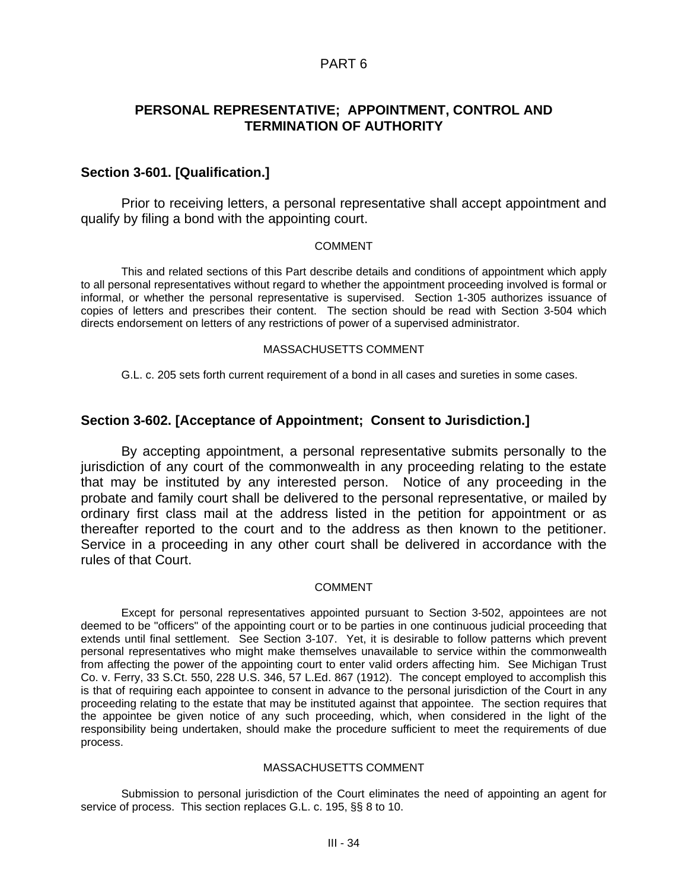PART 6

## PERSONAL REPRESENTATIVE; APPOINTMENT, CONTROL AND TERMINATION OF AUTHORITY

### Section 3-601. [Qualification.]

Prior to receiving letters, a personal representative shall accept appointment and qualify by filing a bond with the appointing court.

COMMENT

This and related sections of this Part describe details and conditions of appointment which apply to all personal representatives without regard to whether the appointment proceeding involved is formal or informal, or whether the personal representative is supervised. Section 1-305 authorizes issuance of copies of letters and prescribes their content. The section should be read with Section 3-504 which directs endorsement on letters of any restrictions of power of a supervised administrator.

MASSACHUSETTS COMMENT

G.L. c. 205 sets forth current requirement of a bond in all cases and sureties in some cases.

### Section 3-602. [Acceptance of Appointment; Consent to Jurisdiction.]

By accepting appointment, a personal representative submits personally to the jurisdiction of any court of the commonwealth in any proceeding relating to the estate that may be instituted by any interested person. Notice of any proceeding in the probate and family court shall be delivered to the personal representative, or mailed by ordinary first class mail at the address listed in the petition for appointment or as thereafter reported to the court and to the address as then known to the petitioner. Service in a proceeding in any other court shall be delivered in accordance with the rules of that Court.

COMMENT

Except for personal representatives appointed pursuant to Section 3-502, appointees are not deemed to be "officers" of the appointing court or to be parties in one continuous judicial proceeding that extends until final settlement. See Section 3-107. Yet, it is desirable to follow patterns which prevent personal representatives who might make themselves unavailable to service within the commonwealth from affecting the power of the appointing court to enter valid orders affecting him. See Michigan Trust Co. v. Ferry, 33 S.Ct. 550, 228 U.S. 346, 57 L.Ed. 867 (1912). The concept employed to accomplish this is that of requiring each appointee to consent in advance to the personal jurisdiction of the Court in any proceeding relating to the estate that may be instituted against that appointee. The section requires that the appointee be given notice of any such proceeding, which, when considered in the light of the responsibility being undertaken, should make the procedure sufficient to meet the requirements of due process.

MASSACHUSETTS COMMENT

Submission to personal jurisdiction of the Court eliminates the need of appointing an agent for service of process. This section replaces G.L. c. 195, §§ 8 to 10.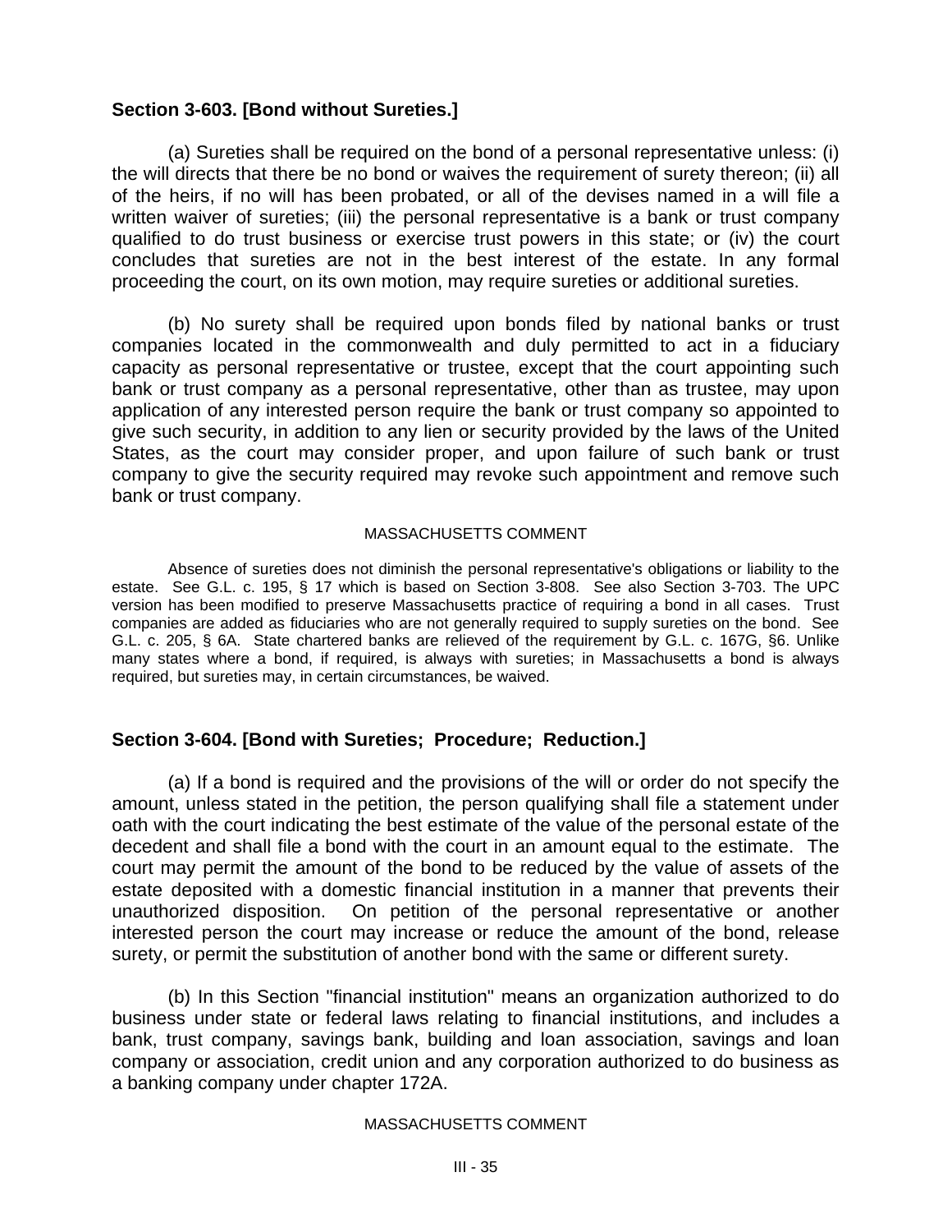### Section 3-603. [Bond without Sureties.]

(a) Sureties shall be required on the bond of a personal representative unless: (i) the will directs that there be no bond or waives the requirement of surety thereon; (ii) all of the heirs, if no will has been probated, or all of the devises named in a will file a written waiver of sureties; (iii) the personal representative is a bank or trust company qualified to do trust business or exercise trust powers in this state; or (iv) the court concludes that sureties are not in the best interest of the estate. In any formal proceeding the court, on its own motion, may require sureties or additional sureties.

(b) No surety shall be required upon bonds filed by national banks or trust companies located in the commonwealth and duly permitted to act in a fiduciary capacity as personal representative or trustee, except that the court appointing such bank or trust company as a personal representative, other than as trustee, may upon application of any interested person require the bank or trust company so appointed to give such security, in addition to any lien or security provided by the laws of the United States, as the court may consider proper, and upon failure of such bank or trust company to give the security required may revoke such appointment and remove such bank or trust company.

MASSACHUSETTS COMMENT

Absence of sureties does not diminish the personal representative's obligations or liability to the estate. See G.L. c. 195, § 17 which is based on Section 3-808. See also Section 3-703. The UPC version has been modified to preserve Massachusetts practice of requiring a bond in all cases. Trust companies are added as fiduciaries who are not generally required to supply sureties on the bond. See G.L. c. 205, § 6A. State chartered banks are relieved of the requirement by G.L. c. 167G, §6. Unlike many states where a bond, if required, is always with sureties; in Massachusetts a bond is always required, but sureties may, in certain circumstances, be waived.

### Section 3-604. [Bond with Sureties; Procedure; Reduction.]

(a) If a bond is required and the provisions of the will or order do not specify the amount, unless stated in the petition, the person qualifying shall file a statement under oath with the court indicating the best estimate of the value of the personal estate of the decedent and shall file a bond with the court in an amount equal to the estimate. The court may permit the amount of the bond to be reduced by the value of assets of the estate deposited with a domestic financial institution in a manner that prevents their unauthorized disposition. On petition of the personal representative or another interested person the court may increase or reduce the amount of the bond, release surety, or permit the substitution of another bond with the same or different surety.

(b) In this Section "financial institution" means an organization authorized to do business under state or federal laws relating to financial institutions, and includes a bank, trust company, savings bank, building and loan association, savings and loan company or association, credit union and any corporation authorized to do business as a banking company under chapter 172A.

MASSACHUSETTS COMMENT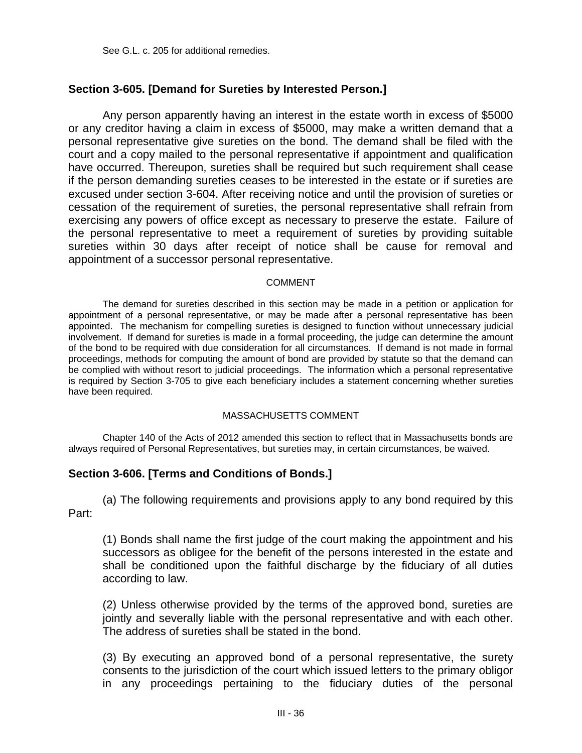See G.L. c. 205 for additional remedies.

## Section 3-605. [Demand for Sureties by Interested Person.]

Any person apparently having an interest in the estate worth in excess of $5000 or any creditor having a claim in excess of $5000, may make a written demand that a personal representative give sureties on the bond. The demand shall be filed with the court and a copy mailed to the personal representative if appointment and qualification have occurred. Thereupon, sureties shall be required but such requirement shall cease if the person demanding sureties ceases to be interested in the estate or if sureties are excused under section 3-604. After receiving notice and until the provision of sureties or cessation of the requirement of sureties, the personal representative shall refrain from exercising any powers of office except as necessary to preserve the estate. Failure of the personal representative to meet a requirement of sureties by providing suitable sureties within 30 days after receipt of notice shall be cause for removal and appointment of a successor personal representative.

COMMENT

The demand for sureties described in this section may be made in a petition or application for appointment of a personal representative, or may be made after a personal representative has been appointed. The mechanism for compelling sureties is designed to function without unnecessary judicial involvement. If demand for sureties is made in a formal proceeding, the judge can determine the amount of the bond to be required with due consideration for all circumstances. If demand is not made in formal proceedings, methods for computing the amount of bond are provided by statute so that the demand can be complied with without resort to judicial proceedings. The information which a personal representative is required by Section 3-705 to give each beneficiary includes a statement concerning whether sureties have been required.

MASSACHUSETTS COMMENT

Chapter 140 of the Acts of 2012 amended this section to reflect that in Massachusetts bonds are always required of Personal Representatives, but sureties may, in certain circumstances, be waived.

## Section 3-606. [Terms and Conditions of Bonds.]

(a) The following requirements and provisions apply to any bond required by this Part:

(1) Bonds shall name the first judge of the court making the appointment and his successors as obligee for the benefit of the persons interested in the estate and shall be conditioned upon the faithful discharge by the fiduciary of all duties according to law.

(2) Unless otherwise provided by the terms of the approved bond, sureties are jointly and severally liable with the personal representative and with each other. The address of sureties shall be stated in the bond.

(3) By executing an approved bond of a personal representative, the surety consents to the jurisdiction of the court which issued letters to the primary obligor in any proceedings pertaining to the fiduciary duties of the personal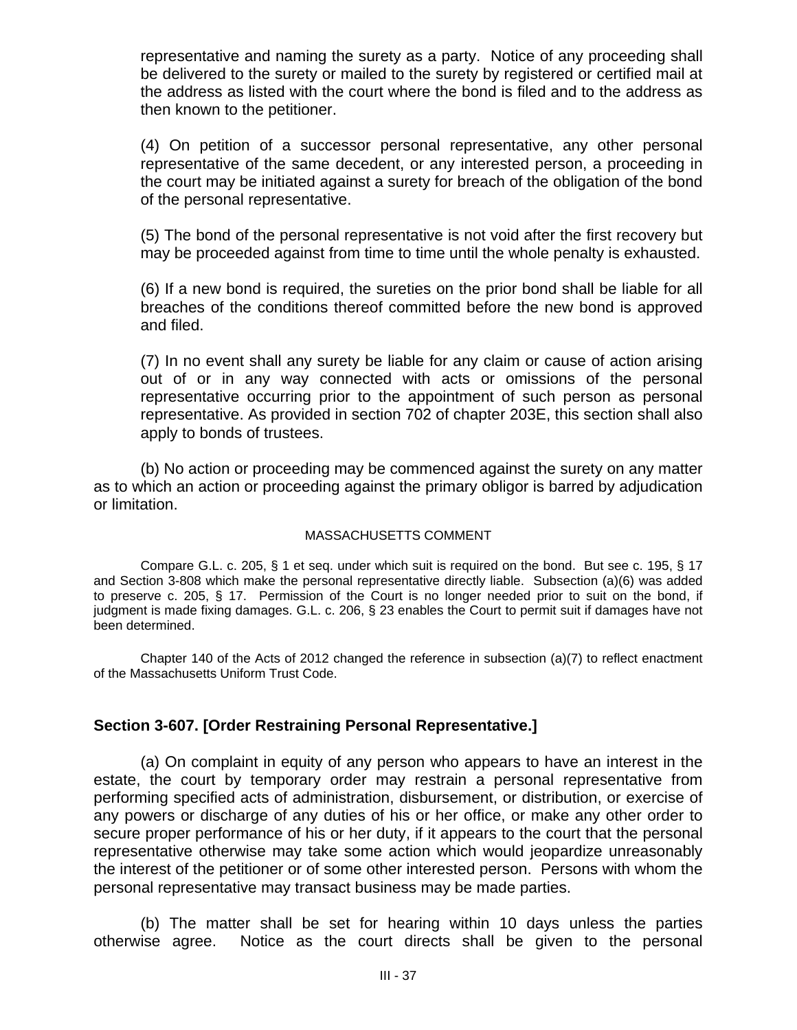representative and naming the surety as a party. Notice of any proceeding shall be delivered to the surety or mailed to the surety by registered or certified mail at the address as listed with the court where the bond is filed and to the address as then known to the petitioner.

(4) On petition of a successor personal representative, any other personal representative of the same decedent, or any interested person, a proceeding in the court may be initiated against a surety for breach of the obligation of the bond of the personal representative.

(5) The bond of the personal representative is not void after the first recovery but may be proceeded against from time to time until the whole penalty is exhausted.

(6) If a new bond is required, the sureties on the prior bond shall be liable for all breaches of the conditions thereof committed before the new bond is approved and filed.

(7) In no event shall any surety be liable for any claim or cause of action arising out of or in any way connected with acts or omissions of the personal representative occurring prior to the appointment of such person as personal representative. As provided in section 702 of chapter 203E, this section shall also apply to bonds of trustees.

(b) No action or proceeding may be commenced against the surety on any matter as to which an action or proceeding against the primary obligor is barred by adjudication or limitation.

MASSACHUSETTS COMMENT

Compare G.L. c. 205, § 1 et seq. under which suit is required on the bond. But see c. 195, § 17 and Section 3-808 which make the personal representative directly liable. Subsection (a)(6) was added to preserve c. 205, § 17. Permission of the Court is no longer needed prior to suit on the bond, if judgment is made fixing damages. G.L. c. 206, § 23 enables the Court to permit suit if damages have not been determined.

Chapter 140 of the Acts of 2012 changed the reference in subsection (a)(7) to reflect enactment of the Massachusetts Uniform Trust Code.

### Section 3-607. [Order Restraining Personal Representative.]

(a) On complaint in equity of any person who appears to have an interest in the estate, the court by temporary order may restrain a personal representative from performing specified acts of administration, disbursement, or distribution, or exercise of any powers or discharge of any duties of his or her office, or make any other order to secure proper performance of his or her duty, if it appears to the court that the personal representative otherwise may take some action which would jeopardize unreasonably the interest of the petitioner or of some other interested person. Persons with whom the personal representative may transact business may be made parties.

(b) The matter shall be set for hearing within 10 days unless the parties otherwise agree. Notice as the court directs shall be given to the personal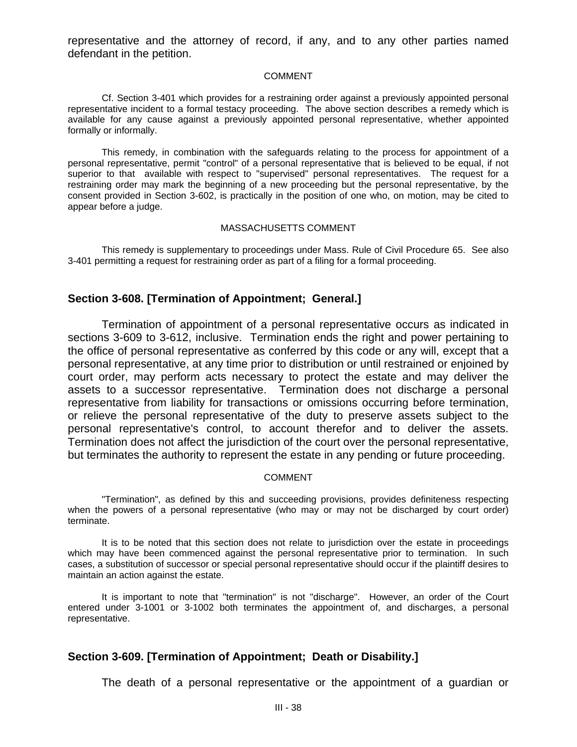representative and the attorney of record, if any, and to any other parties named defendant in the petition.

COMMENT

Cf. Section 3-401 which provides for a restraining order against a previously appointed personal representative incident to a formal testacy proceeding. The above section describes a remedy which is available for any cause against a previously appointed personal representative, whether appointed formally or informally.

This remedy, in combination with the safeguards relating to the process for appointment of a personal representative, permit "control" of a personal representative that is believed to be equal, if not superior to that available with respect to "supervised" personal representatives. The request for a restraining order may mark the beginning of a new proceeding but the personal representative, by the consent provided in Section 3-602, is practically in the position of one who, on motion, may be cited to appear before a judge.

MASSACHUSETTS COMMENT

This remedy is supplementary to proceedings under Mass. Rule of Civil Procedure 65. See also 3-401 permitting a request for restraining order as part of a filing for a formal proceeding.

## Section 3-608. [Termination of Appointment; General.]

Termination of appointment of a personal representative occurs as indicated in sections 3-609 to 3-612, inclusive. Termination ends the right and power pertaining to the office of personal representative as conferred by this code or any will, except that a personal representative, at any time prior to distribution or until restrained or enjoined by court order, may perform acts necessary to protect the estate and may deliver the assets to a successor representative. Termination does not discharge a personal representative from liability for transactions or omissions occurring before termination, or relieve the personal representative of the duty to preserve assets subject to the personal representative's control, to account therefor and to deliver the assets. Termination does not affect the jurisdiction of the court over the personal representative, but terminates the authority to represent the estate in any pending or future proceeding.

COMMENT

"Termination", as defined by this and succeeding provisions, provides definiteness respecting when the powers of a personal representative (who may or may not be discharged by court order) terminate.

It is to be noted that this section does not relate to jurisdiction over the estate in proceedings which may have been commenced against the personal representative prior to termination. In such cases, a substitution of successor or special personal representative should occur if the plaintiff desires to maintain an action against the estate.

It is important to note that "termination" is not "discharge". However, an order of the Court entered under 3-1001 or 3-1002 both terminates the appointment of, and discharges, a personal representative.

## Section 3-609. [Termination of Appointment; Death or Disability.]

The death of a personal representative or the appointment of a guardian or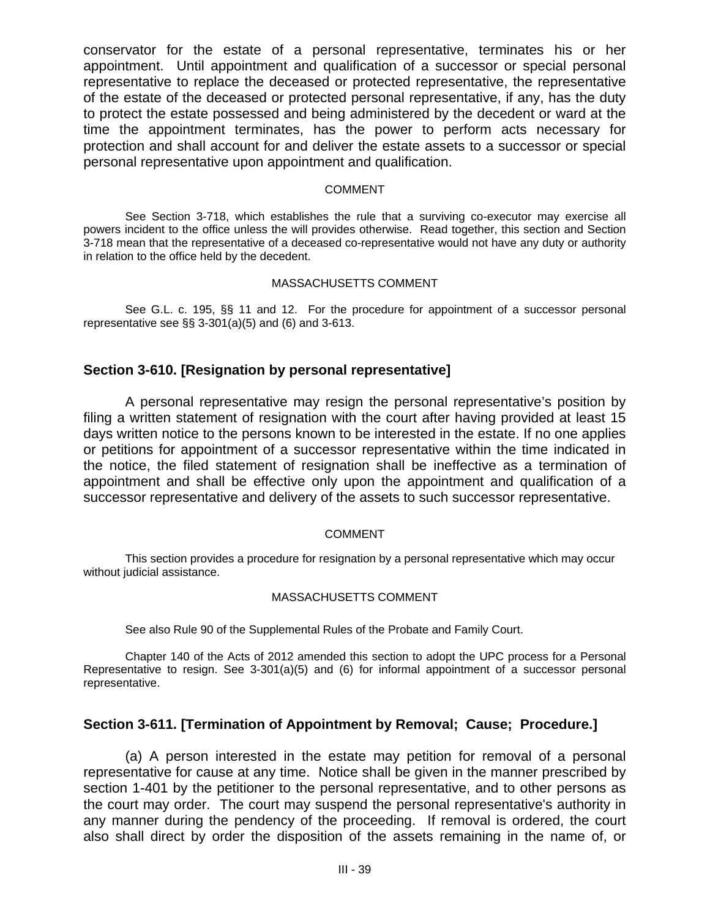conservator for the estate of a personal representative, terminates his or her appointment. Until appointment and qualification of a successor or special personal representative to replace the deceased or protected representative, the representative of the estate of the deceased or protected personal representative, if any, has the duty to protect the estate possessed and being administered by the decedent or ward at the time the appointment terminates, has the power to perform acts necessary for protection and shall account for and deliver the estate assets to a successor or special personal representative upon appointment and qualification.

COMMENT

See Section 3-718, which establishes the rule that a surviving co-executor may exercise all powers incident to the office unless the will provides otherwise. Read together, this section and Section 3-718 mean that the representative of a deceased co-representative would not have any duty or authority in relation to the office held by the decedent.

MASSACHUSETTS COMMENT

See G.L. c. 195, §§ 11 and 12. For the procedure for appointment of a successor personal representative see §§ 3-301(a)(5) and (6) and 3-613.

### Section 3-610. [Resignation by personal representative]

A personal representative may resign the personal representative's position by filing a written statement of resignation with the court after having provided at least 15 days written notice to the persons known to be interested in the estate. If no one applies or petitions for appointment of a successor representative within the time indicated in the notice, the filed statement of resignation shall be ineffective as a termination of appointment and shall be effective only upon the appointment and qualification of a successor representative and delivery of the assets to such successor representative.

COMMENT

This section provides a procedure for resignation by a personal representative which may occur without judicial assistance.

MASSACHUSETTS COMMENT

See also Rule 90 of the Supplemental Rules of the Probate and Family Court.

Chapter 140 of the Acts of 2012 amended this section to adopt the UPC process for a Personal Representative to resign. See 3-301(a)(5) and (6) for informal appointment of a successor personal representative.

### Section 3-611. [Termination of Appointment by Removal; Cause; Procedure.]

(a) A person interested in the estate may petition for removal of a personal representative for cause at any time. Notice shall be given in the manner prescribed by section 1-401 by the petitioner to the personal representative, and to other persons as the court may order. The court may suspend the personal representative's authority in any manner during the pendency of the proceeding. If removal is ordered, the court also shall direct by order the disposition of the assets remaining in the name of, or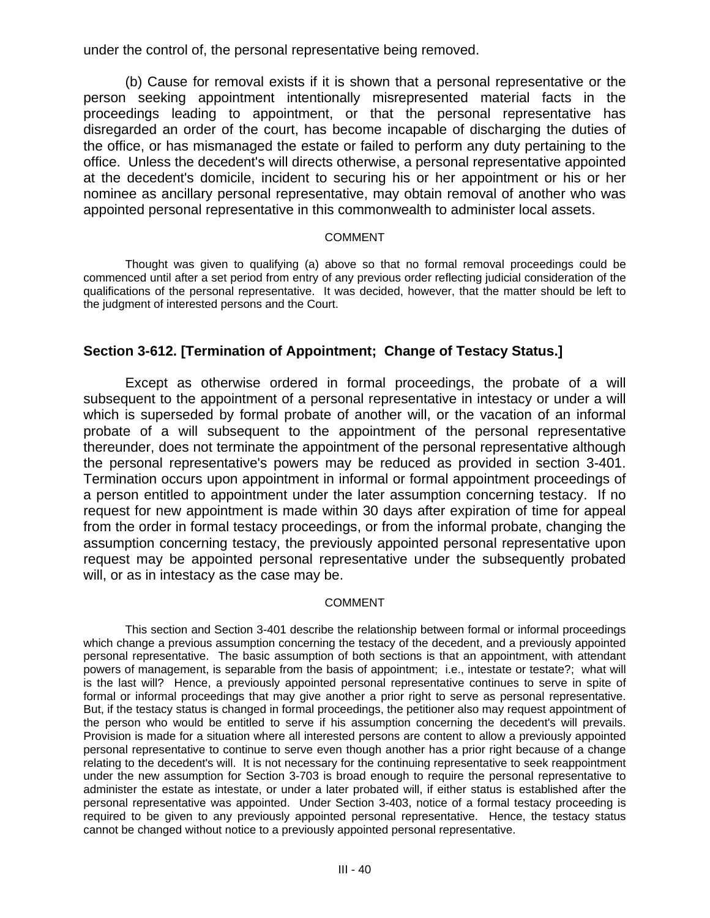under the control of, the personal representative being removed.

(b) Cause for removal exists if it is shown that a personal representative or the person seeking appointment intentionally misrepresented material facts in the proceedings leading to appointment, or that the personal representative has disregarded an order of the court, has become incapable of discharging the duties of the office, or has mismanaged the estate or failed to perform any duty pertaining to the office. Unless the decedent's will directs otherwise, a personal representative appointed at the decedent's domicile, incident to securing his or her appointment or his or her nominee as ancillary personal representative, may obtain removal of another who was appointed personal representative in this commonwealth to administer local assets.

COMMENT

Thought was given to qualifying (a) above so that no formal removal proceedings could be commenced until after a set period from entry of any previous order reflecting judicial consideration of the qualifications of the personal representative. It was decided, however, that the matter should be left to the judgment of interested persons and the Court.

### Section 3-612. [Termination of Appointment; Change of Testacy Status.]

Except as otherwise ordered in formal proceedings, the probate of a will subsequent to the appointment of a personal representative in intestacy or under a will which is superseded by formal probate of another will, or the vacation of an informal probate of a will subsequent to the appointment of the personal representative thereunder, does not terminate the appointment of the personal representative although the personal representative's powers may be reduced as provided in section 3-401. Termination occurs upon appointment in informal or formal appointment proceedings of a person entitled to appointment under the later assumption concerning testacy. If no request for new appointment is made within 30 days after expiration of time for appeal from the order in formal testacy proceedings, or from the informal probate, changing the assumption concerning testacy, the previously appointed personal representative upon request may be appointed personal representative under the subsequently probated will, or as in intestacy as the case may be.

COMMENT

This section and Section 3-401 describe the relationship between formal or informal proceedings which change a previous assumption concerning the testacy of the decedent, and a previously appointed personal representative. The basic assumption of both sections is that an appointment, with attendant powers of management, is separable from the basis of appointment; i.e., intestate or testate?; what will is the last will? Hence, a previously appointed personal representative continues to serve in spite of formal or informal proceedings that may give another a prior right to serve as personal representative. But, if the testacy status is changed in formal proceedings, the petitioner also may request appointment of the person who would be entitled to serve if his assumption concerning the decedent's will prevails. Provision is made for a situation where all interested persons are content to allow a previously appointed personal representative to continue to serve even though another has a prior right because of a change relating to the decedent's will. It is not necessary for the continuing representative to seek reappointment under the new assumption for Section 3-703 is broad enough to require the personal representative to administer the estate as intestate, or under a later probated will, if either status is established after the personal representative was appointed. Under Section 3-403, notice of a formal testacy proceeding is required to be given to any previously appointed personal representative. Hence, the testacy status cannot be changed without notice to a previously appointed personal representative.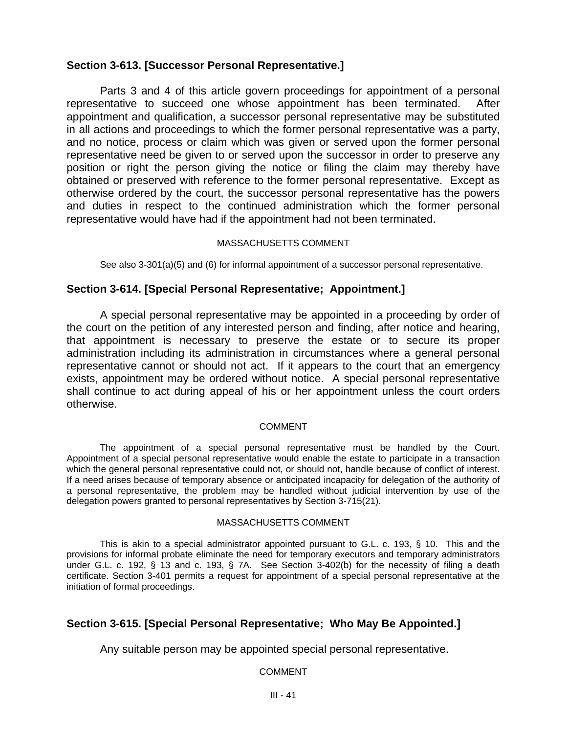## Section 3-613. [Successor Personal Representative.]

Parts 3 and 4 of this article govern proceedings for appointment of a personal representative to succeed one whose appointment has been terminated. After appointment and qualification, a successor personal representative may be substituted in all actions and proceedings to which the former personal representative was a party, and no notice, process or claim which was given or served upon the former personal representative need be given to or served upon the successor in order to preserve any position or right the person giving the notice or filing the claim may thereby have obtained or preserved with reference to the former personal representative. Except as otherwise ordered by the court, the successor personal representative has the powers and duties in respect to the continued administration which the former personal representative would have had if the appointment had not been terminated.

MASSACHUSETTS COMMENT

See also 3-301(a)(5) and (6) for informal appointment of a successor personal representative.

## Section 3-614. [Special Personal Representative; Appointment.]

A special personal representative may be appointed in a proceeding by order of the court on the petition of any interested person and finding, after notice and hearing, that appointment is necessary to preserve the estate or to secure its proper administration including its administration in circumstances where a general personal representative cannot or should not act. If it appears to the court that an emergency exists, appointment may be ordered without notice. A special personal representative shall continue to act during appeal of his or her appointment unless the court orders otherwise.

COMMENT

The appointment of a special personal representative must be handled by the Court. Appointment of a special personal representative would enable the estate to participate in a transaction which the general personal representative could not, or should not, handle because of conflict of interest. If a need arises because of temporary absence or anticipated incapacity for delegation of the authority of a personal representative, the problem may be handled without judicial intervention by use of the delegation powers granted to personal representatives by Section 3-715(21).

MASSACHUSETTS COMMENT

This is akin to a special administrator appointed pursuant to G.L. c. 193, § 10. This and the provisions for informal probate eliminate the need for temporary executors and temporary administrators under G.L. c. 192, § 13 and c. 193, § 7A. See Section 3-402(b) for the necessity of filing a death certificate. Section 3-401 permits a request for appointment of a special personal representative at the initiation of formal proceedings.

## Section 3-615. [Special Personal Representative; Who May Be Appointed.]

Any suitable person may be appointed special personal representative.

COMMENT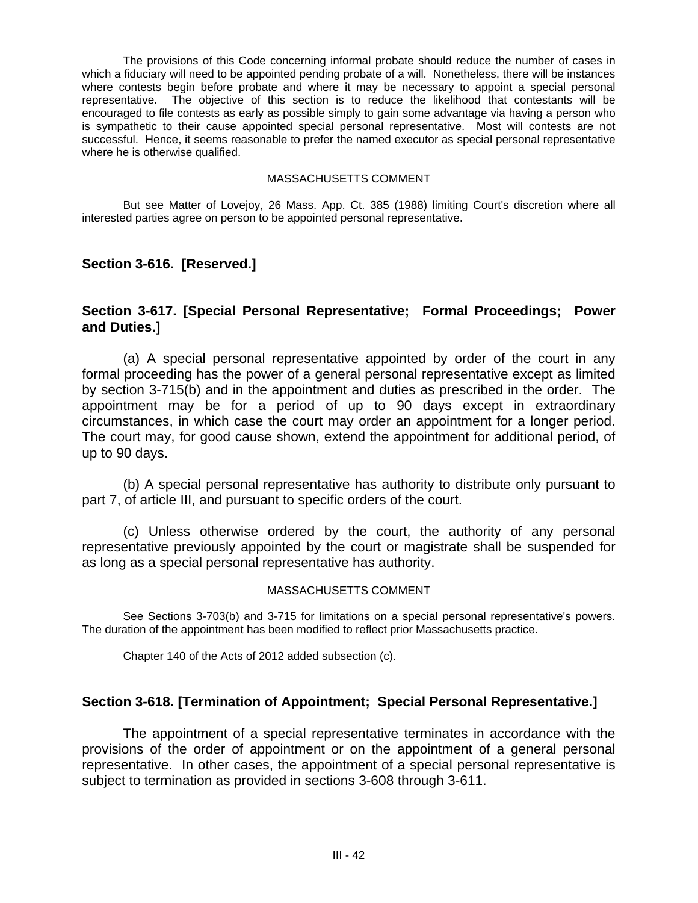The provisions of this Code concerning informal probate should reduce the number of cases in which a fiduciary will need to be appointed pending probate of a will. Nonetheless, there will be instances where contests begin before probate and where it may be necessary to appoint a special personal representative. The objective of this section is to reduce the likelihood that contestants will be encouraged to file contests as early as possible simply to gain some advantage via having a person who is sympathetic to their cause appointed special personal representative. Most will contests are not successful. Hence, it seems reasonable to prefer the named executor as special personal representative where he is otherwise qualified.

MASSACHUSETTS COMMENT

But see Matter of Lovejoy, 26 Mass. App. Ct. 385 (1988) limiting Court's discretion where all interested parties agree on person to be appointed personal representative.

### Section 3-616. [Reserved.]

### Section 3-617. [Special Personal Representative; Formal Proceedings; Power and Duties.]

(a) A special personal representative appointed by order of the court in any formal proceeding has the power of a general personal representative except as limited by section 3-715(b) and in the appointment and duties as prescribed in the order. The appointment may be for a period of up to 90 days except in extraordinary circumstances, in which case the court may order an appointment for a longer period. The court may, for good cause shown, extend the appointment for additional period, of up to 90 days.

(b) A special personal representative has authority to distribute only pursuant to part 7, of article III, and pursuant to specific orders of the court.

(c) Unless otherwise ordered by the court, the authority of any personal representative previously appointed by the court or magistrate shall be suspended for as long as a special personal representative has authority.

MASSACHUSETTS COMMENT

See Sections 3-703(b) and 3-715 for limitations on a special personal representative's powers. The duration of the appointment has been modified to reflect prior Massachusetts practice.

Chapter 140 of the Acts of 2012 added subsection (c).

### Section 3-618. [Termination of Appointment; Special Personal Representative.]

The appointment of a special representative terminates in accordance with the provisions of the order of appointment or on the appointment of a general personal representative. In other cases, the appointment of a special personal representative is subject to termination as provided in sections 3-608 through 3-611.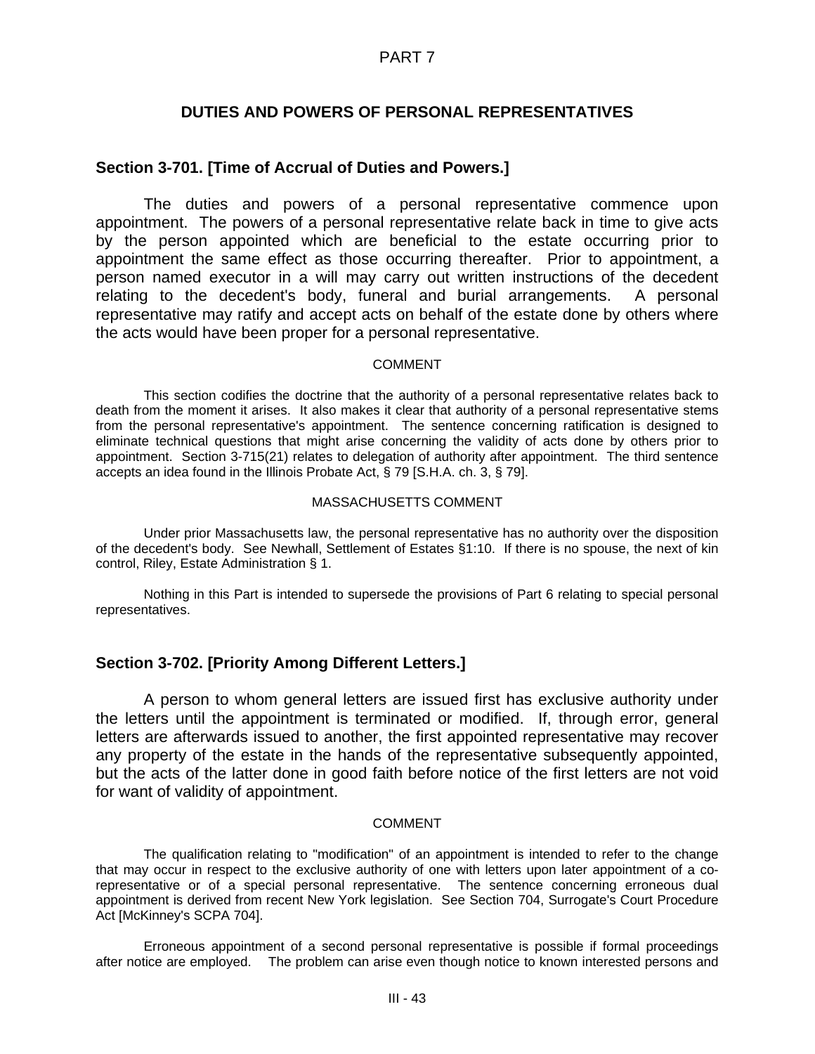# PART 7

## DUTIES AND POWERS OF PERSONAL REPRESENTATIVES

### Section 3-701. [Time of Accrual of Duties and Powers.]

The duties and powers of a personal representative commence upon appointment. The powers of a personal representative relate back in time to give acts by the person appointed which are beneficial to the estate occurring prior to appointment the same effect as those occurring thereafter. Prior to appointment, a person named executor in a will may carry out written instructions of the decedent relating to the decedent's body, funeral and burial arrangements. A personal representative may ratify and accept acts on behalf of the estate done by others where the acts would have been proper for a personal representative.

COMMENT

This section codifies the doctrine that the authority of a personal representative relates back to death from the moment it arises. It also makes it clear that authority of a personal representative stems from the personal representative's appointment. The sentence concerning ratification is designed to eliminate technical questions that might arise concerning the validity of acts done by others prior to appointment. Section 3-715(21) relates to delegation of authority after appointment. The third sentence accepts an idea found in the Illinois Probate Act, § 79 [S.H.A. ch. 3, § 79].

MASSACHUSETTS COMMENT

Under prior Massachusetts law, the personal representative has no authority over the disposition of the decedent's body. See Newhall, Settlement of Estates §1:10. If there is no spouse, the next of kin control, Riley, Estate Administration § 1.

Nothing in this Part is intended to supersede the provisions of Part 6 relating to special personal representatives.

### Section 3-702. [Priority Among Different Letters.]

A person to whom general letters are issued first has exclusive authority under the letters until the appointment is terminated or modified. If, through error, general letters are afterwards issued to another, the first appointed representative may recover any property of the estate in the hands of the representative subsequently appointed, but the acts of the latter done in good faith before notice of the first letters are not void for want of validity of appointment.

COMMENT

The qualification relating to "modification" of an appointment is intended to refer to the change that may occur in respect to the exclusive authority of one with letters upon later appointment of a co-representative or of a special personal representative. The sentence concerning erroneous dual appointment is derived from recent New York legislation. See Section 704, Surrogate's Court Procedure Act [McKinney's SCPA 704].

Erroneous appointment of a second personal representative is possible if formal proceedings after notice are employed. The problem can arise even though notice to known interested persons and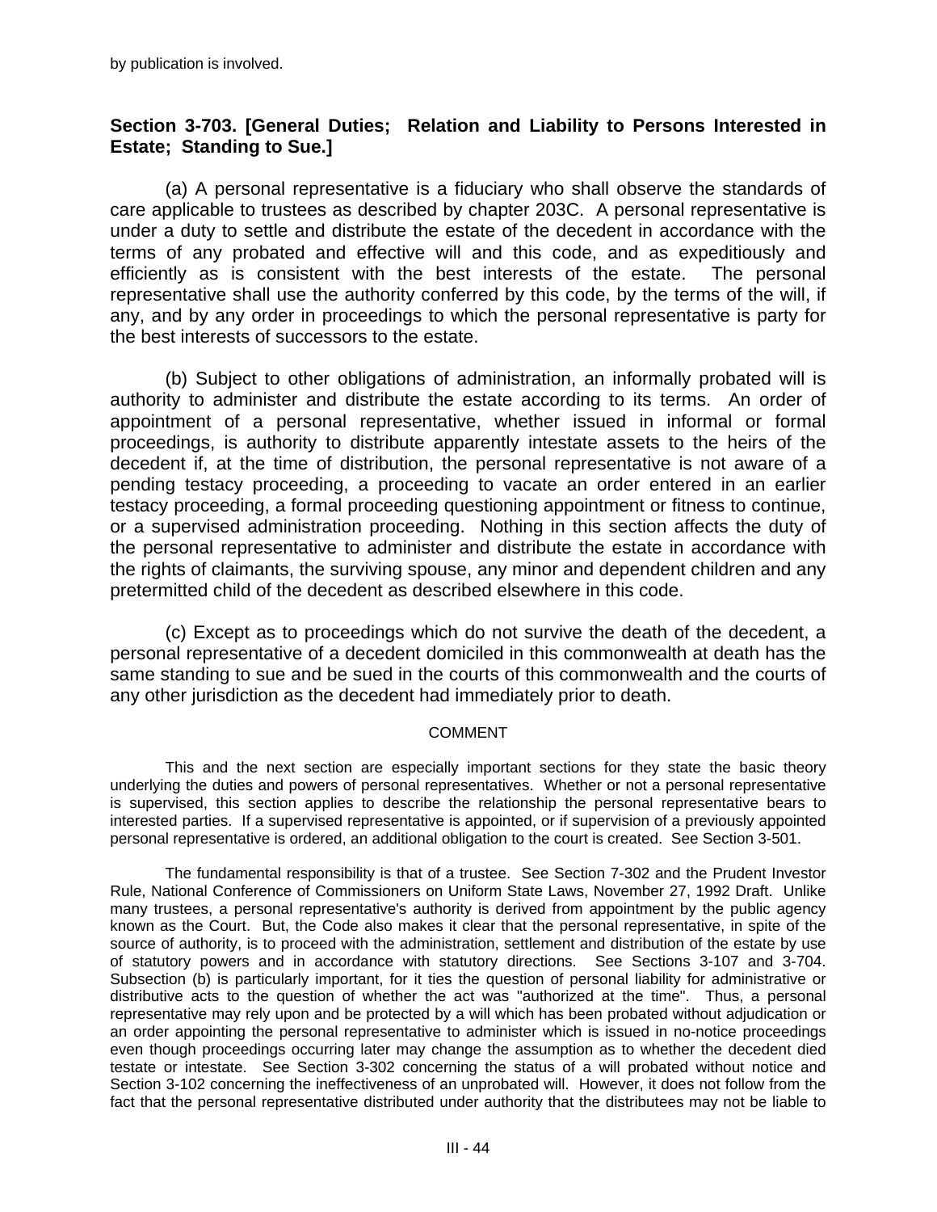by publication is involved.

### Section 3-703. [General Duties; Relation and Liability to Persons Interested in Estate; Standing to Sue.]

(a) A personal representative is a fiduciary who shall observe the standards of care applicable to trustees as described by chapter 203C. A personal representative is under a duty to settle and distribute the estate of the decedent in accordance with the terms of any probated and effective will and this code, and as expeditiously and efficiently as is consistent with the best interests of the estate. The personal representative shall use the authority conferred by this code, by the terms of the will, if any, and by any order in proceedings to which the personal representative is party for the best interests of successors to the estate.

(b) Subject to other obligations of administration, an informally probated will is authority to administer and distribute the estate according to its terms. An order of appointment of a personal representative, whether issued in informal or formal proceedings, is authority to distribute apparently intestate assets to the heirs of the decedent if, at the time of distribution, the personal representative is not aware of a pending testacy proceeding, a proceeding to vacate an order entered in an earlier testacy proceeding, a formal proceeding questioning appointment or fitness to continue, or a supervised administration proceeding. Nothing in this section affects the duty of the personal representative to administer and distribute the estate in accordance with the rights of claimants, the surviving spouse, any minor and dependent children and any pretermitted child of the decedent as described elsewhere in this code.

(c) Except as to proceedings which do not survive the death of the decedent, a personal representative of a decedent domiciled in this commonwealth at death has the same standing to sue and be sued in the courts of this commonwealth and the courts of any other jurisdiction as the decedent had immediately prior to death.

COMMENT

This and the next section are especially important sections for they state the basic theory underlying the duties and powers of personal representatives. Whether or not a personal representative is supervised, this section applies to describe the relationship the personal representative bears to interested parties. If a supervised representative is appointed, or if supervision of a previously appointed personal representative is ordered, an additional obligation to the court is created. See Section 3-501.

The fundamental responsibility is that of a trustee. See Section 7-302 and the Prudent Investor Rule, National Conference of Commissioners on Uniform State Laws, November 27, 1992 Draft. Unlike many trustees, a personal representative's authority is derived from appointment by the public agency known as the Court. But, the Code also makes it clear that the personal representative, in spite of the source of authority, is to proceed with the administration, settlement and distribution of the estate by use of statutory powers and in accordance with statutory directions. See Sections 3-107 and 3-704. Subsection (b) is particularly important, for it ties the question of personal liability for administrative or distributive acts to the question of whether the act was "authorized at the time". Thus, a personal representative may rely upon and be protected by a will which has been probated without adjudication or an order appointing the personal representative to administer which is issued in no-notice proceedings even though proceedings occurring later may change the assumption as to whether the decedent died testate or intestate. See Section 3-302 concerning the status of a will probated without notice and Section 3-102 concerning the ineffectiveness of an unprobated will. However, it does not follow from the fact that the personal representative distributed under authority that the distributees may not be liable to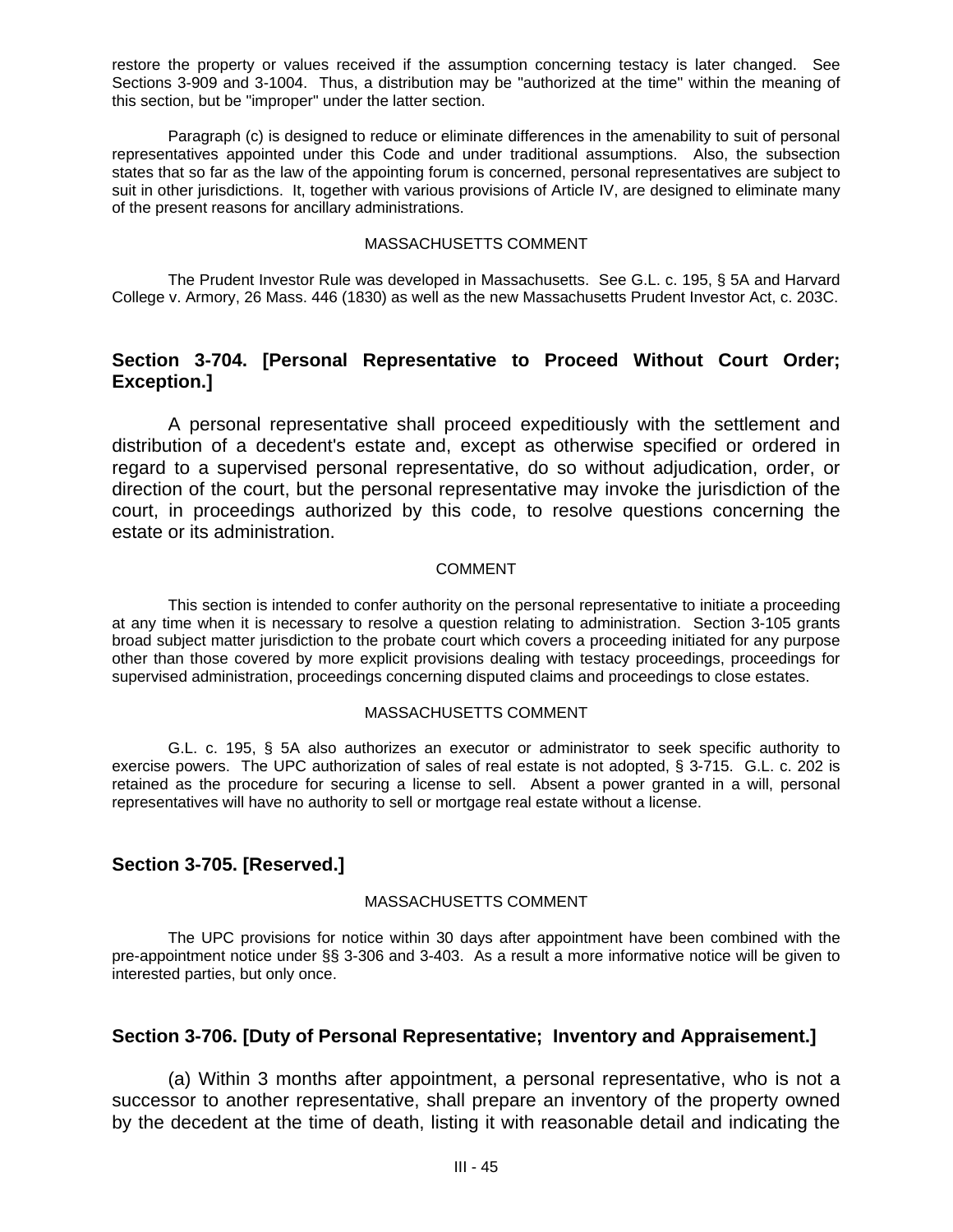restore the property or values received if the assumption concerning testacy is later changed. See Sections 3-909 and 3-1004. Thus, a distribution may be "authorized at the time" within the meaning of this section, but be "improper" under the latter section.

Paragraph (c) is designed to reduce or eliminate differences in the amenability to suit of personal representatives appointed under this Code and under traditional assumptions. Also, the subsection states that so far as the law of the appointing forum is concerned, personal representatives are subject to suit in other jurisdictions. It, together with various provisions of Article IV, are designed to eliminate many of the present reasons for ancillary administrations.

MASSACHUSETTS COMMENT

The Prudent Investor Rule was developed in Massachusetts. See G.L. c. 195, § 5A and Harvard College v. Armory, 26 Mass. 446 (1830) as well as the new Massachusetts Prudent Investor Act, c. 203C.

## Section 3-704. [Personal Representative to Proceed Without Court Order; Exception.]

A personal representative shall proceed expeditiously with the settlement and distribution of a decedent's estate and, except as otherwise specified or ordered in regard to a supervised personal representative, do so without adjudication, order, or direction of the court, but the personal representative may invoke the jurisdiction of the court, in proceedings authorized by this code, to resolve questions concerning the estate or its administration.

COMMENT

This section is intended to confer authority on the personal representative to initiate a proceeding at any time when it is necessary to resolve a question relating to administration. Section 3-105 grants broad subject matter jurisdiction to the probate court which covers a proceeding initiated for any purpose other than those covered by more explicit provisions dealing with testacy proceedings, proceedings for supervised administration, proceedings concerning disputed claims and proceedings to close estates.

MASSACHUSETTS COMMENT

G.L. c. 195, § 5A also authorizes an executor or administrator to seek specific authority to exercise powers. The UPC authorization of sales of real estate is not adopted, § 3-715. G.L. c. 202 is retained as the procedure for securing a license to sell. Absent a power granted in a will, personal representatives will have no authority to sell or mortgage real estate without a license.

## Section 3-705. [Reserved.]

MASSACHUSETTS COMMENT

The UPC provisions for notice within 30 days after appointment have been combined with the pre-appointment notice under §§ 3-306 and 3-403. As a result a more informative notice will be given to interested parties, but only once.

## Section 3-706. [Duty of Personal Representative; Inventory and Appraisement.]

(a) Within 3 months after appointment, a personal representative, who is not a successor to another representative, shall prepare an inventory of the property owned by the decedent at the time of death, listing it with reasonable detail and indicating the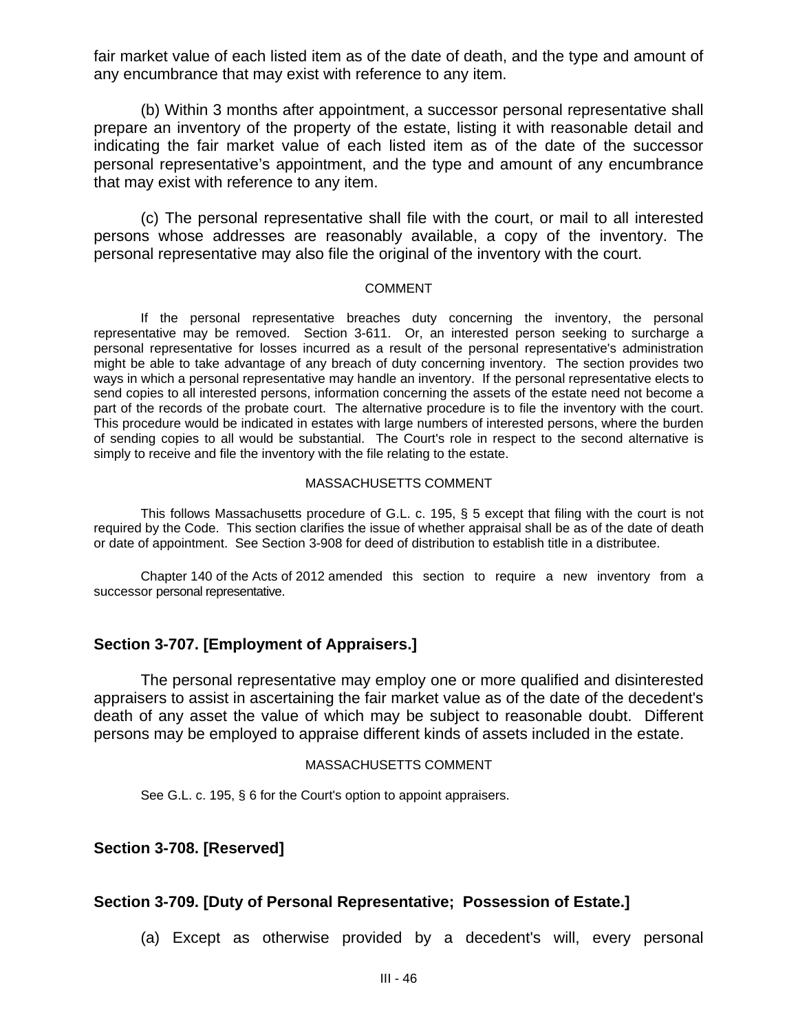fair market value of each listed item as of the date of death, and the type and amount of any encumbrance that may exist with reference to any item.

(b) Within 3 months after appointment, a successor personal representative shall prepare an inventory of the property of the estate, listing it with reasonable detail and indicating the fair market value of each listed item as of the date of the successor personal representative's appointment, and the type and amount of any encumbrance that may exist with reference to any item.

(c) The personal representative shall file with the court, or mail to all interested persons whose addresses are reasonably available, a copy of the inventory. The personal representative may also file the original of the inventory with the court.

COMMENT

If the personal representative breaches duty concerning the inventory, the personal representative may be removed. Section 3-611. Or, an interested person seeking to surcharge a personal representative for losses incurred as a result of the personal representative's administration might be able to take advantage of any breach of duty concerning inventory. The section provides two ways in which a personal representative may handle an inventory. If the personal representative elects to send copies to all interested persons, information concerning the assets of the estate need not become a part of the records of the probate court. The alternative procedure is to file the inventory with the court. This procedure would be indicated in estates with large numbers of interested persons, where the burden of sending copies to all would be substantial. The Court's role in respect to the second alternative is simply to receive and file the inventory with the file relating to the estate.

MASSACHUSETTS COMMENT

This follows Massachusetts procedure of G.L. c. 195, § 5 except that filing with the court is not required by the Code. This section clarifies the issue of whether appraisal shall be as of the date of death or date of appointment. See Section 3-908 for deed of distribution to establish title in a distributee.

Chapter 140 of the Acts of 2012 amended this section to require a new inventory from a successor personal representative.

### Section 3-707. [Employment of Appraisers.]

The personal representative may employ one or more qualified and disinterested appraisers to assist in ascertaining the fair market value as of the date of the decedent's death of any asset the value of which may be subject to reasonable doubt. Different persons may be employed to appraise different kinds of assets included in the estate.

MASSACHUSETTS COMMENT

See G.L. c. 195, § 6 for the Court's option to appoint appraisers.

### Section 3-708. [Reserved]

### Section 3-709. [Duty of Personal Representative; Possession of Estate.]

(a) Except as otherwise provided by a decedent's will, every personal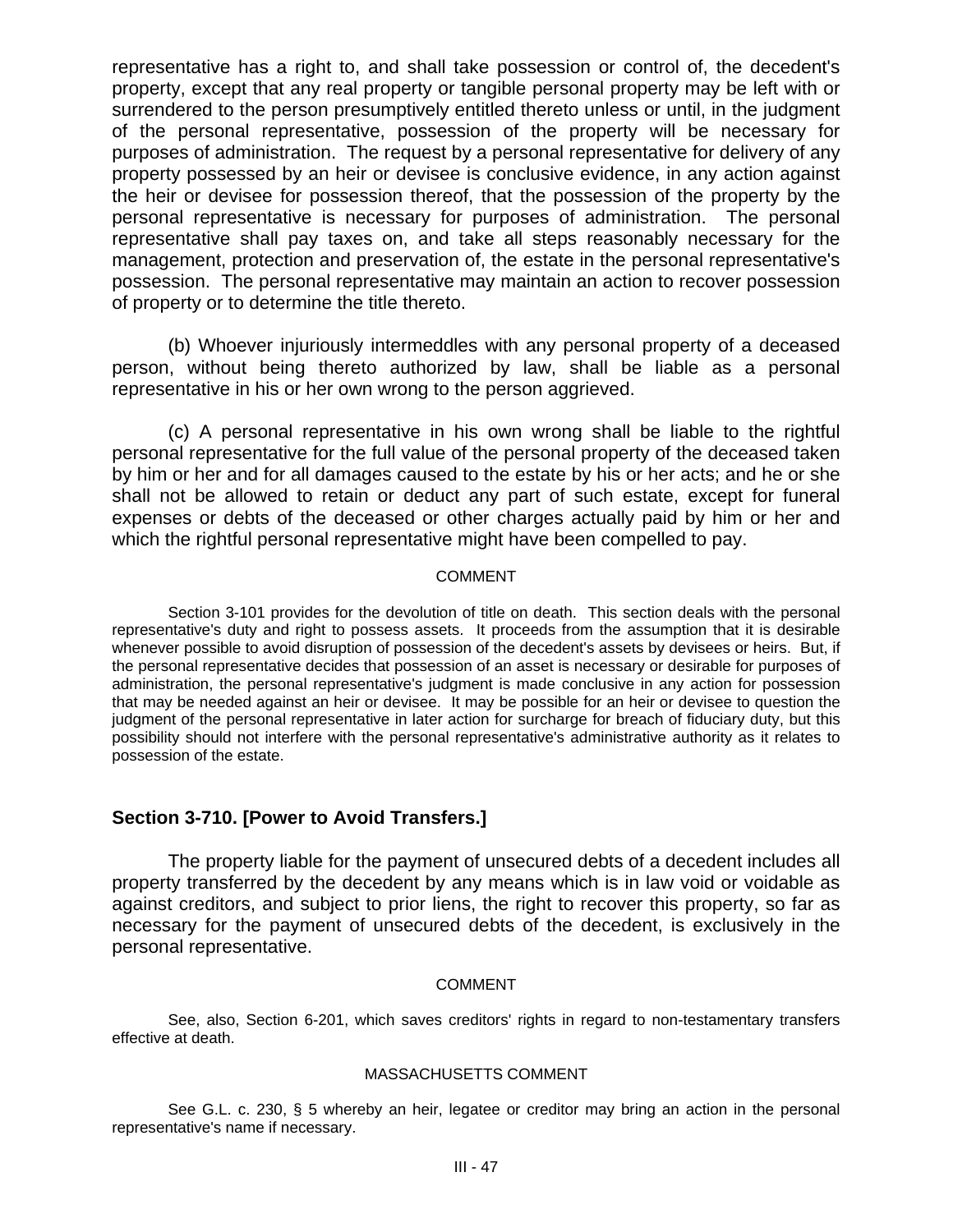representative has a right to, and shall take possession or control of, the decedent's property, except that any real property or tangible personal property may be left with or surrendered to the person presumptively entitled thereto unless or until, in the judgment of the personal representative, possession of the property will be necessary for purposes of administration. The request by a personal representative for delivery of any property possessed by an heir or devisee is conclusive evidence, in any action against the heir or devisee for possession thereof, that the possession of the property by the personal representative is necessary for purposes of administration. The personal representative shall pay taxes on, and take all steps reasonably necessary for the management, protection and preservation of, the estate in the personal representative's possession. The personal representative may maintain an action to recover possession of property or to determine the title thereto.

(b) Whoever injuriously intermeddles with any personal property of a deceased person, without being thereto authorized by law, shall be liable as a personal representative in his or her own wrong to the person aggrieved.

(c) A personal representative in his own wrong shall be liable to the rightful personal representative for the full value of the personal property of the deceased taken by him or her and for all damages caused to the estate by his or her acts; and he or she shall not be allowed to retain or deduct any part of such estate, except for funeral expenses or debts of the deceased or other charges actually paid by him or her and which the rightful personal representative might have been compelled to pay.

COMMENT

Section 3-101 provides for the devolution of title on death. This section deals with the personal representative's duty and right to possess assets. It proceeds from the assumption that it is desirable whenever possible to avoid disruption of possession of the decedent's assets by devisees or heirs. But, if the personal representative decides that possession of an asset is necessary or desirable for purposes of administration, the personal representative's judgment is made conclusive in any action for possession that may be needed against an heir or devisee. It may be possible for an heir or devisee to question the judgment of the personal representative in later action for surcharge for breach of fiduciary duty, but this possibility should not interfere with the personal representative's administrative authority as it relates to possession of the estate.

## Section 3-710. [Power to Avoid Transfers.]

The property liable for the payment of unsecured debts of a decedent includes all property transferred by the decedent by any means which is in law void or voidable as against creditors, and subject to prior liens, the right to recover this property, so far as necessary for the payment of unsecured debts of the decedent, is exclusively in the personal representative.

COMMENT

See, also, Section 6-201, which saves creditors' rights in regard to non-testamentary transfers effective at death.

MASSACHUSETTS COMMENT

See G.L. c. 230, § 5 whereby an heir, legatee or creditor may bring an action in the personal representative's name if necessary.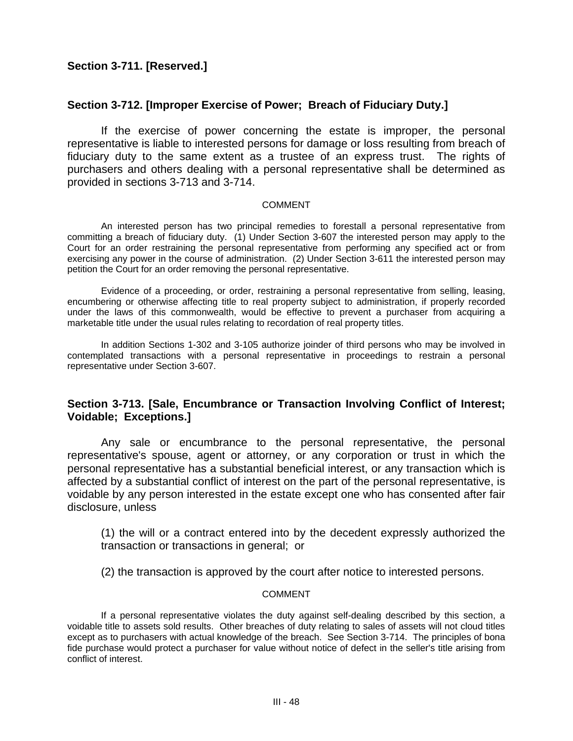### Section 3-711. [Reserved.]

### Section 3-712. [Improper Exercise of Power; Breach of Fiduciary Duty.]

If the exercise of power concerning the estate is improper, the personal representative is liable to interested persons for damage or loss resulting from breach of fiduciary duty to the same extent as a trustee of an express trust. The rights of purchasers and others dealing with a personal representative shall be determined as provided in sections 3-713 and 3-714.

COMMENT

An interested person has two principal remedies to forestall a personal representative from committing a breach of fiduciary duty. (1) Under Section 3-607 the interested person may apply to the Court for an order restraining the personal representative from performing any specified act or from exercising any power in the course of administration. (2) Under Section 3-611 the interested person may petition the Court for an order removing the personal representative.

Evidence of a proceeding, or order, restraining a personal representative from selling, leasing, encumbering or otherwise affecting title to real property subject to administration, if properly recorded under the laws of this commonwealth, would be effective to prevent a purchaser from acquiring a marketable title under the usual rules relating to recordation of real property titles.

In addition Sections 1-302 and 3-105 authorize joinder of third persons who may be involved in contemplated transactions with a personal representative in proceedings to restrain a personal representative under Section 3-607.

### Section 3-713. [Sale, Encumbrance or Transaction Involving Conflict of Interest; Voidable; Exceptions.]

Any sale or encumbrance to the personal representative, the personal representative's spouse, agent or attorney, or any corporation or trust in which the personal representative has a substantial beneficial interest, or any transaction which is affected by a substantial conflict of interest on the part of the personal representative, is voidable by any person interested in the estate except one who has consented after fair disclosure, unless

(1) the will or a contract entered into by the decedent expressly authorized the transaction or transactions in general; or

(2) the transaction is approved by the court after notice to interested persons.

COMMENT

If a personal representative violates the duty against self-dealing described by this section, a voidable title to assets sold results. Other breaches of duty relating to sales of assets will not cloud titles except as to purchasers with actual knowledge of the breach. See Section 3-714. The principles of bona fide purchase would protect a purchaser for value without notice of defect in the seller's title arising from conflict of interest.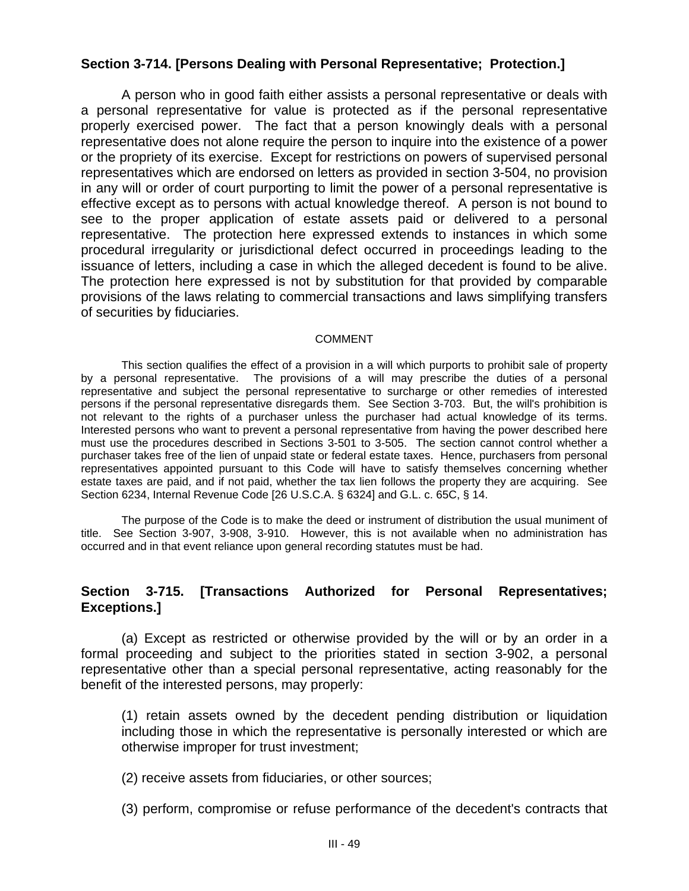### Section 3-714. [Persons Dealing with Personal Representative; Protection.]

A person who in good faith either assists a personal representative or deals with a personal representative for value is protected as if the personal representative properly exercised power. The fact that a person knowingly deals with a personal representative does not alone require the person to inquire into the existence of a power or the propriety of its exercise. Except for restrictions on powers of supervised personal representatives which are endorsed on letters as provided in section 3-504, no provision in any will or order of court purporting to limit the power of a personal representative is effective except as to persons with actual knowledge thereof. A person is not bound to see to the proper application of estate assets paid or delivered to a personal representative. The protection here expressed extends to instances in which some procedural irregularity or jurisdictional defect occurred in proceedings leading to the issuance of letters, including a case in which the alleged decedent is found to be alive. The protection here expressed is not by substitution for that provided by comparable provisions of the laws relating to commercial transactions and laws simplifying transfers of securities by fiduciaries.

COMMENT

This section qualifies the effect of a provision in a will which purports to prohibit sale of property by a personal representative. The provisions of a will may prescribe the duties of a personal representative and subject the personal representative to surcharge or other remedies of interested persons if the personal representative disregards them. See Section 3-703. But, the will's prohibition is not relevant to the rights of a purchaser unless the purchaser had actual knowledge of its terms. Interested persons who want to prevent a personal representative from having the power described here must use the procedures described in Sections 3-501 to 3-505. The section cannot control whether a purchaser takes free of the lien of unpaid state or federal estate taxes. Hence, purchasers from personal representatives appointed pursuant to this Code will have to satisfy themselves concerning whether estate taxes are paid, and if not paid, whether the tax lien follows the property they are acquiring. See Section 6234, Internal Revenue Code [26 U.S.C.A. § 6324] and G.L. c. 65C, § 14.

The purpose of the Code is to make the deed or instrument of distribution the usual muniment of title. See Section 3-907, 3-908, 3-910. However, this is not available when no administration has occurred and in that event reliance upon general recording statutes must be had.

### Section 3-715. [Transactions Authorized for Personal Representatives; Exceptions.]

(a) Except as restricted or otherwise provided by the will or by an order in a formal proceeding and subject to the priorities stated in section 3-902, a personal representative other than a special personal representative, acting reasonably for the benefit of the interested persons, may properly:

(1) retain assets owned by the decedent pending distribution or liquidation including those in which the representative is personally interested or which are otherwise improper for trust investment;

(2) receive assets from fiduciaries, or other sources;

(3) perform, compromise or refuse performance of the decedent's contracts that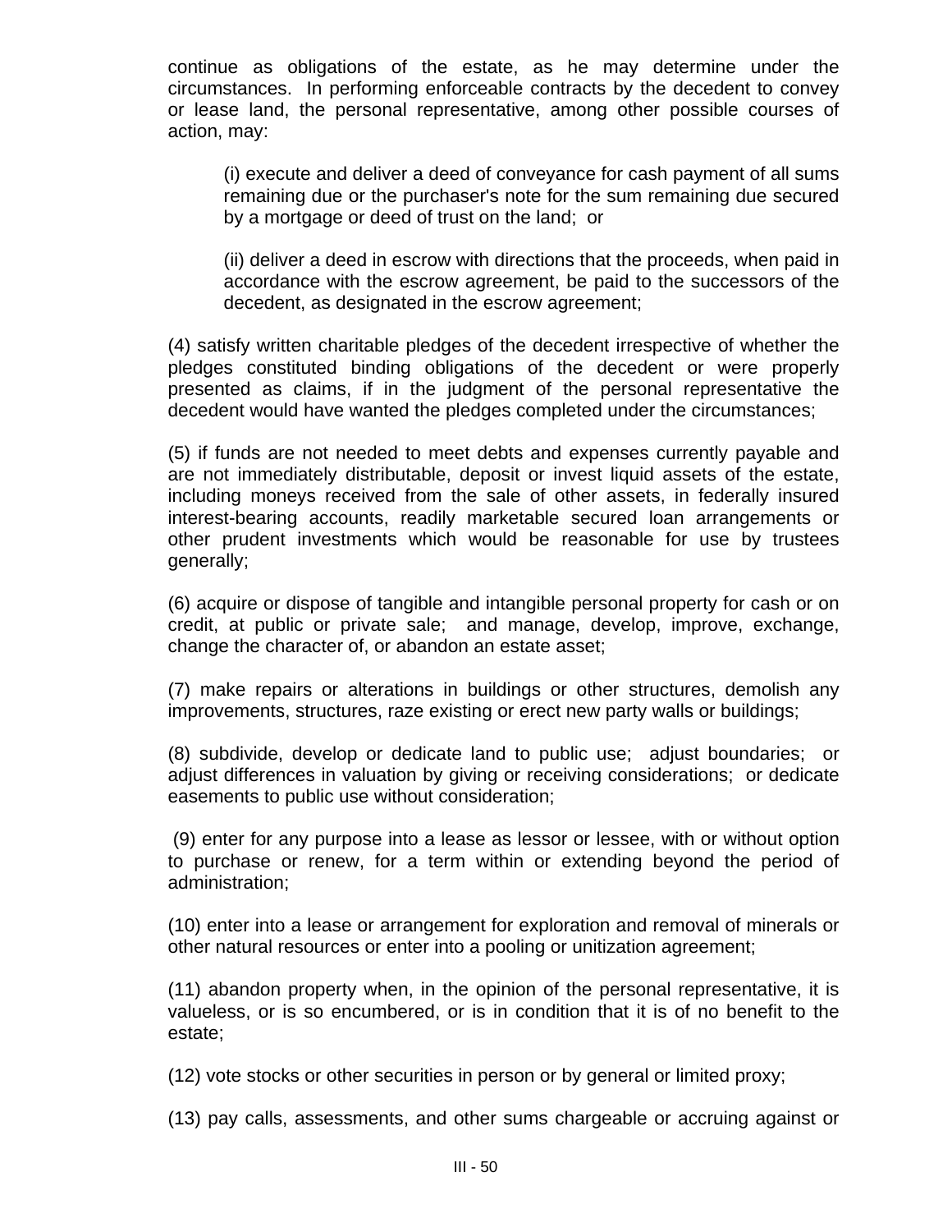continue as obligations of the estate, as he may determine under the circumstances. In performing enforceable contracts by the decedent to convey or lease land, the personal representative, among other possible courses of action, may:

> (i) execute and deliver a deed of conveyance for cash payment of all sums remaining due or the purchaser's note for the sum remaining due secured by a mortgage or deed of trust on the land; or
>
> (ii) deliver a deed in escrow with directions that the proceeds, when paid in accordance with the escrow agreement, be paid to the successors of the decedent, as designated in the escrow agreement;

(4) satisfy written charitable pledges of the decedent irrespective of whether the pledges constituted binding obligations of the decedent or were properly presented as claims, if in the judgment of the personal representative the decedent would have wanted the pledges completed under the circumstances;

(5) if funds are not needed to meet debts and expenses currently payable and are not immediately distributable, deposit or invest liquid assets of the estate, including moneys received from the sale of other assets, in federally insured interest-bearing accounts, readily marketable secured loan arrangements or other prudent investments which would be reasonable for use by trustees generally;

(6) acquire or dispose of tangible and intangible personal property for cash or on credit, at public or private sale; and manage, develop, improve, exchange, change the character of, or abandon an estate asset;

(7) make repairs or alterations in buildings or other structures, demolish any improvements, structures, raze existing or erect new party walls or buildings;

(8) subdivide, develop or dedicate land to public use; adjust boundaries; or adjust differences in valuation by giving or receiving considerations; or dedicate easements to public use without consideration;

(9) enter for any purpose into a lease as lessor or lessee, with or without option to purchase or renew, for a term within or extending beyond the period of administration;

(10) enter into a lease or arrangement for exploration and removal of minerals or other natural resources or enter into a pooling or unitization agreement;

(11) abandon property when, in the opinion of the personal representative, it is valueless, or is so encumbered, or is in condition that it is of no benefit to the estate;

(12) vote stocks or other securities in person or by general or limited proxy;

(13) pay calls, assessments, and other sums chargeable or accruing against or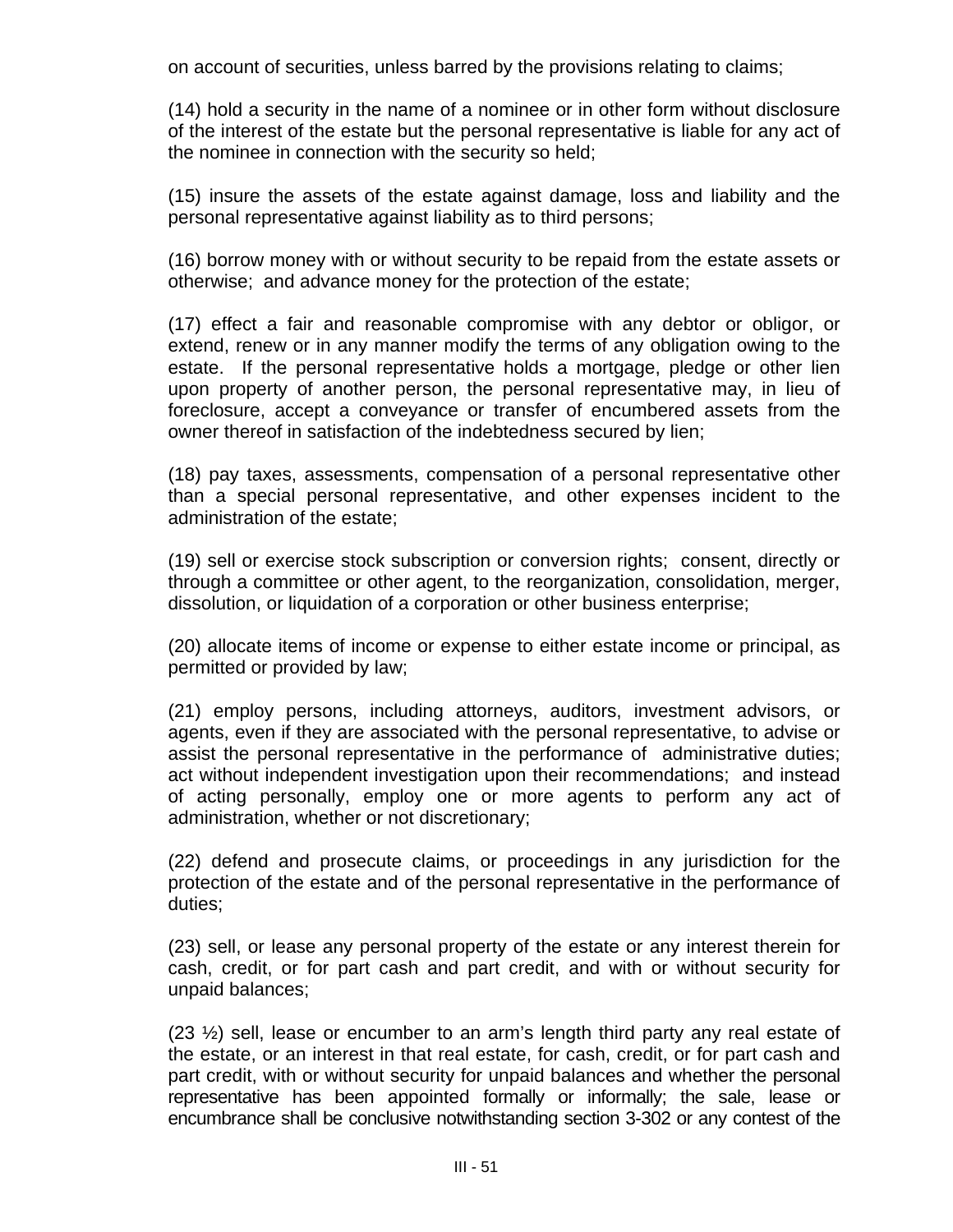on account of securities, unless barred by the provisions relating to claims;

(14) hold a security in the name of a nominee or in other form without disclosure of the interest of the estate but the personal representative is liable for any act of the nominee in connection with the security so held;

(15) insure the assets of the estate against damage, loss and liability and the personal representative against liability as to third persons;

(16) borrow money with or without security to be repaid from the estate assets or otherwise; and advance money for the protection of the estate;

(17) effect a fair and reasonable compromise with any debtor or obligor, or extend, renew or in any manner modify the terms of any obligation owing to the estate. If the personal representative holds a mortgage, pledge or other lien upon property of another person, the personal representative may, in lieu of foreclosure, accept a conveyance or transfer of encumbered assets from the owner thereof in satisfaction of the indebtedness secured by lien;

(18) pay taxes, assessments, compensation of a personal representative other than a special personal representative, and other expenses incident to the administration of the estate;

(19) sell or exercise stock subscription or conversion rights; consent, directly or through a committee or other agent, to the reorganization, consolidation, merger, dissolution, or liquidation of a corporation or other business enterprise;

(20) allocate items of income or expense to either estate income or principal, as permitted or provided by law;

(21) employ persons, including attorneys, auditors, investment advisors, or agents, even if they are associated with the personal representative, to advise or assist the personal representative in the performance of administrative duties; act without independent investigation upon their recommendations; and instead of acting personally, employ one or more agents to perform any act of administration, whether or not discretionary;

(22) defend and prosecute claims, or proceedings in any jurisdiction for the protection of the estate and of the personal representative in the performance of duties;

(23) sell, or lease any personal property of the estate or any interest therein for cash, credit, or for part cash and part credit, and with or without security for unpaid balances;

(23 ½) sell, lease or encumber to an arm's length third party any real estate of the estate, or an interest in that real estate, for cash, credit, or for part cash and part credit, with or without security for unpaid balances and whether the personal representative has been appointed formally or informally; the sale, lease or encumbrance shall be conclusive notwithstanding section 3-302 or any contest of the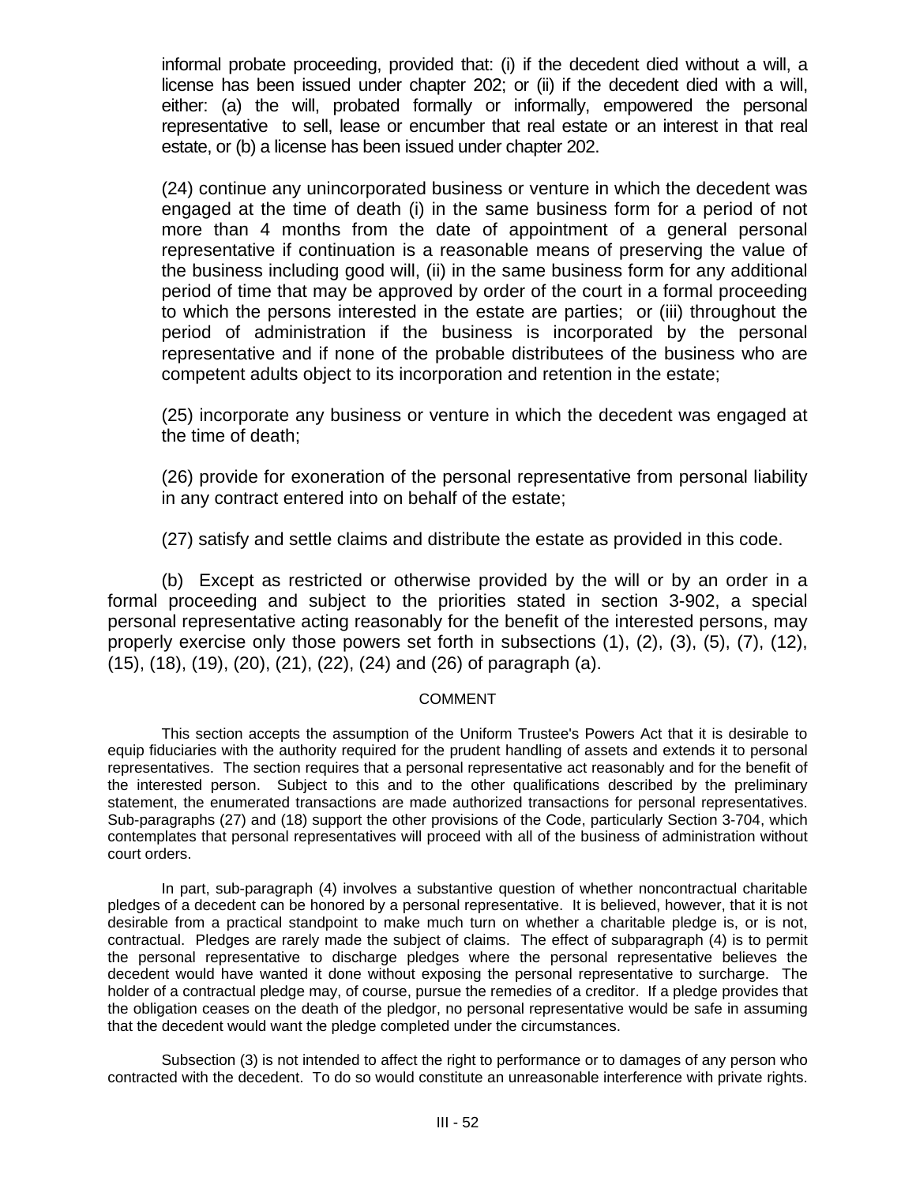informal probate proceeding, provided that: (i) if the decedent died without a will, a license has been issued under chapter 202; or (ii) if the decedent died with a will, either: (a) the will, probated formally or informally, empowered the personal representative to sell, lease or encumber that real estate or an interest in that real estate, or (b) a license has been issued under chapter 202.

(24) continue any unincorporated business or venture in which the decedent was engaged at the time of death (i) in the same business form for a period of not more than 4 months from the date of appointment of a general personal representative if continuation is a reasonable means of preserving the value of the business including good will, (ii) in the same business form for any additional period of time that may be approved by order of the court in a formal proceeding to which the persons interested in the estate are parties; or (iii) throughout the period of administration if the business is incorporated by the personal representative and if none of the probable distributees of the business who are competent adults object to its incorporation and retention in the estate;

(25) incorporate any business or venture in which the decedent was engaged at the time of death;

(26) provide for exoneration of the personal representative from personal liability in any contract entered into on behalf of the estate;

(27) satisfy and settle claims and distribute the estate as provided in this code.

(b) Except as restricted or otherwise provided by the will or by an order in a formal proceeding and subject to the priorities stated in section 3-902, a special personal representative acting reasonably for the benefit of the interested persons, may properly exercise only those powers set forth in subsections (1), (2), (3), (5), (7), (12), (15), (18), (19), (20), (21), (22), (24) and (26) of paragraph (a).

COMMENT

This section accepts the assumption of the Uniform Trustee's Powers Act that it is desirable to equip fiduciaries with the authority required for the prudent handling of assets and extends it to personal representatives. The section requires that a personal representative act reasonably and for the benefit of the interested person. Subject to this and to the other qualifications described by the preliminary statement, the enumerated transactions are made authorized transactions for personal representatives. Sub-paragraphs (27) and (18) support the other provisions of the Code, particularly Section 3-704, which contemplates that personal representatives will proceed with all of the business of administration without court orders.

In part, sub-paragraph (4) involves a substantive question of whether noncontractual charitable pledges of a decedent can be honored by a personal representative. It is believed, however, that it is not desirable from a practical standpoint to make much turn on whether a charitable pledge is, or is not, contractual. Pledges are rarely made the subject of claims. The effect of subparagraph (4) is to permit the personal representative to discharge pledges where the personal representative believes the decedent would have wanted it done without exposing the personal representative to surcharge. The holder of a contractual pledge may, of course, pursue the remedies of a creditor. If a pledge provides that the obligation ceases on the death of the pledgor, no personal representative would be safe in assuming that the decedent would want the pledge completed under the circumstances.

Subsection (3) is not intended to affect the right to performance or to damages of any person who contracted with the decedent. To do so would constitute an unreasonable interference with private rights.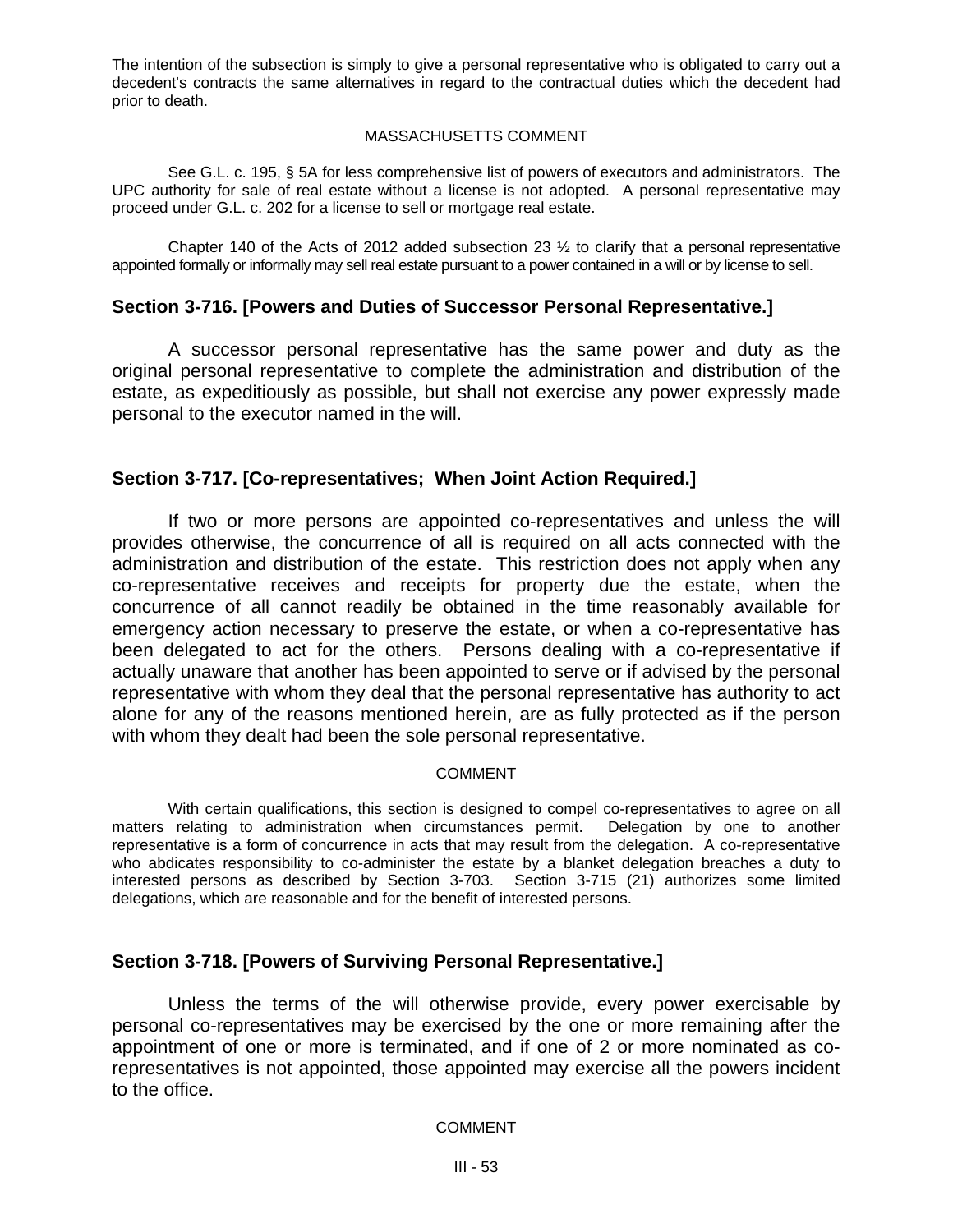The intention of the subsection is simply to give a personal representative who is obligated to carry out a decedent's contracts the same alternatives in regard to the contractual duties which the decedent had prior to death.

MASSACHUSETTS COMMENT

See G.L. c. 195, § 5A for less comprehensive list of powers of executors and administrators. The UPC authority for sale of real estate without a license is not adopted. A personal representative may proceed under G.L. c. 202 for a license to sell or mortgage real estate.

Chapter 140 of the Acts of 2012 added subsection 23 ½ to clarify that a personal representative appointed formally or informally may sell real estate pursuant to a power contained in a will or by license to sell.

### Section 3-716. [Powers and Duties of Successor Personal Representative.]

A successor personal representative has the same power and duty as the original personal representative to complete the administration and distribution of the estate, as expeditiously as possible, but shall not exercise any power expressly made personal to the executor named in the will.

### Section 3-717. [Co-representatives; When Joint Action Required.]

If two or more persons are appointed co-representatives and unless the will provides otherwise, the concurrence of all is required on all acts connected with the administration and distribution of the estate. This restriction does not apply when any co-representative receives and receipts for property due the estate, when the concurrence of all cannot readily be obtained in the time reasonably available for emergency action necessary to preserve the estate, or when a co-representative has been delegated to act for the others. Persons dealing with a co-representative if actually unaware that another has been appointed to serve or if advised by the personal representative with whom they deal that the personal representative has authority to act alone for any of the reasons mentioned herein, are as fully protected as if the person with whom they dealt had been the sole personal representative.

COMMENT

With certain qualifications, this section is designed to compel co-representatives to agree on all matters relating to administration when circumstances permit. Delegation by one to another representative is a form of concurrence in acts that may result from the delegation. A co-representative who abdicates responsibility to co-administer the estate by a blanket delegation breaches a duty to interested persons as described by Section 3-703. Section 3-715 (21) authorizes some limited delegations, which are reasonable and for the benefit of interested persons.

### Section 3-718. [Powers of Surviving Personal Representative.]

Unless the terms of the will otherwise provide, every power exercisable by personal co-representatives may be exercised by the one or more remaining after the appointment of one or more is terminated, and if one of 2 or more nominated as co-representatives is not appointed, those appointed may exercise all the powers incident to the office.

COMMENT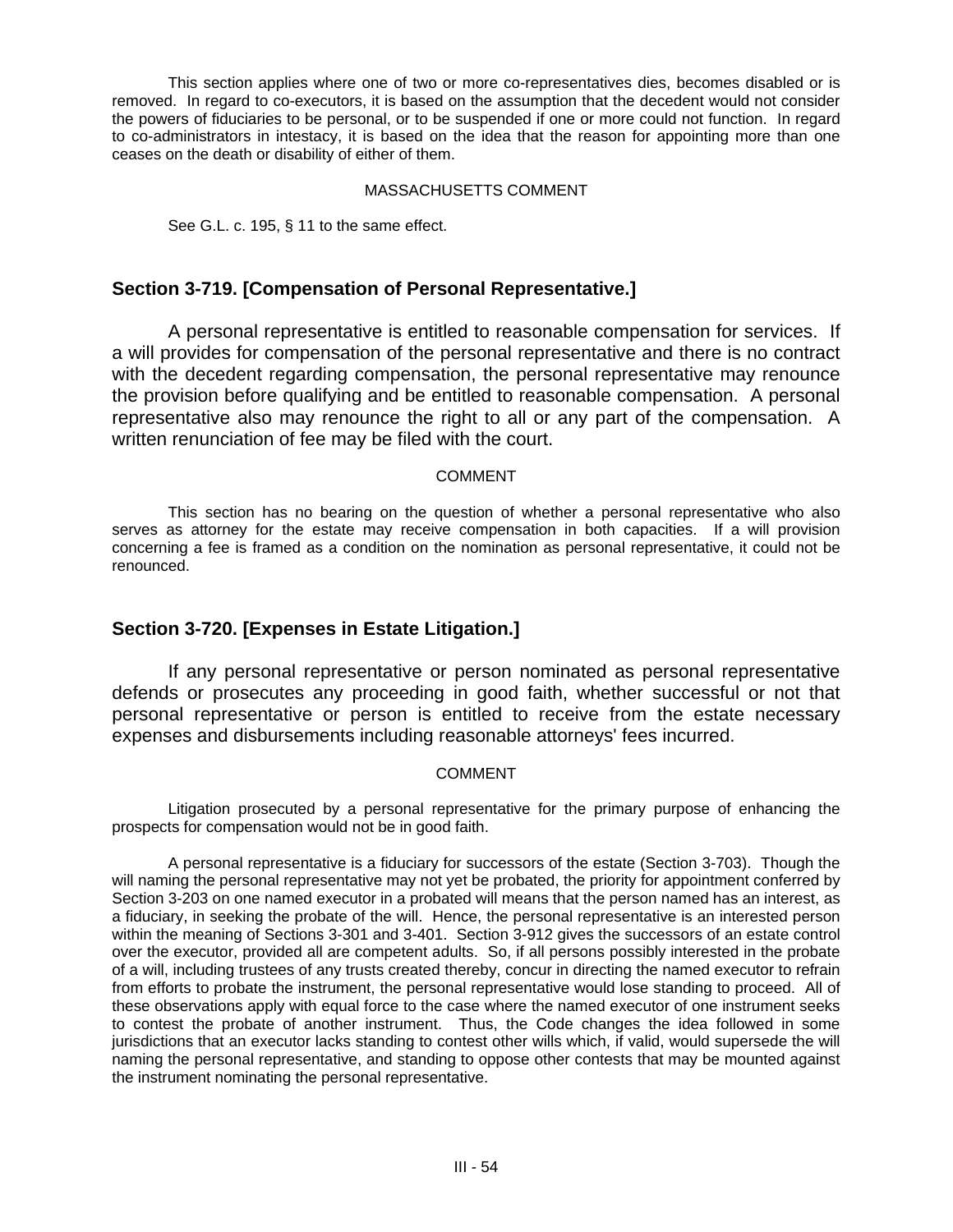This section applies where one of two or more co-representatives dies, becomes disabled or is removed. In regard to co-executors, it is based on the assumption that the decedent would not consider the powers of fiduciaries to be personal, or to be suspended if one or more could not function. In regard to co-administrators in intestacy, it is based on the idea that the reason for appointing more than one ceases on the death or disability of either of them.

MASSACHUSETTS COMMENT

See G.L. c. 195, § 11 to the same effect.

## Section 3-719. [Compensation of Personal Representative.]

A personal representative is entitled to reasonable compensation for services. If a will provides for compensation of the personal representative and there is no contract with the decedent regarding compensation, the personal representative may renounce the provision before qualifying and be entitled to reasonable compensation. A personal representative also may renounce the right to all or any part of the compensation. A written renunciation of fee may be filed with the court.

COMMENT

This section has no bearing on the question of whether a personal representative who also serves as attorney for the estate may receive compensation in both capacities. If a will provision concerning a fee is framed as a condition on the nomination as personal representative, it could not be renounced.

## Section 3-720. [Expenses in Estate Litigation.]

If any personal representative or person nominated as personal representative defends or prosecutes any proceeding in good faith, whether successful or not that personal representative or person is entitled to receive from the estate necessary expenses and disbursements including reasonable attorneys' fees incurred.

COMMENT

Litigation prosecuted by a personal representative for the primary purpose of enhancing the prospects for compensation would not be in good faith.

A personal representative is a fiduciary for successors of the estate (Section 3-703). Though the will naming the personal representative may not yet be probated, the priority for appointment conferred by Section 3-203 on one named executor in a probated will means that the person named has an interest, as a fiduciary, in seeking the probate of the will. Hence, the personal representative is an interested person within the meaning of Sections 3-301 and 3-401. Section 3-912 gives the successors of an estate control over the executor, provided all are competent adults. So, if all persons possibly interested in the probate of a will, including trustees of any trusts created thereby, concur in directing the named executor to refrain from efforts to probate the instrument, the personal representative would lose standing to proceed. All of these observations apply with equal force to the case where the named executor of one instrument seeks to contest the probate of another instrument. Thus, the Code changes the idea followed in some jurisdictions that an executor lacks standing to contest other wills which, if valid, would supersede the will naming the personal representative, and standing to oppose other contests that may be mounted against the instrument nominating the personal representative.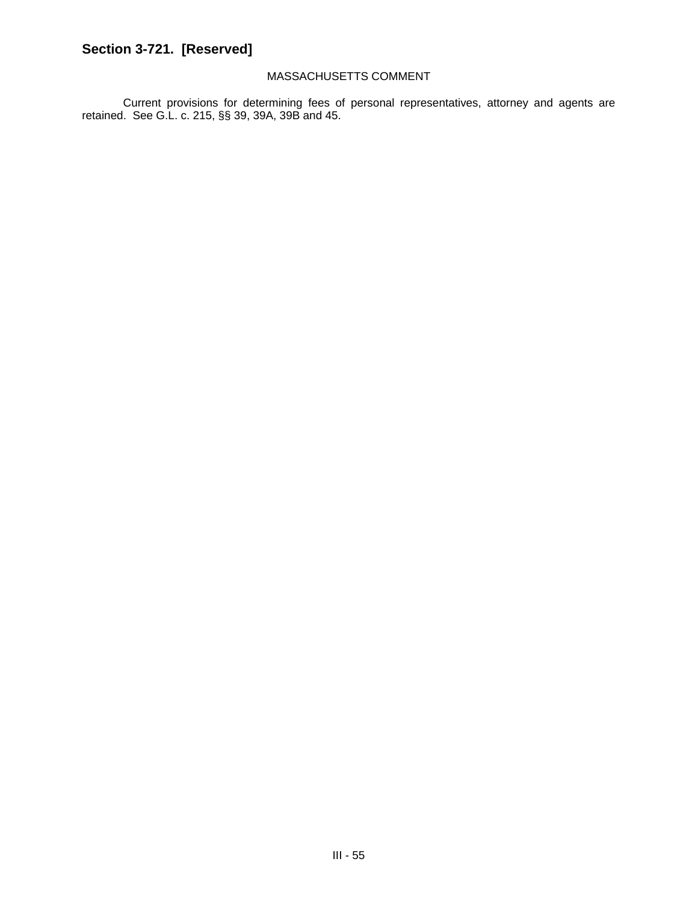## Section 3-721. [Reserved]

MASSACHUSETTS COMMENT

Current provisions for determining fees of personal representatives, attorney and agents are retained. See G.L. c. 215, §§ 39, 39A, 39B and 45.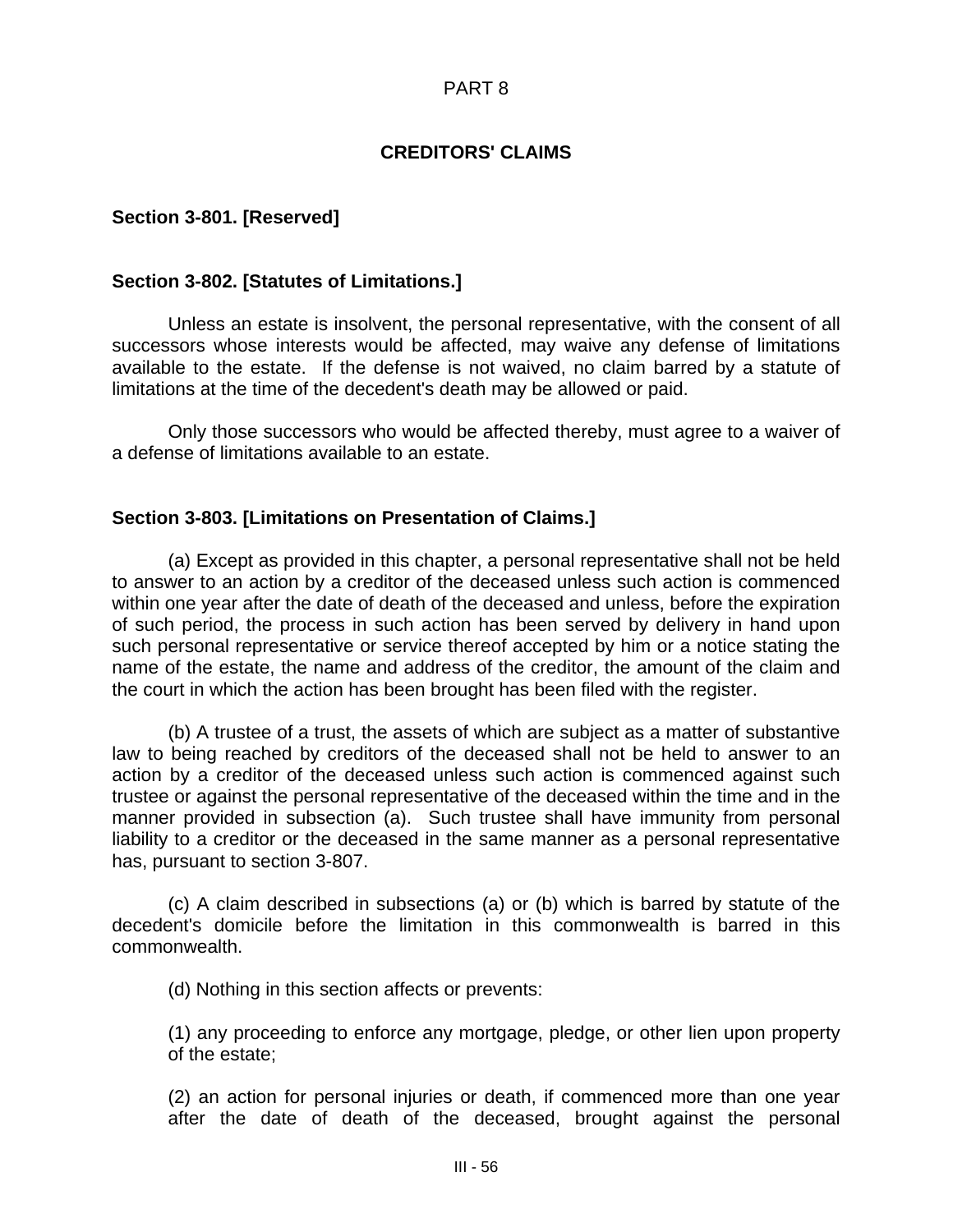# PART 8

## CREDITORS' CLAIMS

### Section 3-801. [Reserved]

### Section 3-802. [Statutes of Limitations.]

Unless an estate is insolvent, the personal representative, with the consent of all successors whose interests would be affected, may waive any defense of limitations available to the estate. If the defense is not waived, no claim barred by a statute of limitations at the time of the decedent's death may be allowed or paid.

Only those successors who would be affected thereby, must agree to a waiver of a defense of limitations available to an estate.

### Section 3-803. [Limitations on Presentation of Claims.]

(a) Except as provided in this chapter, a personal representative shall not be held to answer to an action by a creditor of the deceased unless such action is commenced within one year after the date of death of the deceased and unless, before the expiration of such period, the process in such action has been served by delivery in hand upon such personal representative or service thereof accepted by him or a notice stating the name of the estate, the name and address of the creditor, the amount of the claim and the court in which the action has been brought has been filed with the register.

(b) A trustee of a trust, the assets of which are subject as a matter of substantive law to being reached by creditors of the deceased shall not be held to answer to an action by a creditor of the deceased unless such action is commenced against such trustee or against the personal representative of the deceased within the time and in the manner provided in subsection (a). Such trustee shall have immunity from personal liability to a creditor or the deceased in the same manner as a personal representative has, pursuant to section 3-807.

(c) A claim described in subsections (a) or (b) which is barred by statute of the decedent's domicile before the limitation in this commonwealth is barred in this commonwealth.

(d) Nothing in this section affects or prevents:

(1) any proceeding to enforce any mortgage, pledge, or other lien upon property of the estate;

(2) an action for personal injuries or death, if commenced more than one year after the date of death of the deceased, brought against the personal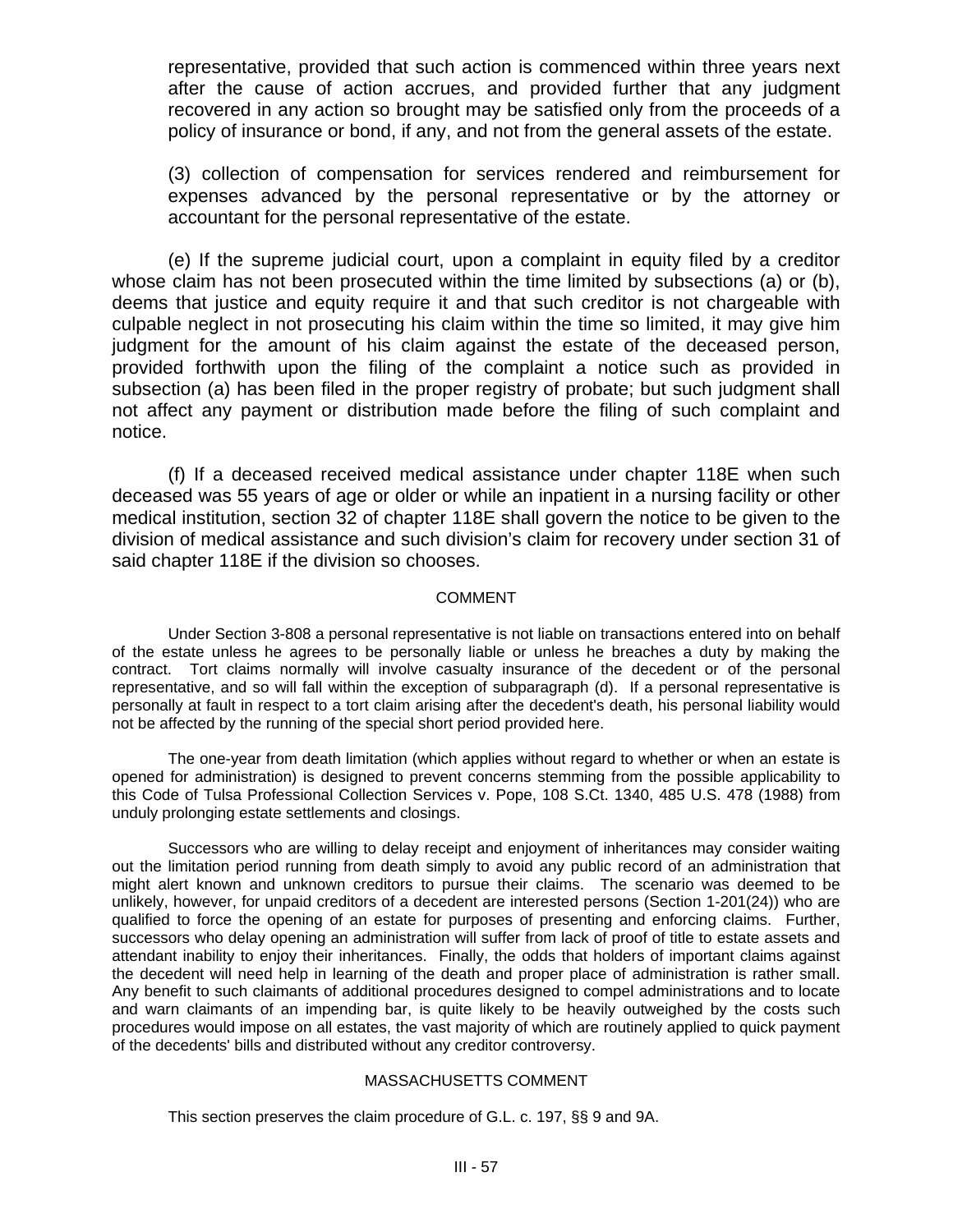representative, provided that such action is commenced within three years next after the cause of action accrues, and provided further that any judgment recovered in any action so brought may be satisfied only from the proceeds of a policy of insurance or bond, if any, and not from the general assets of the estate.

(3) collection of compensation for services rendered and reimbursement for expenses advanced by the personal representative or by the attorney or accountant for the personal representative of the estate.

(e) If the supreme judicial court, upon a complaint in equity filed by a creditor whose claim has not been prosecuted within the time limited by subsections (a) or (b), deems that justice and equity require it and that such creditor is not chargeable with culpable neglect in not prosecuting his claim within the time so limited, it may give him judgment for the amount of his claim against the estate of the deceased person, provided forthwith upon the filing of the complaint a notice such as provided in subsection (a) has been filed in the proper registry of probate; but such judgment shall not affect any payment or distribution made before the filing of such complaint and notice.

(f) If a deceased received medical assistance under chapter 118E when such deceased was 55 years of age or older or while an inpatient in a nursing facility or other medical institution, section 32 of chapter 118E shall govern the notice to be given to the division of medical assistance and such division's claim for recovery under section 31 of said chapter 118E if the division so chooses.

## COMMENT

Under Section 3-808 a personal representative is not liable on transactions entered into on behalf of the estate unless he agrees to be personally liable or unless he breaches a duty by making the contract. Tort claims normally will involve casualty insurance of the decedent or of the personal representative, and so will fall within the exception of subparagraph (d). If a personal representative is personally at fault in respect to a tort claim arising after the decedent's death, his personal liability would not be affected by the running of the special short period provided here.

The one-year from death limitation (which applies without regard to whether or when an estate is opened for administration) is designed to prevent concerns stemming from the possible applicability to this Code of Tulsa Professional Collection Services v. Pope, 108 S.Ct. 1340, 485 U.S. 478 (1988) from unduly prolonging estate settlements and closings.

Successors who are willing to delay receipt and enjoyment of inheritances may consider waiting out the limitation period running from death simply to avoid any public record of an administration that might alert known and unknown creditors to pursue their claims. The scenario was deemed to be unlikely, however, for unpaid creditors of a decedent are interested persons (Section 1-201(24)) who are qualified to force the opening of an estate for purposes of presenting and enforcing claims. Further, successors who delay opening an administration will suffer from lack of proof of title to estate assets and attendant inability to enjoy their inheritances. Finally, the odds that holders of important claims against the decedent will need help in learning of the death and proper place of administration is rather small. Any benefit to such claimants of additional procedures designed to compel administrations and to locate and warn claimants of an impending bar, is quite likely to be heavily outweighed by the costs such procedures would impose on all estates, the vast majority of which are routinely applied to quick payment of the decedents' bills and distributed without any creditor controversy.

## MASSACHUSETTS COMMENT

This section preserves the claim procedure of G.L. c. 197, §§ 9 and 9A.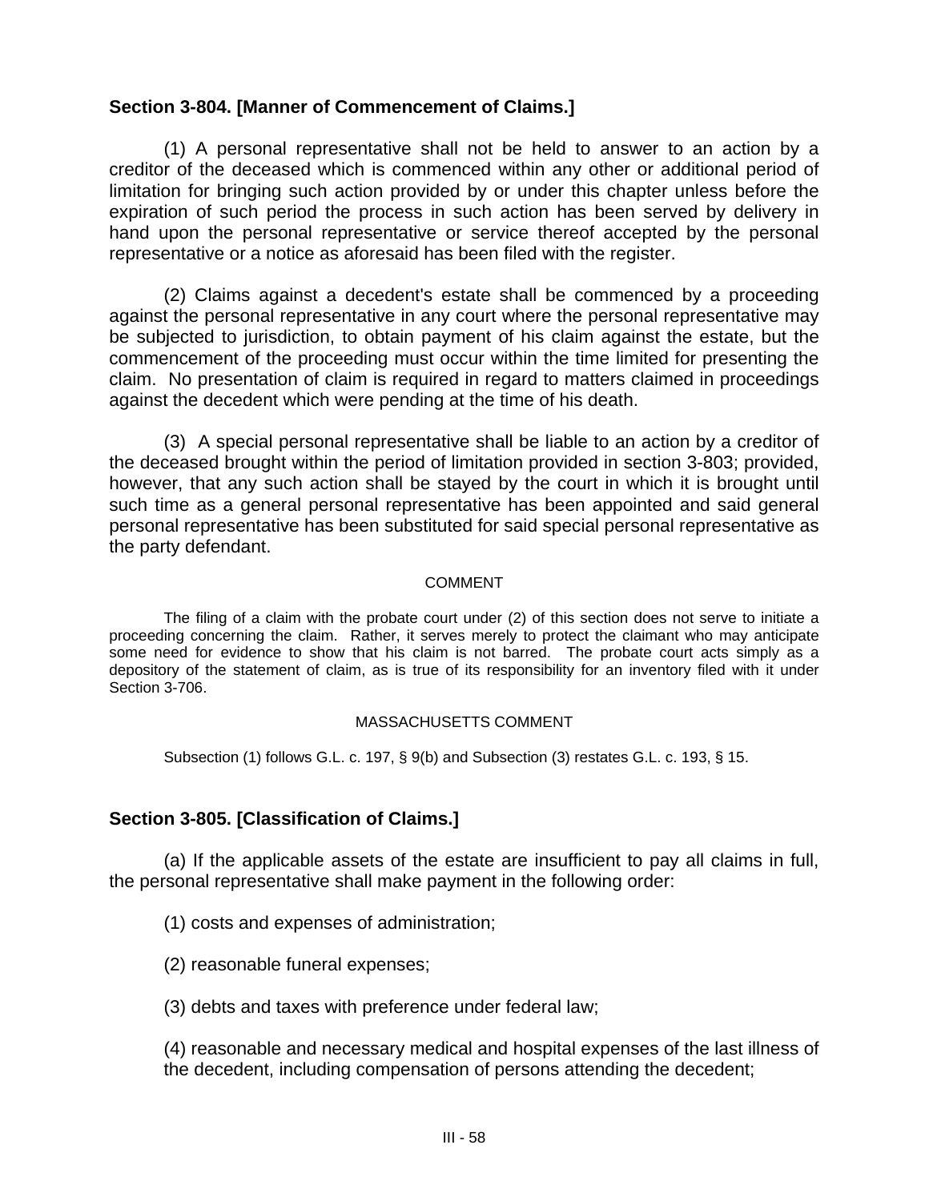### Section 3-804. [Manner of Commencement of Claims.]

(1) A personal representative shall not be held to answer to an action by a creditor of the deceased which is commenced within any other or additional period of limitation for bringing such action provided by or under this chapter unless before the expiration of such period the process in such action has been served by delivery in hand upon the personal representative or service thereof accepted by the personal representative or a notice as aforesaid has been filed with the register.

(2) Claims against a decedent's estate shall be commenced by a proceeding against the personal representative in any court where the personal representative may be subjected to jurisdiction, to obtain payment of his claim against the estate, but the commencement of the proceeding must occur within the time limited for presenting the claim. No presentation of claim is required in regard to matters claimed in proceedings against the decedent which were pending at the time of his death.

(3) A special personal representative shall be liable to an action by a creditor of the deceased brought within the period of limitation provided in section 3-803; provided, however, that any such action shall be stayed by the court in which it is brought until such time as a general personal representative has been appointed and said general personal representative has been substituted for said special personal representative as the party defendant.

COMMENT

The filing of a claim with the probate court under (2) of this section does not serve to initiate a proceeding concerning the claim. Rather, it serves merely to protect the claimant who may anticipate some need for evidence to show that his claim is not barred. The probate court acts simply as a depository of the statement of claim, as is true of its responsibility for an inventory filed with it under Section 3-706.

MASSACHUSETTS COMMENT

Subsection (1) follows G.L. c. 197, § 9(b) and Subsection (3) restates G.L. c. 193, § 15.

### Section 3-805. [Classification of Claims.]

(a) If the applicable assets of the estate are insufficient to pay all claims in full, the personal representative shall make payment in the following order:

(1) costs and expenses of administration;

(2) reasonable funeral expenses;

(3) debts and taxes with preference under federal law;

(4) reasonable and necessary medical and hospital expenses of the last illness of the decedent, including compensation of persons attending the decedent;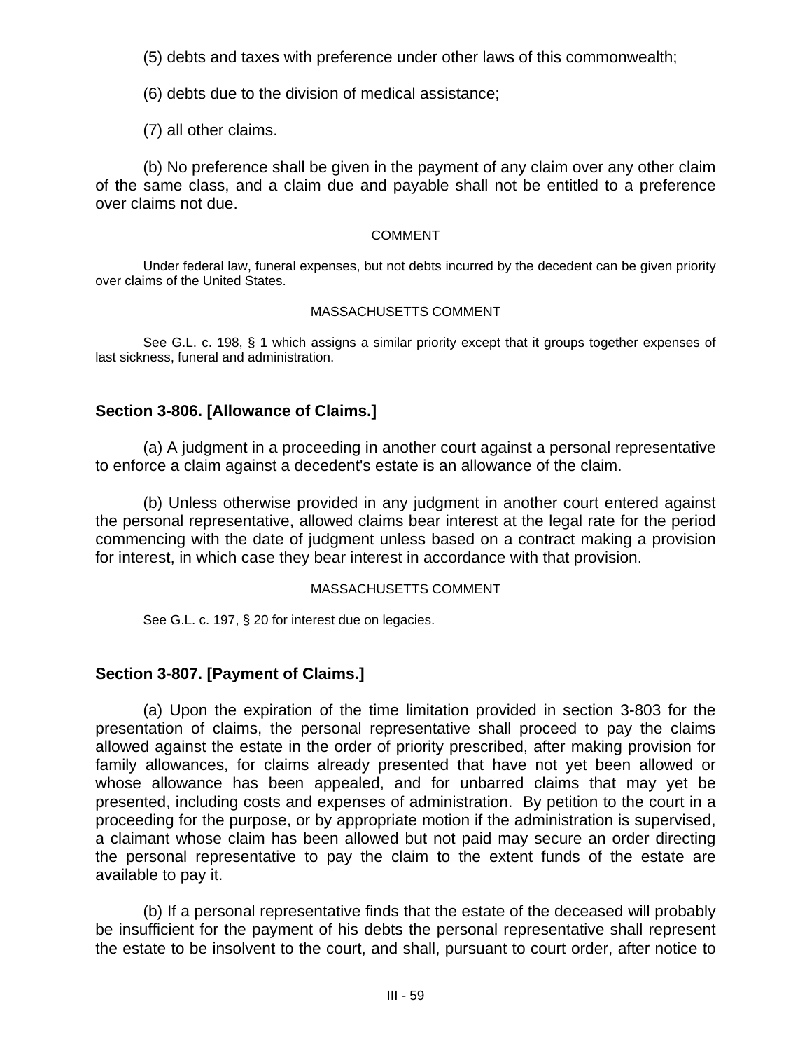(5) debts and taxes with preference under other laws of this commonwealth;

(6) debts due to the division of medical assistance;

(7) all other claims.

(b) No preference shall be given in the payment of any claim over any other claim of the same class, and a claim due and payable shall not be entitled to a preference over claims not due.

COMMENT

Under federal law, funeral expenses, but not debts incurred by the decedent can be given priority over claims of the United States.

MASSACHUSETTS COMMENT

See G.L. c. 198, § 1 which assigns a similar priority except that it groups together expenses of last sickness, funeral and administration.

### Section 3-806. [Allowance of Claims.]

(a) A judgment in a proceeding in another court against a personal representative to enforce a claim against a decedent's estate is an allowance of the claim.

(b) Unless otherwise provided in any judgment in another court entered against the personal representative, allowed claims bear interest at the legal rate for the period commencing with the date of judgment unless based on a contract making a provision for interest, in which case they bear interest in accordance with that provision.

MASSACHUSETTS COMMENT

See G.L. c. 197, § 20 for interest due on legacies.

### Section 3-807. [Payment of Claims.]

(a) Upon the expiration of the time limitation provided in section 3-803 for the presentation of claims, the personal representative shall proceed to pay the claims allowed against the estate in the order of priority prescribed, after making provision for family allowances, for claims already presented that have not yet been allowed or whose allowance has been appealed, and for unbarred claims that may yet be presented, including costs and expenses of administration. By petition to the court in a proceeding for the purpose, or by appropriate motion if the administration is supervised, a claimant whose claim has been allowed but not paid may secure an order directing the personal representative to pay the claim to the extent funds of the estate are available to pay it.

(b) If a personal representative finds that the estate of the deceased will probably be insufficient for the payment of his debts the personal representative shall represent the estate to be insolvent to the court, and shall, pursuant to court order, after notice to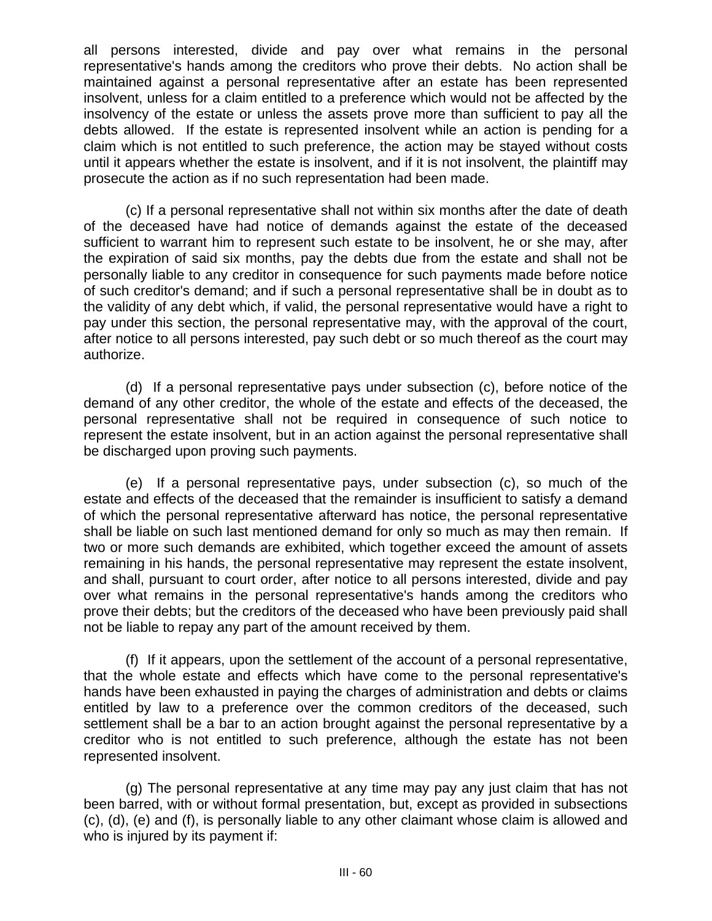all persons interested, divide and pay over what remains in the personal representative's hands among the creditors who prove their debts. No action shall be maintained against a personal representative after an estate has been represented insolvent, unless for a claim entitled to a preference which would not be affected by the insolvency of the estate or unless the assets prove more than sufficient to pay all the debts allowed. If the estate is represented insolvent while an action is pending for a claim which is not entitled to such preference, the action may be stayed without costs until it appears whether the estate is insolvent, and if it is not insolvent, the plaintiff may prosecute the action as if no such representation had been made.

(c) If a personal representative shall not within six months after the date of death of the deceased have had notice of demands against the estate of the deceased sufficient to warrant him to represent such estate to be insolvent, he or she may, after the expiration of said six months, pay the debts due from the estate and shall not be personally liable to any creditor in consequence for such payments made before notice of such creditor's demand; and if such a personal representative shall be in doubt as to the validity of any debt which, if valid, the personal representative would have a right to pay under this section, the personal representative may, with the approval of the court, after notice to all persons interested, pay such debt or so much thereof as the court may authorize.

(d) If a personal representative pays under subsection (c), before notice of the demand of any other creditor, the whole of the estate and effects of the deceased, the personal representative shall not be required in consequence of such notice to represent the estate insolvent, but in an action against the personal representative shall be discharged upon proving such payments.

(e) If a personal representative pays, under subsection (c), so much of the estate and effects of the deceased that the remainder is insufficient to satisfy a demand of which the personal representative afterward has notice, the personal representative shall be liable on such last mentioned demand for only so much as may then remain. If two or more such demands are exhibited, which together exceed the amount of assets remaining in his hands, the personal representative may represent the estate insolvent, and shall, pursuant to court order, after notice to all persons interested, divide and pay over what remains in the personal representative's hands among the creditors who prove their debts; but the creditors of the deceased who have been previously paid shall not be liable to repay any part of the amount received by them.

(f) If it appears, upon the settlement of the account of a personal representative, that the whole estate and effects which have come to the personal representative's hands have been exhausted in paying the charges of administration and debts or claims entitled by law to a preference over the common creditors of the deceased, such settlement shall be a bar to an action brought against the personal representative by a creditor who is not entitled to such preference, although the estate has not been represented insolvent.

(g) The personal representative at any time may pay any just claim that has not been barred, with or without formal presentation, but, except as provided in subsections (c), (d), (e) and (f), is personally liable to any other claimant whose claim is allowed and who is injured by its payment if: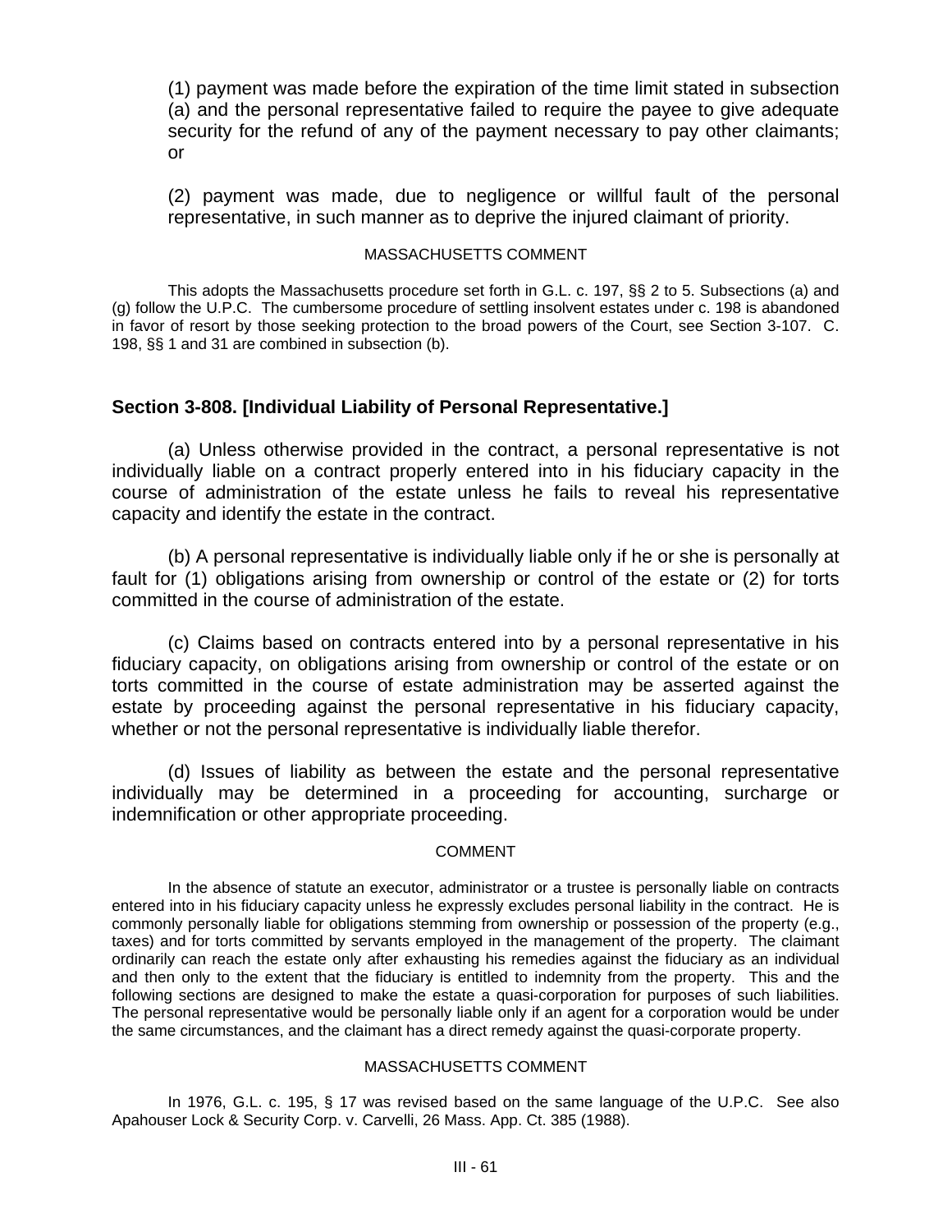(1) payment was made before the expiration of the time limit stated in subsection (a) and the personal representative failed to require the payee to give adequate security for the refund of any of the payment necessary to pay other claimants; or

(2) payment was made, due to negligence or willful fault of the personal representative, in such manner as to deprive the injured claimant of priority.

MASSACHUSETTS COMMENT

This adopts the Massachusetts procedure set forth in G.L. c. 197, §§ 2 to 5. Subsections (a) and (g) follow the U.P.C. The cumbersome procedure of settling insolvent estates under c. 198 is abandoned in favor of resort by those seeking protection to the broad powers of the Court, see Section 3-107. C. 198, §§ 1 and 31 are combined in subsection (b).

## Section 3-808. [Individual Liability of Personal Representative.]

(a) Unless otherwise provided in the contract, a personal representative is not individually liable on a contract properly entered into in his fiduciary capacity in the course of administration of the estate unless he fails to reveal his representative capacity and identify the estate in the contract.

(b) A personal representative is individually liable only if he or she is personally at fault for (1) obligations arising from ownership or control of the estate or (2) for torts committed in the course of administration of the estate.

(c) Claims based on contracts entered into by a personal representative in his fiduciary capacity, on obligations arising from ownership or control of the estate or on torts committed in the course of estate administration may be asserted against the estate by proceeding against the personal representative in his fiduciary capacity, whether or not the personal representative is individually liable therefor.

(d) Issues of liability as between the estate and the personal representative individually may be determined in a proceeding for accounting, surcharge or indemnification or other appropriate proceeding.

COMMENT

In the absence of statute an executor, administrator or a trustee is personally liable on contracts entered into in his fiduciary capacity unless he expressly excludes personal liability in the contract. He is commonly personally liable for obligations stemming from ownership or possession of the property (e.g., taxes) and for torts committed by servants employed in the management of the property. The claimant ordinarily can reach the estate only after exhausting his remedies against the fiduciary as an individual and then only to the extent that the fiduciary is entitled to indemnity from the property. This and the following sections are designed to make the estate a quasi-corporation for purposes of such liabilities. The personal representative would be personally liable only if an agent for a corporation would be under the same circumstances, and the claimant has a direct remedy against the quasi-corporate property.

MASSACHUSETTS COMMENT

In 1976, G.L. c. 195, § 17 was revised based on the same language of the U.P.C. See also Apahouser Lock & Security Corp. v. Carvelli, 26 Mass. App. Ct. 385 (1988).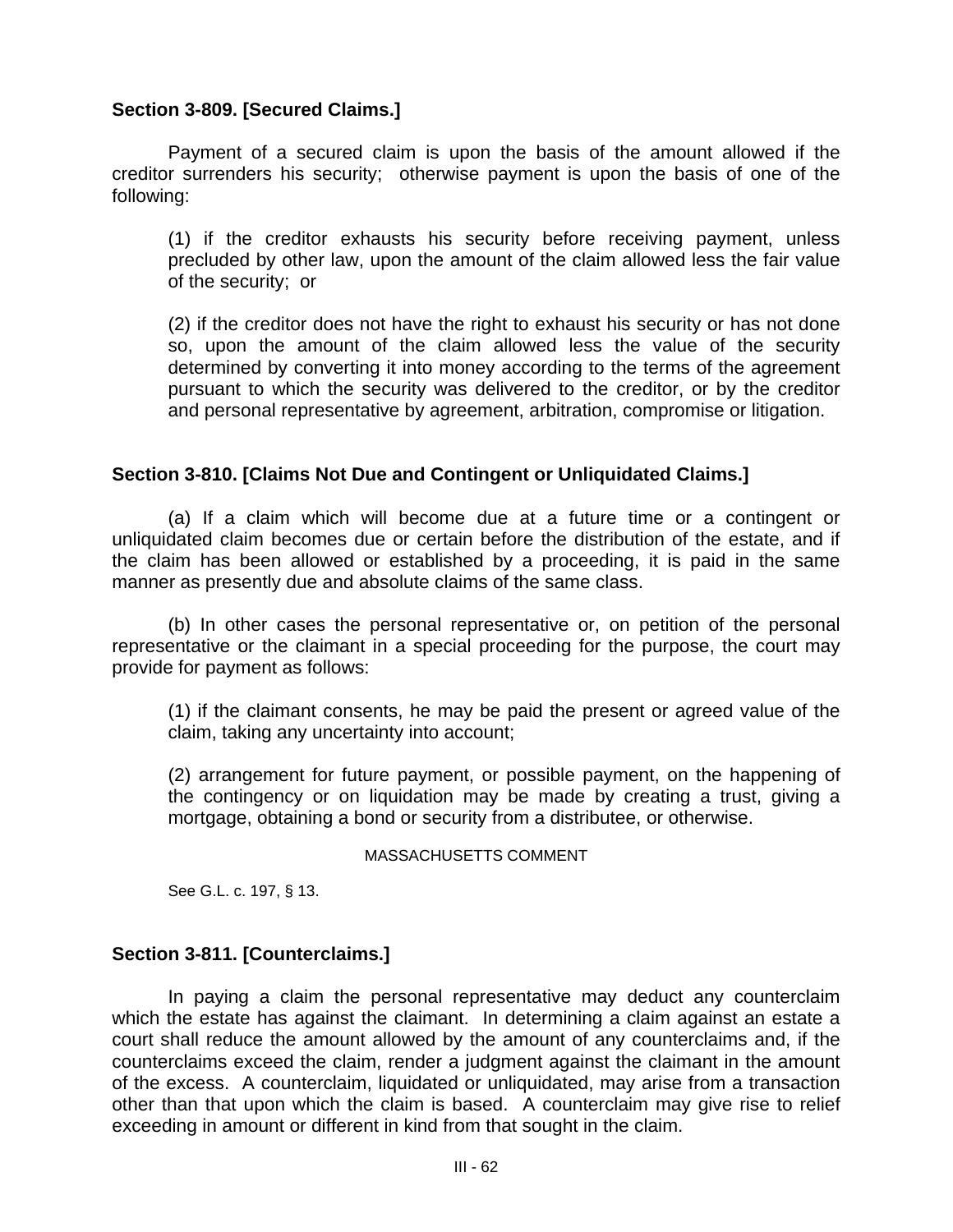### Section 3-809. [Secured Claims.]

Payment of a secured claim is upon the basis of the amount allowed if the creditor surrenders his security; otherwise payment is upon the basis of one of the following:

(1) if the creditor exhausts his security before receiving payment, unless precluded by other law, upon the amount of the claim allowed less the fair value of the security; or

(2) if the creditor does not have the right to exhaust his security or has not done so, upon the amount of the claim allowed less the value of the security determined by converting it into money according to the terms of the agreement pursuant to which the security was delivered to the creditor, or by the creditor and personal representative by agreement, arbitration, compromise or litigation.

### Section 3-810. [Claims Not Due and Contingent or Unliquidated Claims.]

(a) If a claim which will become due at a future time or a contingent or unliquidated claim becomes due or certain before the distribution of the estate, and if the claim has been allowed or established by a proceeding, it is paid in the same manner as presently due and absolute claims of the same class.

(b) In other cases the personal representative or, on petition of the personal representative or the claimant in a special proceeding for the purpose, the court may provide for payment as follows:

(1) if the claimant consents, he may be paid the present or agreed value of the claim, taking any uncertainty into account;

(2) arrangement for future payment, or possible payment, on the happening of the contingency or on liquidation may be made by creating a trust, giving a mortgage, obtaining a bond or security from a distributee, or otherwise.

MASSACHUSETTS COMMENT

See G.L. c. 197, § 13.

### Section 3-811. [Counterclaims.]

In paying a claim the personal representative may deduct any counterclaim which the estate has against the claimant. In determining a claim against an estate a court shall reduce the amount allowed by the amount of any counterclaims and, if the counterclaims exceed the claim, render a judgment against the claimant in the amount of the excess. A counterclaim, liquidated or unliquidated, may arise from a transaction other than that upon which the claim is based. A counterclaim may give rise to relief exceeding in amount or different in kind from that sought in the claim.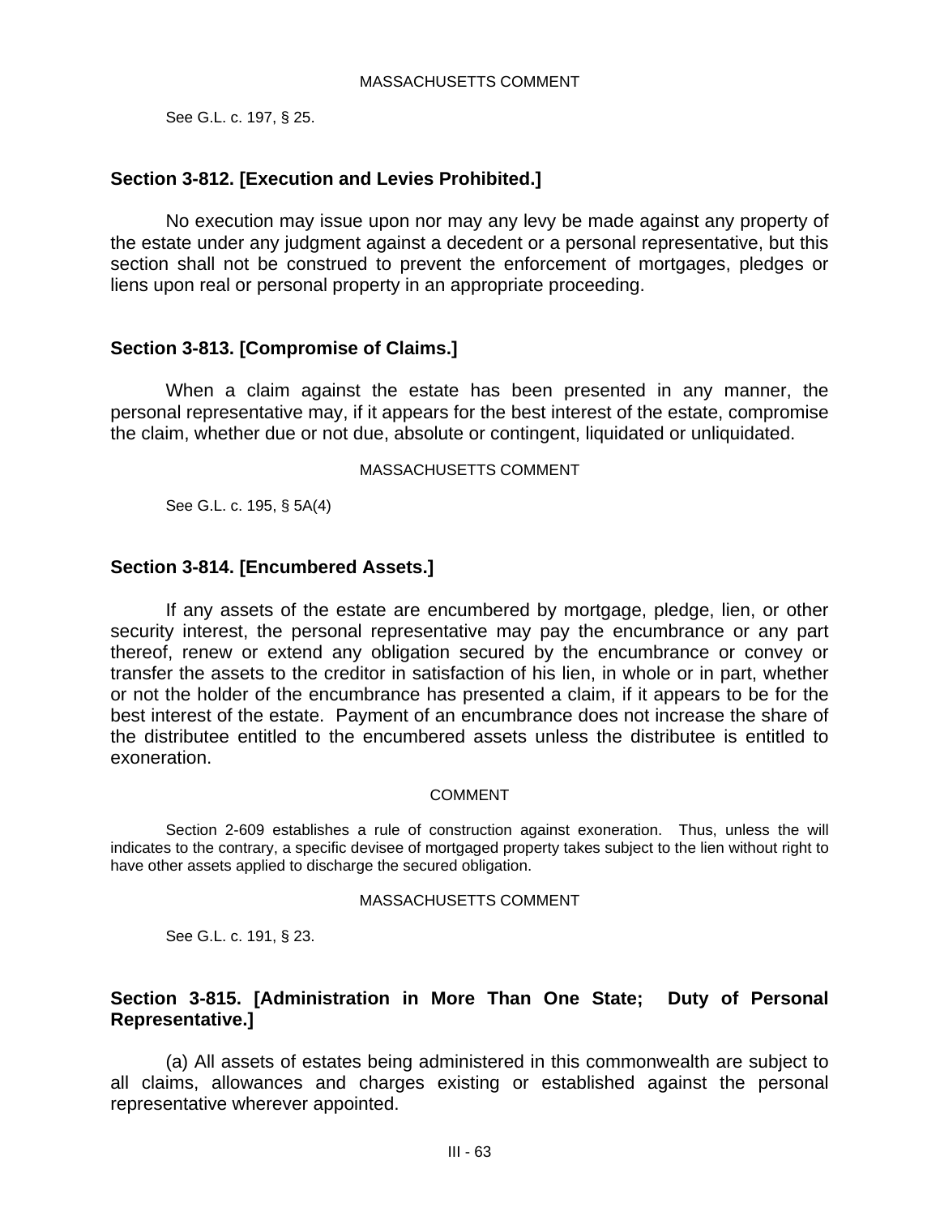MASSACHUSETTS COMMENT

See G.L. c. 197, § 25.

## Section 3-812. [Execution and Levies Prohibited.]

No execution may issue upon nor may any levy be made against any property of the estate under any judgment against a decedent or a personal representative, but this section shall not be construed to prevent the enforcement of mortgages, pledges or liens upon real or personal property in an appropriate proceeding.

## Section 3-813. [Compromise of Claims.]

When a claim against the estate has been presented in any manner, the personal representative may, if it appears for the best interest of the estate, compromise the claim, whether due or not due, absolute or contingent, liquidated or unliquidated.

MASSACHUSETTS COMMENT

See G.L. c. 195, § 5A(4)

## Section 3-814. [Encumbered Assets.]

If any assets of the estate are encumbered by mortgage, pledge, lien, or other security interest, the personal representative may pay the encumbrance or any part thereof, renew or extend any obligation secured by the encumbrance or convey or transfer the assets to the creditor in satisfaction of his lien, in whole or in part, whether or not the holder of the encumbrance has presented a claim, if it appears to be for the best interest of the estate. Payment of an encumbrance does not increase the share of the distributee entitled to the encumbered assets unless the distributee is entitled to exoneration.

COMMENT

Section 2-609 establishes a rule of construction against exoneration. Thus, unless the will indicates to the contrary, a specific devisee of mortgaged property takes subject to the lien without right to have other assets applied to discharge the secured obligation.

MASSACHUSETTS COMMENT

See G.L. c. 191, § 23.

## Section 3-815. [Administration in More Than One State; Duty of Personal Representative.]

(a) All assets of estates being administered in this commonwealth are subject to all claims, allowances and charges existing or established against the personal representative wherever appointed.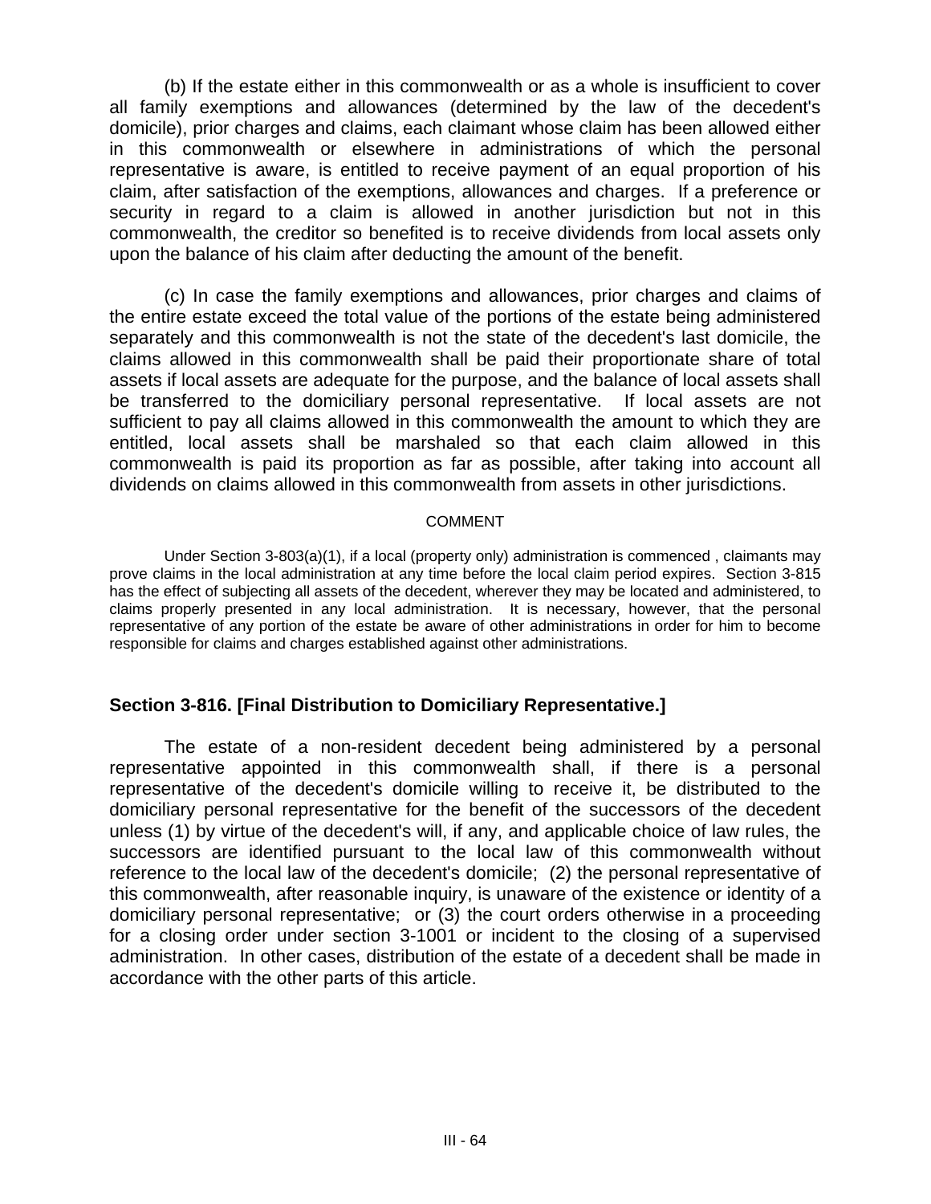(b) If the estate either in this commonwealth or as a whole is insufficient to cover all family exemptions and allowances (determined by the law of the decedent's domicile), prior charges and claims, each claimant whose claim has been allowed either in this commonwealth or elsewhere in administrations of which the personal representative is aware, is entitled to receive payment of an equal proportion of his claim, after satisfaction of the exemptions, allowances and charges. If a preference or security in regard to a claim is allowed in another jurisdiction but not in this commonwealth, the creditor so benefited is to receive dividends from local assets only upon the balance of his claim after deducting the amount of the benefit.

(c) In case the family exemptions and allowances, prior charges and claims of the entire estate exceed the total value of the portions of the estate being administered separately and this commonwealth is not the state of the decedent's last domicile, the claims allowed in this commonwealth shall be paid their proportionate share of total assets if local assets are adequate for the purpose, and the balance of local assets shall be transferred to the domiciliary personal representative. If local assets are not sufficient to pay all claims allowed in this commonwealth the amount to which they are entitled, local assets shall be marshaled so that each claim allowed in this commonwealth is paid its proportion as far as possible, after taking into account all dividends on claims allowed in this commonwealth from assets in other jurisdictions.

COMMENT

Under Section 3-803(a)(1), if a local (property only) administration is commenced , claimants may prove claims in the local administration at any time before the local claim period expires. Section 3-815 has the effect of subjecting all assets of the decedent, wherever they may be located and administered, to claims properly presented in any local administration. It is necessary, however, that the personal representative of any portion of the estate be aware of other administrations in order for him to become responsible for claims and charges established against other administrations.

### Section 3-816. [Final Distribution to Domiciliary Representative.]

The estate of a non-resident decedent being administered by a personal representative appointed in this commonwealth shall, if there is a personal representative of the decedent's domicile willing to receive it, be distributed to the domiciliary personal representative for the benefit of the successors of the decedent unless (1) by virtue of the decedent's will, if any, and applicable choice of law rules, the successors are identified pursuant to the local law of this commonwealth without reference to the local law of the decedent's domicile; (2) the personal representative of this commonwealth, after reasonable inquiry, is unaware of the existence or identity of a domiciliary personal representative; or (3) the court orders otherwise in a proceeding for a closing order under section 3-1001 or incident to the closing of a supervised administration. In other cases, distribution of the estate of a decedent shall be made in accordance with the other parts of this article.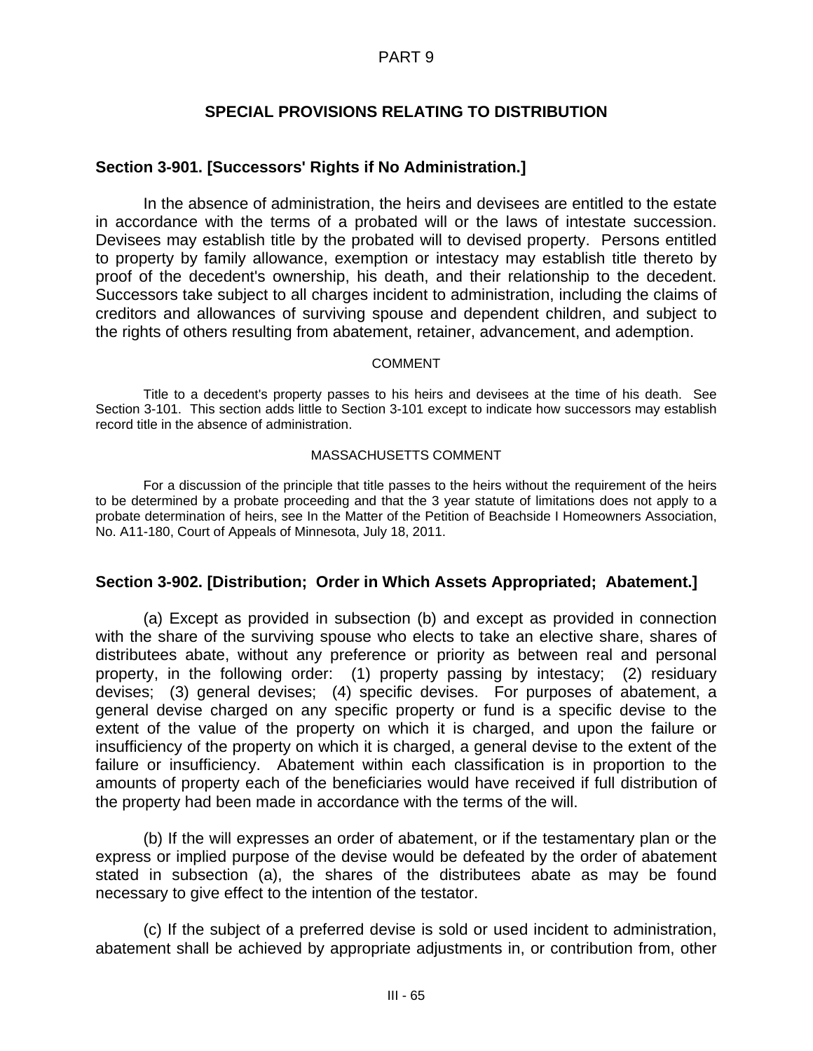# PART 9

## SPECIAL PROVISIONS RELATING TO DISTRIBUTION

### Section 3-901. [Successors' Rights if No Administration.]

In the absence of administration, the heirs and devisees are entitled to the estate in accordance with the terms of a probated will or the laws of intestate succession. Devisees may establish title by the probated will to devised property. Persons entitled to property by family allowance, exemption or intestacy may establish title thereto by proof of the decedent's ownership, his death, and their relationship to the decedent. Successors take subject to all charges incident to administration, including the claims of creditors and allowances of surviving spouse and dependent children, and subject to the rights of others resulting from abatement, retainer, advancement, and ademption.

COMMENT

Title to a decedent's property passes to his heirs and devisees at the time of his death. See Section 3-101. This section adds little to Section 3-101 except to indicate how successors may establish record title in the absence of administration.

MASSACHUSETTS COMMENT

For a discussion of the principle that title passes to the heirs without the requirement of the heirs to be determined by a probate proceeding and that the 3 year statute of limitations does not apply to a probate determination of heirs, see In the Matter of the Petition of Beachside I Homeowners Association, No. A11-180, Court of Appeals of Minnesota, July 18, 2011.

### Section 3-902. [Distribution; Order in Which Assets Appropriated; Abatement.]

(a) Except as provided in subsection (b) and except as provided in connection with the share of the surviving spouse who elects to take an elective share, shares of distributees abate, without any preference or priority as between real and personal property, in the following order: (1) property passing by intestacy; (2) residuary devises; (3) general devises; (4) specific devises. For purposes of abatement, a general devise charged on any specific property or fund is a specific devise to the extent of the value of the property on which it is charged, and upon the failure or insufficiency of the property on which it is charged, a general devise to the extent of the failure or insufficiency. Abatement within each classification is in proportion to the amounts of property each of the beneficiaries would have received if full distribution of the property had been made in accordance with the terms of the will.

(b) If the will expresses an order of abatement, or if the testamentary plan or the express or implied purpose of the devise would be defeated by the order of abatement stated in subsection (a), the shares of the distributees abate as may be found necessary to give effect to the intention of the testator.

(c) If the subject of a preferred devise is sold or used incident to administration, abatement shall be achieved by appropriate adjustments in, or contribution from, other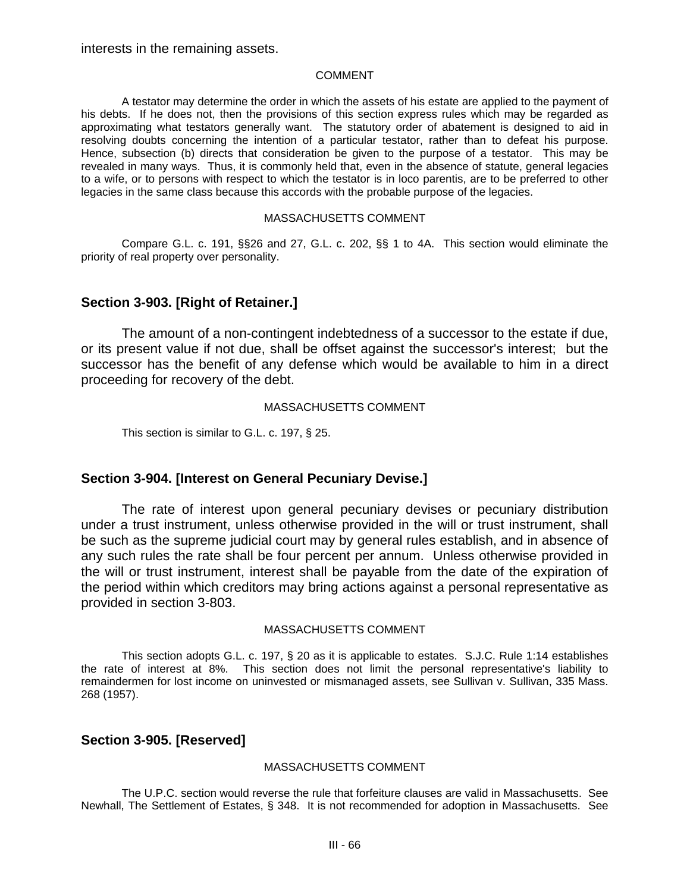interests in the remaining assets.

COMMENT

A testator may determine the order in which the assets of his estate are applied to the payment of his debts. If he does not, then the provisions of this section express rules which may be regarded as approximating what testators generally want. The statutory order of abatement is designed to aid in resolving doubts concerning the intention of a particular testator, rather than to defeat his purpose. Hence, subsection (b) directs that consideration be given to the purpose of a testator. This may be revealed in many ways. Thus, it is commonly held that, even in the absence of statute, general legacies to a wife, or to persons with respect to which the testator is in loco parentis, are to be preferred to other legacies in the same class because this accords with the probable purpose of the legacies.

MASSACHUSETTS COMMENT

Compare G.L. c. 191, §§26 and 27, G.L. c. 202, §§ 1 to 4A. This section would eliminate the priority of real property over personality.

## Section 3-903. [Right of Retainer.]

The amount of a non-contingent indebtedness of a successor to the estate if due, or its present value if not due, shall be offset against the successor's interest; but the successor has the benefit of any defense which would be available to him in a direct proceeding for recovery of the debt.

MASSACHUSETTS COMMENT

This section is similar to G.L. c. 197, § 25.

## Section 3-904. [Interest on General Pecuniary Devise.]

The rate of interest upon general pecuniary devises or pecuniary distribution under a trust instrument, unless otherwise provided in the will or trust instrument, shall be such as the supreme judicial court may by general rules establish, and in absence of any such rules the rate shall be four percent per annum. Unless otherwise provided in the will or trust instrument, interest shall be payable from the date of the expiration of the period within which creditors may bring actions against a personal representative as provided in section 3-803.

MASSACHUSETTS COMMENT

This section adopts G.L. c. 197, § 20 as it is applicable to estates. S.J.C. Rule 1:14 establishes the rate of interest at 8%. This section does not limit the personal representative's liability to remaindermen for lost income on uninvested or mismanaged assets, see Sullivan v. Sullivan, 335 Mass. 268 (1957).

## Section 3-905. [Reserved]

MASSACHUSETTS COMMENT

The U.P.C. section would reverse the rule that forfeiture clauses are valid in Massachusetts. See Newhall, The Settlement of Estates, § 348. It is not recommended for adoption in Massachusetts. See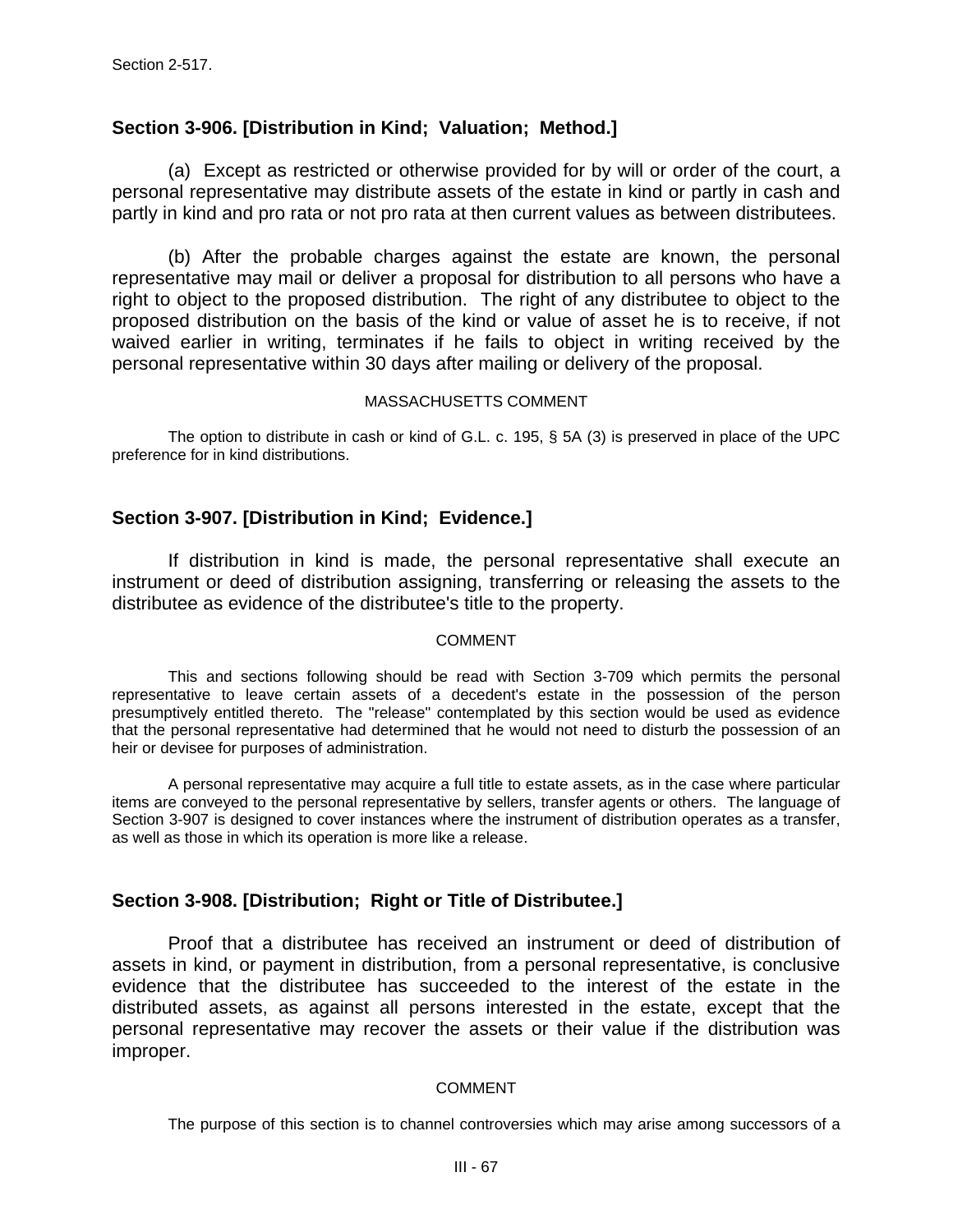Section 2-517.

## Section 3-906. [Distribution in Kind; Valuation; Method.]

(a) Except as restricted or otherwise provided for by will or order of the court, a personal representative may distribute assets of the estate in kind or partly in cash and partly in kind and pro rata or not pro rata at then current values as between distributees.

(b) After the probable charges against the estate are known, the personal representative may mail or deliver a proposal for distribution to all persons who have a right to object to the proposed distribution. The right of any distributee to object to the proposed distribution on the basis of the kind or value of asset he is to receive, if not waived earlier in writing, terminates if he fails to object in writing received by the personal representative within 30 days after mailing or delivery of the proposal.

MASSACHUSETTS COMMENT

The option to distribute in cash or kind of G.L. c. 195, § 5A (3) is preserved in place of the UPC preference for in kind distributions.

## Section 3-907. [Distribution in Kind; Evidence.]

If distribution in kind is made, the personal representative shall execute an instrument or deed of distribution assigning, transferring or releasing the assets to the distributee as evidence of the distributee's title to the property.

COMMENT

This and sections following should be read with Section 3-709 which permits the personal representative to leave certain assets of a decedent's estate in the possession of the person presumptively entitled thereto. The "release" contemplated by this section would be used as evidence that the personal representative had determined that he would not need to disturb the possession of an heir or devisee for purposes of administration.

A personal representative may acquire a full title to estate assets, as in the case where particular items are conveyed to the personal representative by sellers, transfer agents or others. The language of Section 3-907 is designed to cover instances where the instrument of distribution operates as a transfer, as well as those in which its operation is more like a release.

## Section 3-908. [Distribution; Right or Title of Distributee.]

Proof that a distributee has received an instrument or deed of distribution of assets in kind, or payment in distribution, from a personal representative, is conclusive evidence that the distributee has succeeded to the interest of the estate in the distributed assets, as against all persons interested in the estate, except that the personal representative may recover the assets or their value if the distribution was improper.

COMMENT

The purpose of this section is to channel controversies which may arise among successors of a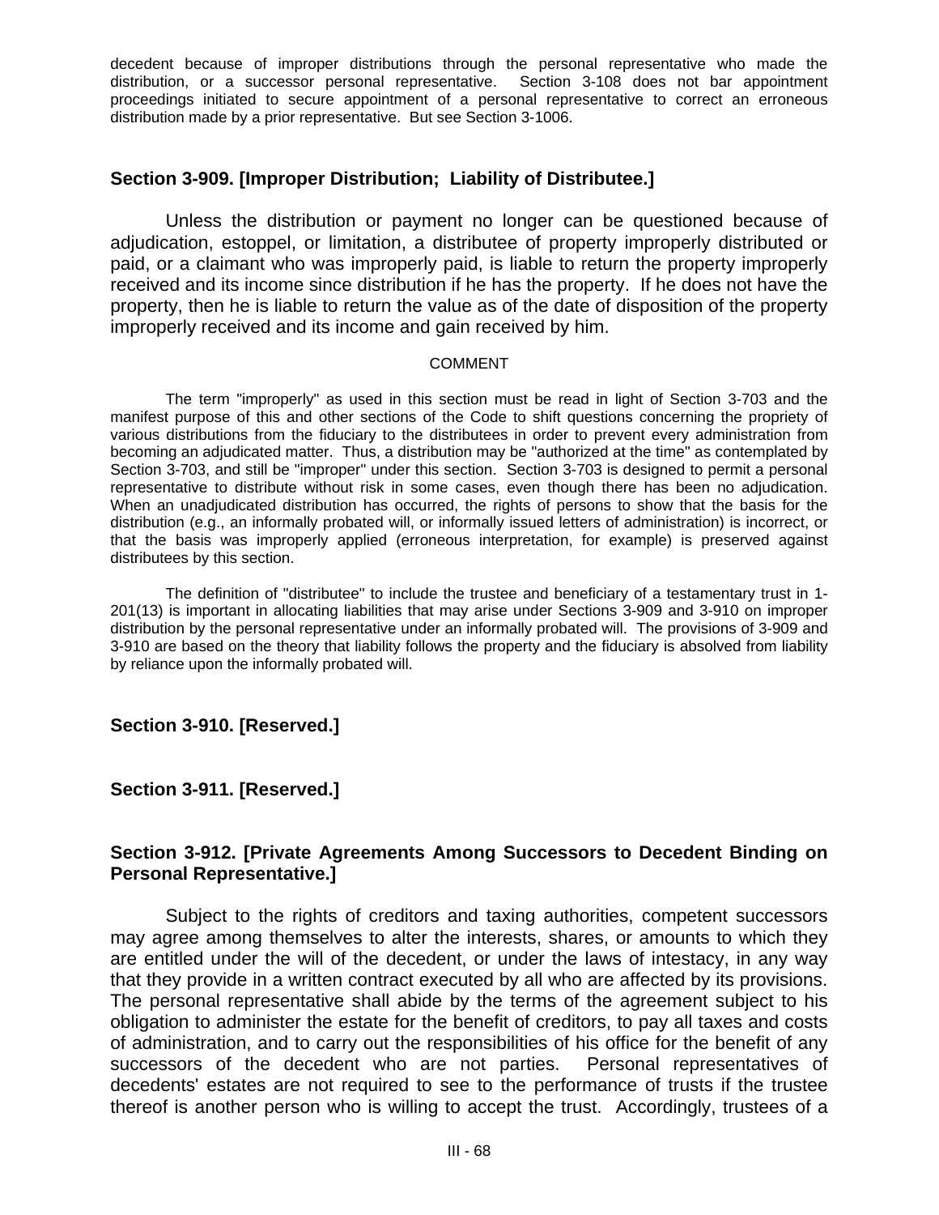decedent because of improper distributions through the personal representative who made the distribution, or a successor personal representative. Section 3-108 does not bar appointment proceedings initiated to secure appointment of a personal representative to correct an erroneous distribution made by a prior representative. But see Section 3-1006.

### Section 3-909. [Improper Distribution; Liability of Distributee.]

Unless the distribution or payment no longer can be questioned because of adjudication, estoppel, or limitation, a distributee of property improperly distributed or paid, or a claimant who was improperly paid, is liable to return the property improperly received and its income since distribution if he has the property. If he does not have the property, then he is liable to return the value as of the date of disposition of the property improperly received and its income and gain received by him.

COMMENT

The term "improperly" as used in this section must be read in light of Section 3-703 and the manifest purpose of this and other sections of the Code to shift questions concerning the propriety of various distributions from the fiduciary to the distributees in order to prevent every administration from becoming an adjudicated matter. Thus, a distribution may be "authorized at the time" as contemplated by Section 3-703, and still be "improper" under this section. Section 3-703 is designed to permit a personal representative to distribute without risk in some cases, even though there has been no adjudication. When an unadjudicated distribution has occurred, the rights of persons to show that the basis for the distribution (e.g., an informally probated will, or informally issued letters of administration) is incorrect, or that the basis was improperly applied (erroneous interpretation, for example) is preserved against distributees by this section.

The definition of "distributee" to include the trustee and beneficiary of a testamentary trust in 1-201(13) is important in allocating liabilities that may arise under Sections 3-909 and 3-910 on improper distribution by the personal representative under an informally probated will. The provisions of 3-909 and 3-910 are based on the theory that liability follows the property and the fiduciary is absolved from liability by reliance upon the informally probated will.

### Section 3-910. [Reserved.]

### Section 3-911. [Reserved.]

### Section 3-912. [Private Agreements Among Successors to Decedent Binding on Personal Representative.]

Subject to the rights of creditors and taxing authorities, competent successors may agree among themselves to alter the interests, shares, or amounts to which they are entitled under the will of the decedent, or under the laws of intestacy, in any way that they provide in a written contract executed by all who are affected by its provisions. The personal representative shall abide by the terms of the agreement subject to his obligation to administer the estate for the benefit of creditors, to pay all taxes and costs of administration, and to carry out the responsibilities of his office for the benefit of any successors of the decedent who are not parties. Personal representatives of decedents' estates are not required to see to the performance of trusts if the trustee thereof is another person who is willing to accept the trust. Accordingly, trustees of a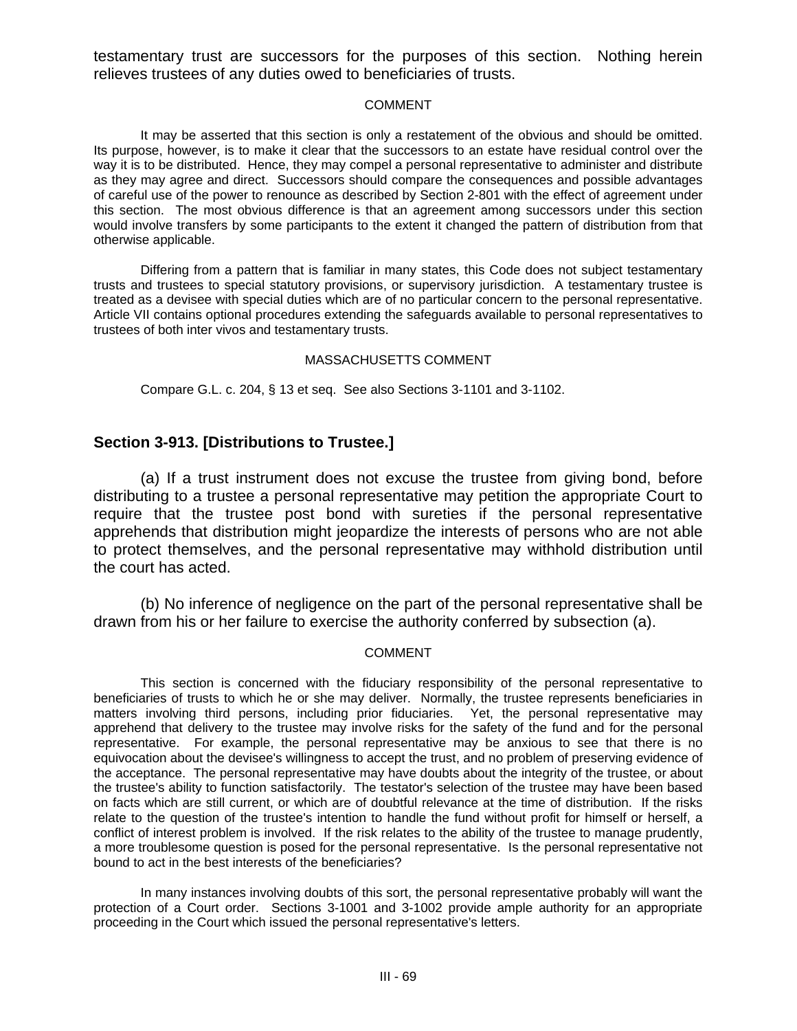testamentary trust are successors for the purposes of this section. Nothing herein relieves trustees of any duties owed to beneficiaries of trusts.

COMMENT

It may be asserted that this section is only a restatement of the obvious and should be omitted. Its purpose, however, is to make it clear that the successors to an estate have residual control over the way it is to be distributed. Hence, they may compel a personal representative to administer and distribute as they may agree and direct. Successors should compare the consequences and possible advantages of careful use of the power to renounce as described by Section 2-801 with the effect of agreement under this section. The most obvious difference is that an agreement among successors under this section would involve transfers by some participants to the extent it changed the pattern of distribution from that otherwise applicable.

Differing from a pattern that is familiar in many states, this Code does not subject testamentary trusts and trustees to special statutory provisions, or supervisory jurisdiction. A testamentary trustee is treated as a devisee with special duties which are of no particular concern to the personal representative. Article VII contains optional procedures extending the safeguards available to personal representatives to trustees of both inter vivos and testamentary trusts.

MASSACHUSETTS COMMENT

Compare G.L. c. 204, § 13 et seq. See also Sections 3-1101 and 3-1102.

## Section 3-913. [Distributions to Trustee.]

(a) If a trust instrument does not excuse the trustee from giving bond, before distributing to a trustee a personal representative may petition the appropriate Court to require that the trustee post bond with sureties if the personal representative apprehends that distribution might jeopardize the interests of persons who are not able to protect themselves, and the personal representative may withhold distribution until the court has acted.

(b) No inference of negligence on the part of the personal representative shall be drawn from his or her failure to exercise the authority conferred by subsection (a).

COMMENT

This section is concerned with the fiduciary responsibility of the personal representative to beneficiaries of trusts to which he or she may deliver. Normally, the trustee represents beneficiaries in matters involving third persons, including prior fiduciaries. Yet, the personal representative may apprehend that delivery to the trustee may involve risks for the safety of the fund and for the personal representative. For example, the personal representative may be anxious to see that there is no equivocation about the devisee's willingness to accept the trust, and no problem of preserving evidence of the acceptance. The personal representative may have doubts about the integrity of the trustee, or about the trustee's ability to function satisfactorily. The testator's selection of the trustee may have been based on facts which are still current, or which are of doubtful relevance at the time of distribution. If the risks relate to the question of the trustee's intention to handle the fund without profit for himself or herself, a conflict of interest problem is involved. If the risk relates to the ability of the trustee to manage prudently, a more troublesome question is posed for the personal representative. Is the personal representative not bound to act in the best interests of the beneficiaries?

In many instances involving doubts of this sort, the personal representative probably will want the protection of a Court order. Sections 3-1001 and 3-1002 provide ample authority for an appropriate proceeding in the Court which issued the personal representative's letters.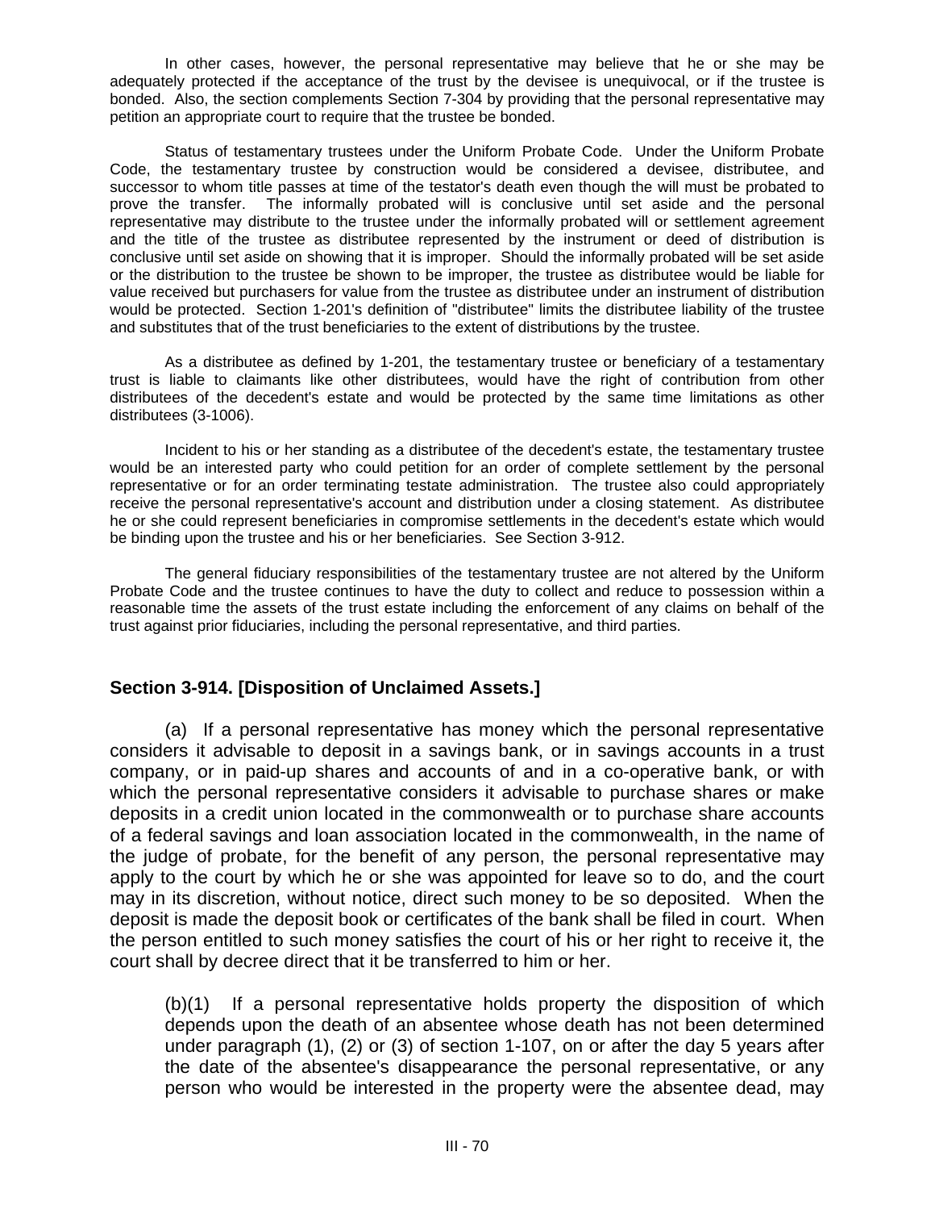In other cases, however, the personal representative may believe that he or she may be adequately protected if the acceptance of the trust by the devisee is unequivocal, or if the trustee is bonded. Also, the section complements Section 7-304 by providing that the personal representative may petition an appropriate court to require that the trustee be bonded.

Status of testamentary trustees under the Uniform Probate Code. Under the Uniform Probate Code, the testamentary trustee by construction would be considered a devisee, distributee, and successor to whom title passes at time of the testator's death even though the will must be probated to prove the transfer. The informally probated will is conclusive until set aside and the personal representative may distribute to the trustee under the informally probated will or settlement agreement and the title of the trustee as distributee represented by the instrument or deed of distribution is conclusive until set aside on showing that it is improper. Should the informally probated will be set aside or the distribution to the trustee be shown to be improper, the trustee as distributee would be liable for value received but purchasers for value from the trustee as distributee under an instrument of distribution would be protected. Section 1-201's definition of "distributee" limits the distributee liability of the trustee and substitutes that of the trust beneficiaries to the extent of distributions by the trustee.

As a distributee as defined by 1-201, the testamentary trustee or beneficiary of a testamentary trust is liable to claimants like other distributees, would have the right of contribution from other distributees of the decedent's estate and would be protected by the same time limitations as other distributees (3-1006).

Incident to his or her standing as a distributee of the decedent's estate, the testamentary trustee would be an interested party who could petition for an order of complete settlement by the personal representative or for an order terminating testate administration. The trustee also could appropriately receive the personal representative's account and distribution under a closing statement. As distributee he or she could represent beneficiaries in compromise settlements in the decedent's estate which would be binding upon the trustee and his or her beneficiaries. See Section 3-912.

The general fiduciary responsibilities of the testamentary trustee are not altered by the Uniform Probate Code and the trustee continues to have the duty to collect and reduce to possession within a reasonable time the assets of the trust estate including the enforcement of any claims on behalf of the trust against prior fiduciaries, including the personal representative, and third parties.

## Section 3-914. [Disposition of Unclaimed Assets.]

(a) If a personal representative has money which the personal representative considers it advisable to deposit in a savings bank, or in savings accounts in a trust company, or in paid-up shares and accounts of and in a co-operative bank, or with which the personal representative considers it advisable to purchase shares or make deposits in a credit union located in the commonwealth or to purchase share accounts of a federal savings and loan association located in the commonwealth, in the name of the judge of probate, for the benefit of any person, the personal representative may apply to the court by which he or she was appointed for leave so to do, and the court may in its discretion, without notice, direct such money to be so deposited. When the deposit is made the deposit book or certificates of the bank shall be filed in court. When the person entitled to such money satisfies the court of his or her right to receive it, the court shall by decree direct that it be transferred to him or her.

(b)(1) If a personal representative holds property the disposition of which depends upon the death of an absentee whose death has not been determined under paragraph (1), (2) or (3) of section 1-107, on or after the day 5 years after the date of the absentee's disappearance the personal representative, or any person who would be interested in the property were the absentee dead, may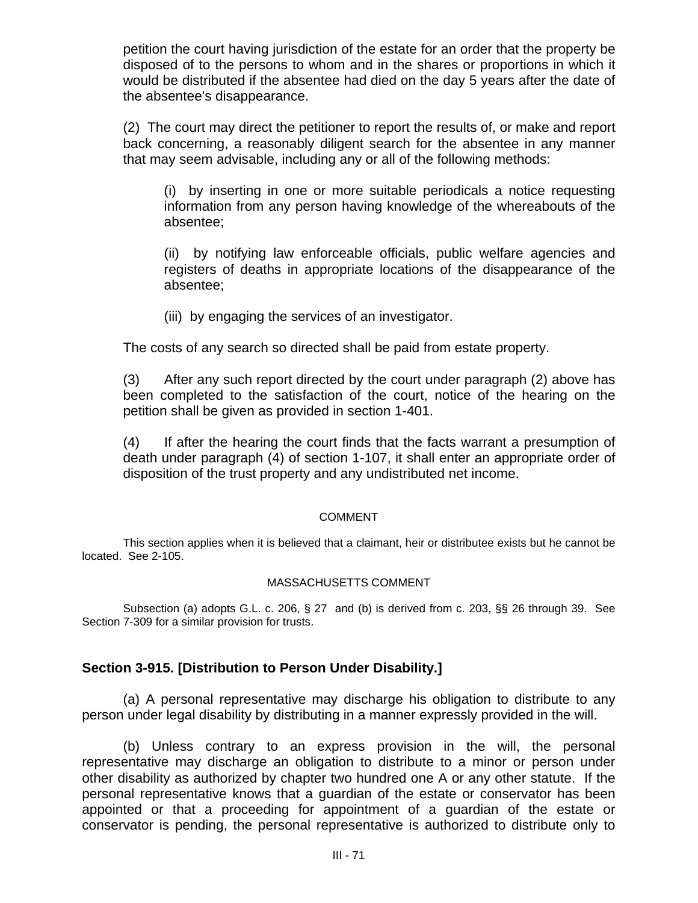petition the court having jurisdiction of the estate for an order that the property be disposed of to the persons to whom and in the shares or proportions in which it would be distributed if the absentee had died on the day 5 years after the date of the absentee's disappearance.

(2) The court may direct the petitioner to report the results of, or make and report back concerning, a reasonably diligent search for the absentee in any manner that may seem advisable, including any or all of the following methods:

(i) by inserting in one or more suitable periodicals a notice requesting information from any person having knowledge of the whereabouts of the absentee;

(ii) by notifying law enforceable officials, public welfare agencies and registers of deaths in appropriate locations of the disappearance of the absentee;

(iii) by engaging the services of an investigator.

The costs of any search so directed shall be paid from estate property.

(3) After any such report directed by the court under paragraph (2) above has been completed to the satisfaction of the court, notice of the hearing on the petition shall be given as provided in section 1-401.

(4) If after the hearing the court finds that the facts warrant a presumption of death under paragraph (4) of section 1-107, it shall enter an appropriate order of disposition of the trust property and any undistributed net income.

COMMENT

This section applies when it is believed that a claimant, heir or distributee exists but he cannot be located. See 2-105.

MASSACHUSETTS COMMENT

Subsection (a) adopts G.L. c. 206, § 27 and (b) is derived from c. 203, §§ 26 through 39. See Section 7-309 for a similar provision for trusts.

### Section 3-915. [Distribution to Person Under Disability.]

(a) A personal representative may discharge his obligation to distribute to any person under legal disability by distributing in a manner expressly provided in the will.

(b) Unless contrary to an express provision in the will, the personal representative may discharge an obligation to distribute to a minor or person under other disability as authorized by chapter two hundred one A or any other statute. If the personal representative knows that a guardian of the estate or conservator has been appointed or that a proceeding for appointment of a guardian of the estate or conservator is pending, the personal representative is authorized to distribute only to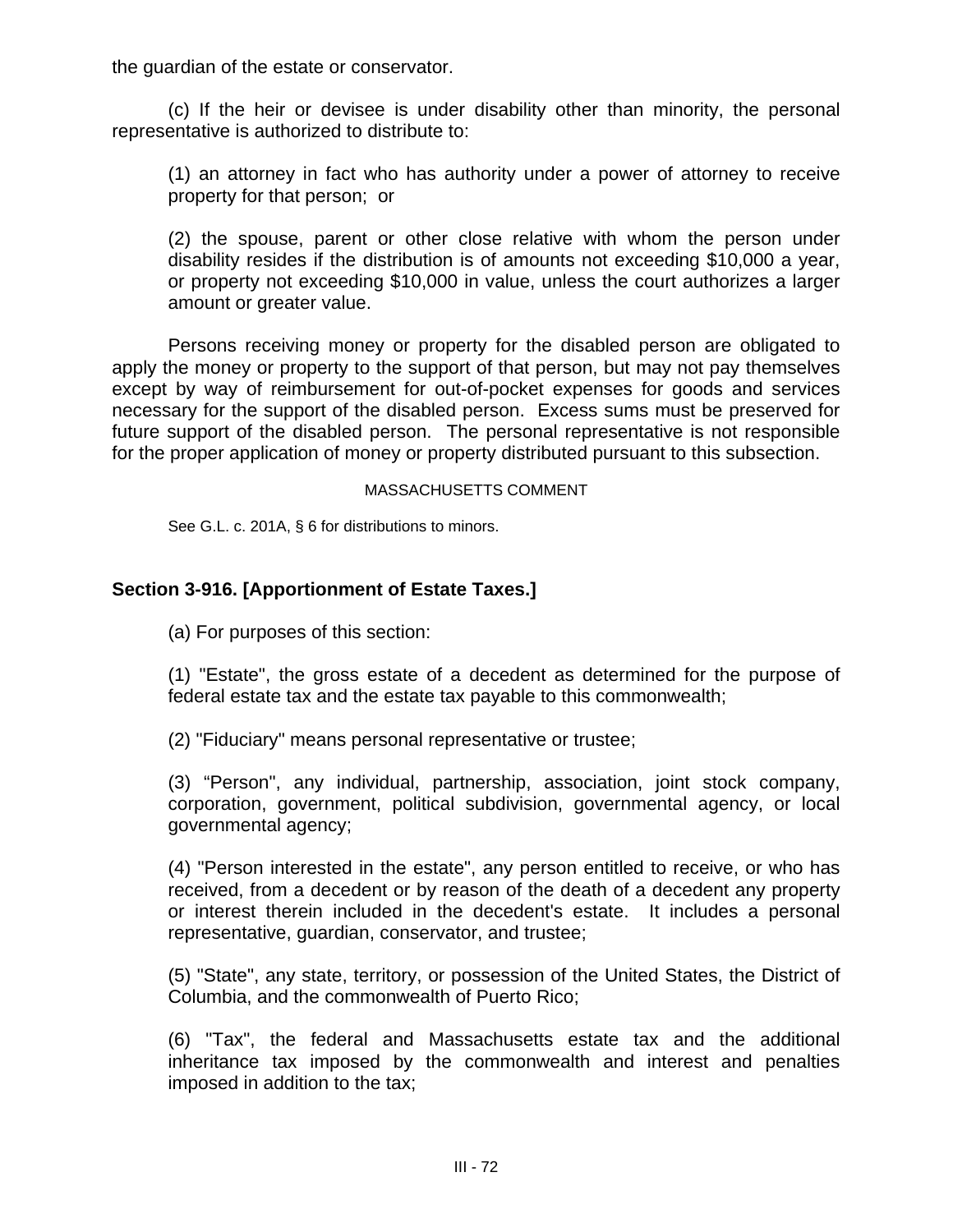the guardian of the estate or conservator.

(c) If the heir or devisee is under disability other than minority, the personal representative is authorized to distribute to:

(1) an attorney in fact who has authority under a power of attorney to receive property for that person; or

(2) the spouse, parent or other close relative with whom the person under disability resides if the distribution is of amounts not exceeding $10,000 a year, or property not exceeding $10,000 in value, unless the court authorizes a larger amount or greater value.

Persons receiving money or property for the disabled person are obligated to apply the money or property to the support of that person, but may not pay themselves except by way of reimbursement for out-of-pocket expenses for goods and services necessary for the support of the disabled person. Excess sums must be preserved for future support of the disabled person. The personal representative is not responsible for the proper application of money or property distributed pursuant to this subsection.

MASSACHUSETTS COMMENT

See G.L. c. 201A, § 6 for distributions to minors.

## Section 3-916. [Apportionment of Estate Taxes.]

(a) For purposes of this section:

(1) "Estate", the gross estate of a decedent as determined for the purpose of federal estate tax and the estate tax payable to this commonwealth;

(2) "Fiduciary" means personal representative or trustee;

(3) "Person", any individual, partnership, association, joint stock company, corporation, government, political subdivision, governmental agency, or local governmental agency;

(4) "Person interested in the estate", any person entitled to receive, or who has received, from a decedent or by reason of the death of a decedent any property or interest therein included in the decedent's estate. It includes a personal representative, guardian, conservator, and trustee;

(5) "State", any state, territory, or possession of the United States, the District of Columbia, and the commonwealth of Puerto Rico;

(6) "Tax", the federal and Massachusetts estate tax and the additional inheritance tax imposed by the commonwealth and interest and penalties imposed in addition to the tax;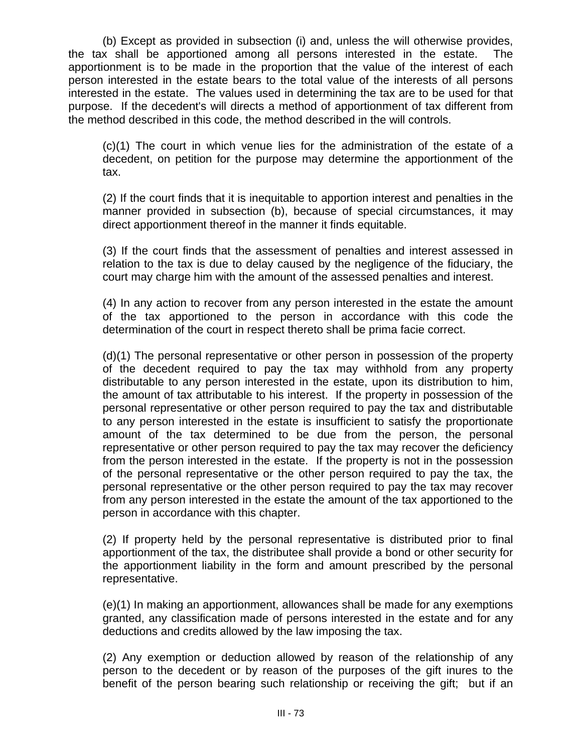(b) Except as provided in subsection (i) and, unless the will otherwise provides, the tax shall be apportioned among all persons interested in the estate. The apportionment is to be made in the proportion that the value of the interest of each person interested in the estate bears to the total value of the interests of all persons interested in the estate. The values used in determining the tax are to be used for that purpose. If the decedent's will directs a method of apportionment of tax different from the method described in this code, the method described in the will controls.

(c)(1) The court in which venue lies for the administration of the estate of a decedent, on petition for the purpose may determine the apportionment of the tax.

(2) If the court finds that it is inequitable to apportion interest and penalties in the manner provided in subsection (b), because of special circumstances, it may direct apportionment thereof in the manner it finds equitable.

(3) If the court finds that the assessment of penalties and interest assessed in relation to the tax is due to delay caused by the negligence of the fiduciary, the court may charge him with the amount of the assessed penalties and interest.

(4) In any action to recover from any person interested in the estate the amount of the tax apportioned to the person in accordance with this code the determination of the court in respect thereto shall be prima facie correct.

(d)(1) The personal representative or other person in possession of the property of the decedent required to pay the tax may withhold from any property distributable to any person interested in the estate, upon its distribution to him, the amount of tax attributable to his interest. If the property in possession of the personal representative or other person required to pay the tax and distributable to any person interested in the estate is insufficient to satisfy the proportionate amount of the tax determined to be due from the person, the personal representative or other person required to pay the tax may recover the deficiency from the person interested in the estate. If the property is not in the possession of the personal representative or the other person required to pay the tax, the personal representative or the other person required to pay the tax may recover from any person interested in the estate the amount of the tax apportioned to the person in accordance with this chapter.

(2) If property held by the personal representative is distributed prior to final apportionment of the tax, the distributee shall provide a bond or other security for the apportionment liability in the form and amount prescribed by the personal representative.

(e)(1) In making an apportionment, allowances shall be made for any exemptions granted, any classification made of persons interested in the estate and for any deductions and credits allowed by the law imposing the tax.

(2) Any exemption or deduction allowed by reason of the relationship of any person to the decedent or by reason of the purposes of the gift inures to the benefit of the person bearing such relationship or receiving the gift; but if an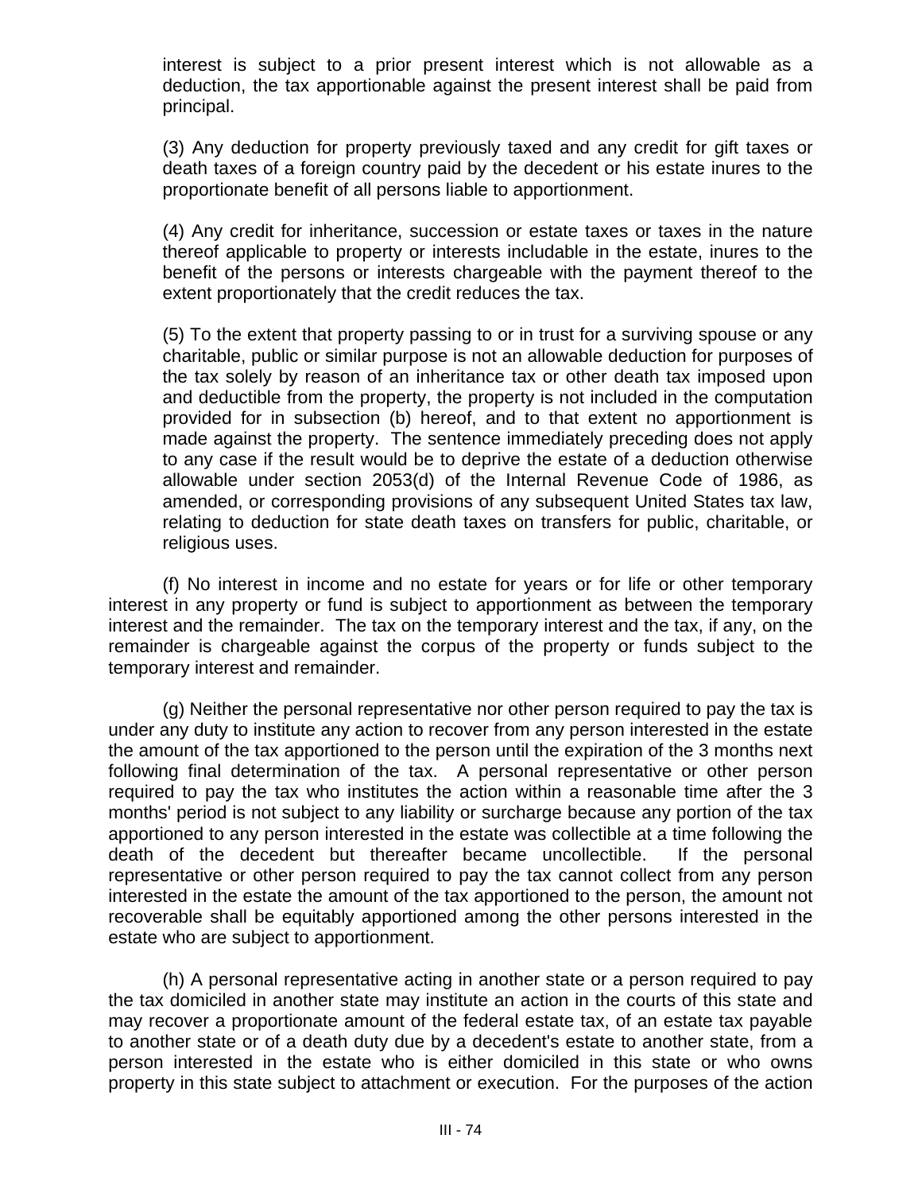interest is subject to a prior present interest which is not allowable as a deduction, the tax apportionable against the present interest shall be paid from principal.

(3) Any deduction for property previously taxed and any credit for gift taxes or death taxes of a foreign country paid by the decedent or his estate inures to the proportionate benefit of all persons liable to apportionment.

(4) Any credit for inheritance, succession or estate taxes or taxes in the nature thereof applicable to property or interests includable in the estate, inures to the benefit of the persons or interests chargeable with the payment thereof to the extent proportionately that the credit reduces the tax.

(5) To the extent that property passing to or in trust for a surviving spouse or any charitable, public or similar purpose is not an allowable deduction for purposes of the tax solely by reason of an inheritance tax or other death tax imposed upon and deductible from the property, the property is not included in the computation provided for in subsection (b) hereof, and to that extent no apportionment is made against the property. The sentence immediately preceding does not apply to any case if the result would be to deprive the estate of a deduction otherwise allowable under section 2053(d) of the Internal Revenue Code of 1986, as amended, or corresponding provisions of any subsequent United States tax law, relating to deduction for state death taxes on transfers for public, charitable, or religious uses.

(f) No interest in income and no estate for years or for life or other temporary interest in any property or fund is subject to apportionment as between the temporary interest and the remainder. The tax on the temporary interest and the tax, if any, on the remainder is chargeable against the corpus of the property or funds subject to the temporary interest and remainder.

(g) Neither the personal representative nor other person required to pay the tax is under any duty to institute any action to recover from any person interested in the estate the amount of the tax apportioned to the person until the expiration of the 3 months next following final determination of the tax. A personal representative or other person required to pay the tax who institutes the action within a reasonable time after the 3 months' period is not subject to any liability or surcharge because any portion of the tax apportioned to any person interested in the estate was collectible at a time following the death of the decedent but thereafter became uncollectible. If the personal representative or other person required to pay the tax cannot collect from any person interested in the estate the amount of the tax apportioned to the person, the amount not recoverable shall be equitably apportioned among the other persons interested in the estate who are subject to apportionment.

(h) A personal representative acting in another state or a person required to pay the tax domiciled in another state may institute an action in the courts of this state and may recover a proportionate amount of the federal estate tax, of an estate tax payable to another state or of a death duty due by a decedent's estate to another state, from a person interested in the estate who is either domiciled in this state or who owns property in this state subject to attachment or execution. For the purposes of the action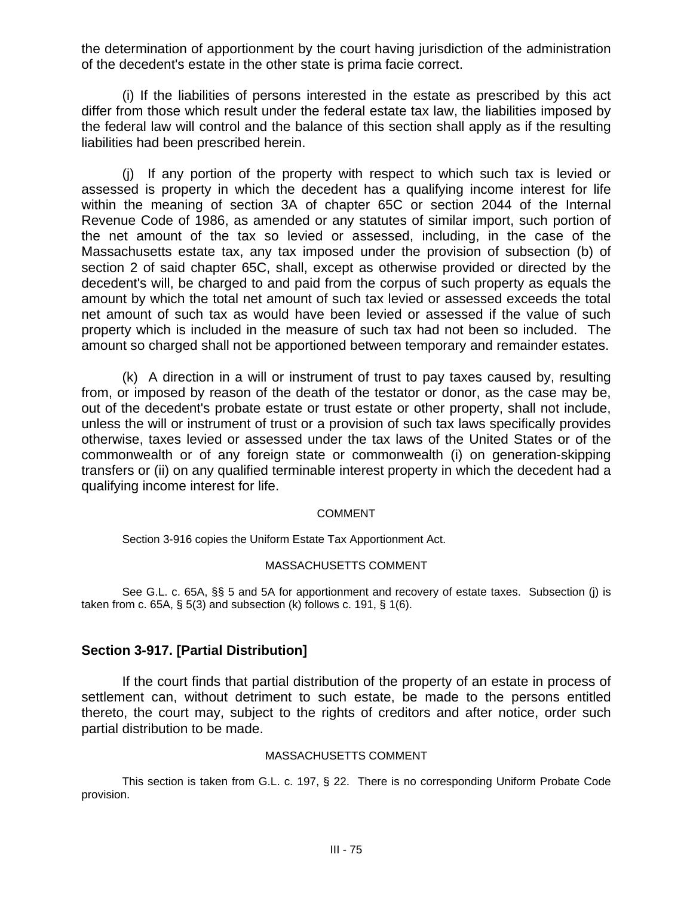the determination of apportionment by the court having jurisdiction of the administration of the decedent's estate in the other state is prima facie correct.

(i) If the liabilities of persons interested in the estate as prescribed by this act differ from those which result under the federal estate tax law, the liabilities imposed by the federal law will control and the balance of this section shall apply as if the resulting liabilities had been prescribed herein.

(j) If any portion of the property with respect to which such tax is levied or assessed is property in which the decedent has a qualifying income interest for life within the meaning of section 3A of chapter 65C or section 2044 of the Internal Revenue Code of 1986, as amended or any statutes of similar import, such portion of the net amount of the tax so levied or assessed, including, in the case of the Massachusetts estate tax, any tax imposed under the provision of subsection (b) of section 2 of said chapter 65C, shall, except as otherwise provided or directed by the decedent's will, be charged to and paid from the corpus of such property as equals the amount by which the total net amount of such tax levied or assessed exceeds the total net amount of such tax as would have been levied or assessed if the value of such property which is included in the measure of such tax had not been so included. The amount so charged shall not be apportioned between temporary and remainder estates.

(k) A direction in a will or instrument of trust to pay taxes caused by, resulting from, or imposed by reason of the death of the testator or donor, as the case may be, out of the decedent's probate estate or trust estate or other property, shall not include, unless the will or instrument of trust or a provision of such tax laws specifically provides otherwise, taxes levied or assessed under the tax laws of the United States or of the commonwealth or of any foreign state or commonwealth (i) on generation-skipping transfers or (ii) on any qualified terminable interest property in which the decedent had a qualifying income interest for life.

COMMENT

Section 3-916 copies the Uniform Estate Tax Apportionment Act.

MASSACHUSETTS COMMENT

See G.L. c. 65A, §§ 5 and 5A for apportionment and recovery of estate taxes. Subsection (j) is taken from c. 65A, § 5(3) and subsection (k) follows c. 191, § 1(6).

## Section 3-917. [Partial Distribution]

If the court finds that partial distribution of the property of an estate in process of settlement can, without detriment to such estate, be made to the persons entitled thereto, the court may, subject to the rights of creditors and after notice, order such partial distribution to be made.

MASSACHUSETTS COMMENT

This section is taken from G.L. c. 197, § 22. There is no corresponding Uniform Probate Code provision.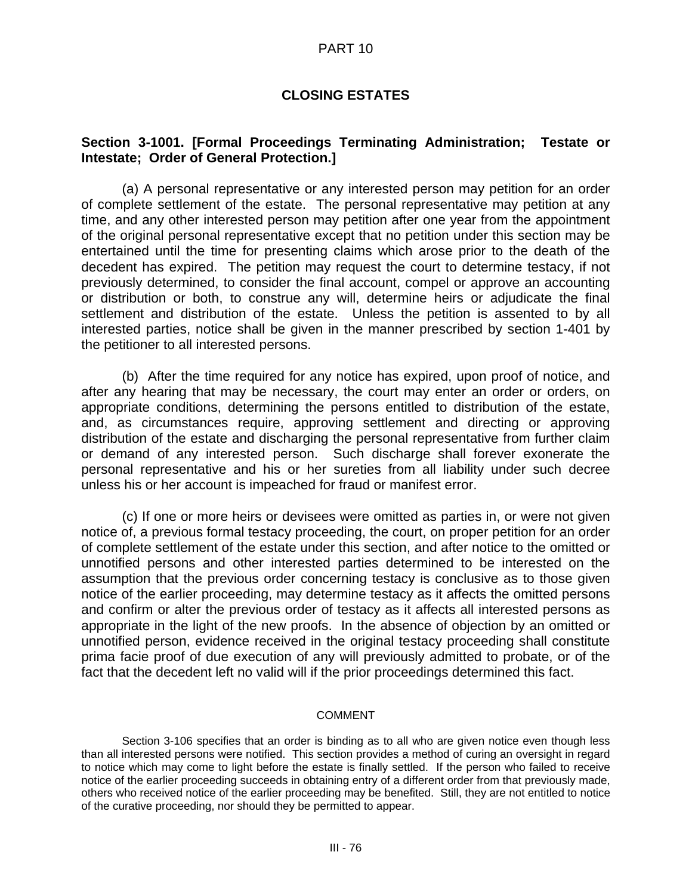# PART 10

# CLOSING ESTATES

## Section 3-1001. [Formal Proceedings Terminating Administration; Testate or Intestate; Order of General Protection.]

(a) A personal representative or any interested person may petition for an order of complete settlement of the estate. The personal representative may petition at any time, and any other interested person may petition after one year from the appointment of the original personal representative except that no petition under this section may be entertained until the time for presenting claims which arose prior to the death of the decedent has expired. The petition may request the court to determine testacy, if not previously determined, to consider the final account, compel or approve an accounting or distribution or both, to construe any will, determine heirs or adjudicate the final settlement and distribution of the estate. Unless the petition is assented to by all interested parties, notice shall be given in the manner prescribed by section 1-401 by the petitioner to all interested persons.

(b) After the time required for any notice has expired, upon proof of notice, and after any hearing that may be necessary, the court may enter an order or orders, on appropriate conditions, determining the persons entitled to distribution of the estate, and, as circumstances require, approving settlement and directing or approving distribution of the estate and discharging the personal representative from further claim or demand of any interested person. Such discharge shall forever exonerate the personal representative and his or her sureties from all liability under such decree unless his or her account is impeached for fraud or manifest error.

(c) If one or more heirs or devisees were omitted as parties in, or were not given notice of, a previous formal testacy proceeding, the court, on proper petition for an order of complete settlement of the estate under this section, and after notice to the omitted or unnotified persons and other interested parties determined to be interested on the assumption that the previous order concerning testacy is conclusive as to those given notice of the earlier proceeding, may determine testacy as it affects the omitted persons and confirm or alter the previous order of testacy as it affects all interested persons as appropriate in the light of the new proofs. In the absence of objection by an omitted or unnotified person, evidence received in the original testacy proceeding shall constitute prima facie proof of due execution of any will previously admitted to probate, or of the fact that the decedent left no valid will if the prior proceedings determined this fact.

COMMENT

Section 3-106 specifies that an order is binding as to all who are given notice even though less than all interested persons were notified. This section provides a method of curing an oversight in regard to notice which may come to light before the estate is finally settled. If the person who failed to receive notice of the earlier proceeding succeeds in obtaining entry of a different order from that previously made, others who received notice of the earlier proceeding may be benefited. Still, they are not entitled to notice of the curative proceeding, nor should they be permitted to appear.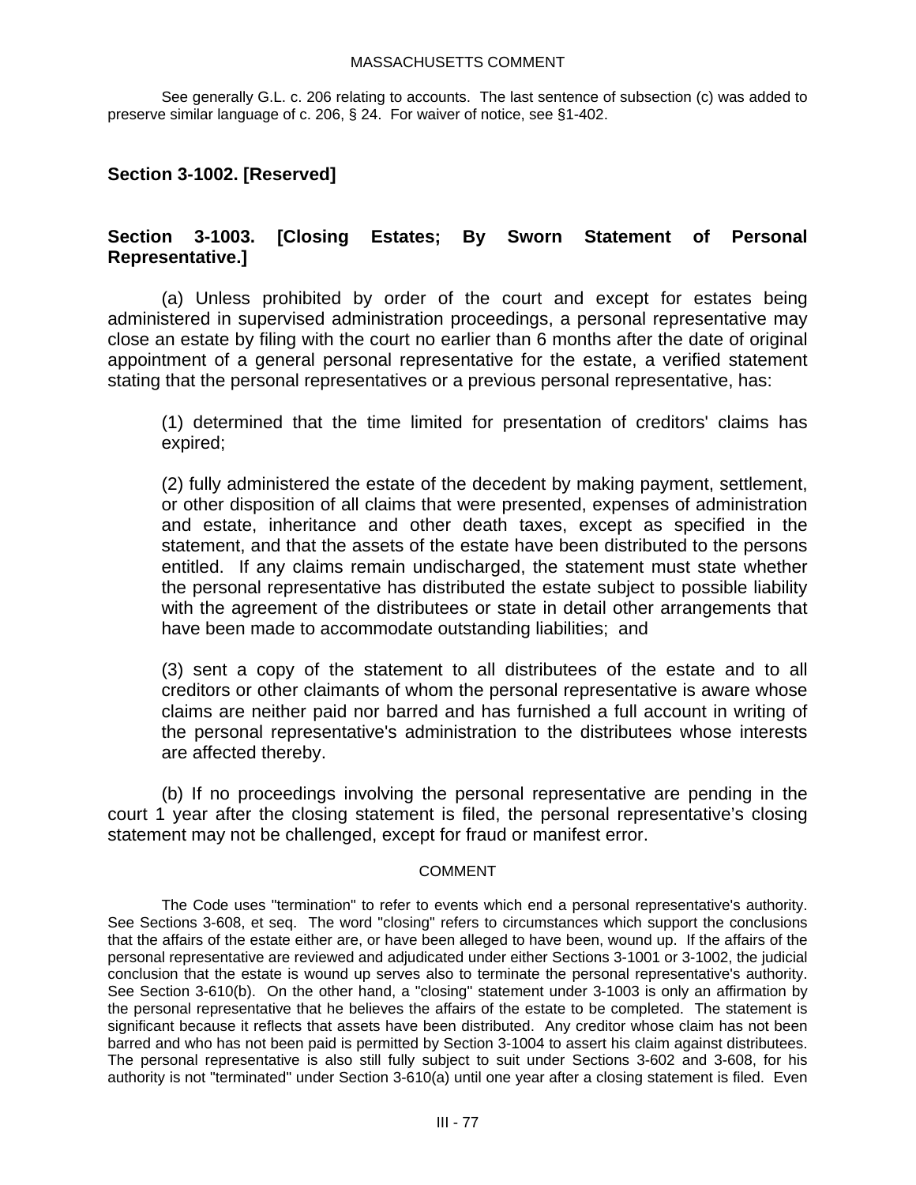MASSACHUSETTS COMMENT

See generally G.L. c. 206 relating to accounts. The last sentence of subsection (c) was added to preserve similar language of c. 206, § 24. For waiver of notice, see §1-402.

## Section 3-1002. [Reserved]

## Section 3-1003. [Closing Estates; By Sworn Statement of Personal Representative.]

(a) Unless prohibited by order of the court and except for estates being administered in supervised administration proceedings, a personal representative may close an estate by filing with the court no earlier than 6 months after the date of original appointment of a general personal representative for the estate, a verified statement stating that the personal representatives or a previous personal representative, has:

(1) determined that the time limited for presentation of creditors' claims has expired;

(2) fully administered the estate of the decedent by making payment, settlement, or other disposition of all claims that were presented, expenses of administration and estate, inheritance and other death taxes, except as specified in the statement, and that the assets of the estate have been distributed to the persons entitled. If any claims remain undischarged, the statement must state whether the personal representative has distributed the estate subject to possible liability with the agreement of the distributees or state in detail other arrangements that have been made to accommodate outstanding liabilities; and

(3) sent a copy of the statement to all distributees of the estate and to all creditors or other claimants of whom the personal representative is aware whose claims are neither paid nor barred and has furnished a full account in writing of the personal representative's administration to the distributees whose interests are affected thereby.

(b) If no proceedings involving the personal representative are pending in the court 1 year after the closing statement is filed, the personal representative's closing statement may not be challenged, except for fraud or manifest error.

COMMENT

The Code uses "termination" to refer to events which end a personal representative's authority. See Sections 3-608, et seq. The word "closing" refers to circumstances which support the conclusions that the affairs of the estate either are, or have been alleged to have been, wound up. If the affairs of the personal representative are reviewed and adjudicated under either Sections 3-1001 or 3-1002, the judicial conclusion that the estate is wound up serves also to terminate the personal representative's authority. See Section 3-610(b). On the other hand, a "closing" statement under 3-1003 is only an affirmation by the personal representative that he believes the affairs of the estate to be completed. The statement is significant because it reflects that assets have been distributed. Any creditor whose claim has not been barred and who has not been paid is permitted by Section 3-1004 to assert his claim against distributees. The personal representative is also still fully subject to suit under Sections 3-602 and 3-608, for his authority is not "terminated" under Section 3-610(a) until one year after a closing statement is filed. Even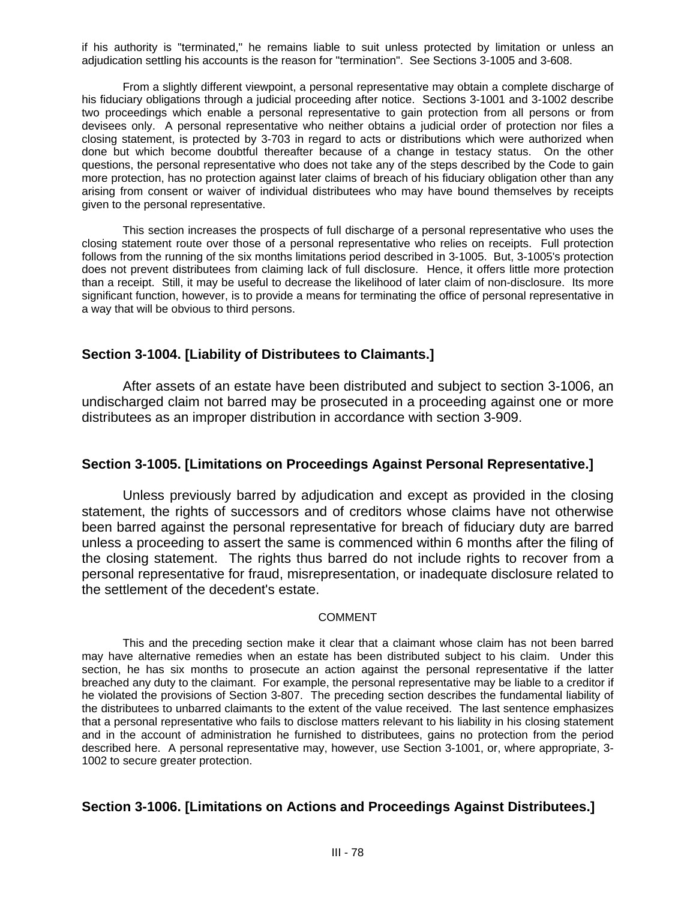if his authority is "terminated," he remains liable to suit unless protected by limitation or unless an adjudication settling his accounts is the reason for "termination". See Sections 3-1005 and 3-608.

From a slightly different viewpoint, a personal representative may obtain a complete discharge of his fiduciary obligations through a judicial proceeding after notice. Sections 3-1001 and 3-1002 describe two proceedings which enable a personal representative to gain protection from all persons or from devisees only. A personal representative who neither obtains a judicial order of protection nor files a closing statement, is protected by 3-703 in regard to acts or distributions which were authorized when done but which become doubtful thereafter because of a change in testacy status. On the other questions, the personal representative who does not take any of the steps described by the Code to gain more protection, has no protection against later claims of breach of his fiduciary obligation other than any arising from consent or waiver of individual distributees who may have bound themselves by receipts given to the personal representative.

This section increases the prospects of full discharge of a personal representative who uses the closing statement route over those of a personal representative who relies on receipts. Full protection follows from the running of the six months limitations period described in 3-1005. But, 3-1005's protection does not prevent distributees from claiming lack of full disclosure. Hence, it offers little more protection than a receipt. Still, it may be useful to decrease the likelihood of later claim of non-disclosure. Its more significant function, however, is to provide a means for terminating the office of personal representative in a way that will be obvious to third persons.

## Section 3-1004. [Liability of Distributees to Claimants.]

After assets of an estate have been distributed and subject to section 3-1006, an undischarged claim not barred may be prosecuted in a proceeding against one or more distributees as an improper distribution in accordance with section 3-909.

## Section 3-1005. [Limitations on Proceedings Against Personal Representative.]

Unless previously barred by adjudication and except as provided in the closing statement, the rights of successors and of creditors whose claims have not otherwise been barred against the personal representative for breach of fiduciary duty are barred unless a proceeding to assert the same is commenced within 6 months after the filing of the closing statement. The rights thus barred do not include rights to recover from a personal representative for fraud, misrepresentation, or inadequate disclosure related to the settlement of the decedent's estate.

COMMENT

This and the preceding section make it clear that a claimant whose claim has not been barred may have alternative remedies when an estate has been distributed subject to his claim. Under this section, he has six months to prosecute an action against the personal representative if the latter breached any duty to the claimant. For example, the personal representative may be liable to a creditor if he violated the provisions of Section 3-807. The preceding section describes the fundamental liability of the distributees to unbarred claimants to the extent of the value received. The last sentence emphasizes that a personal representative who fails to disclose matters relevant to his liability in his closing statement and in the account of administration he furnished to distributees, gains no protection from the period described here. A personal representative may, however, use Section 3-1001, or, where appropriate, 3-1002 to secure greater protection.

## Section 3-1006. [Limitations on Actions and Proceedings Against Distributees.]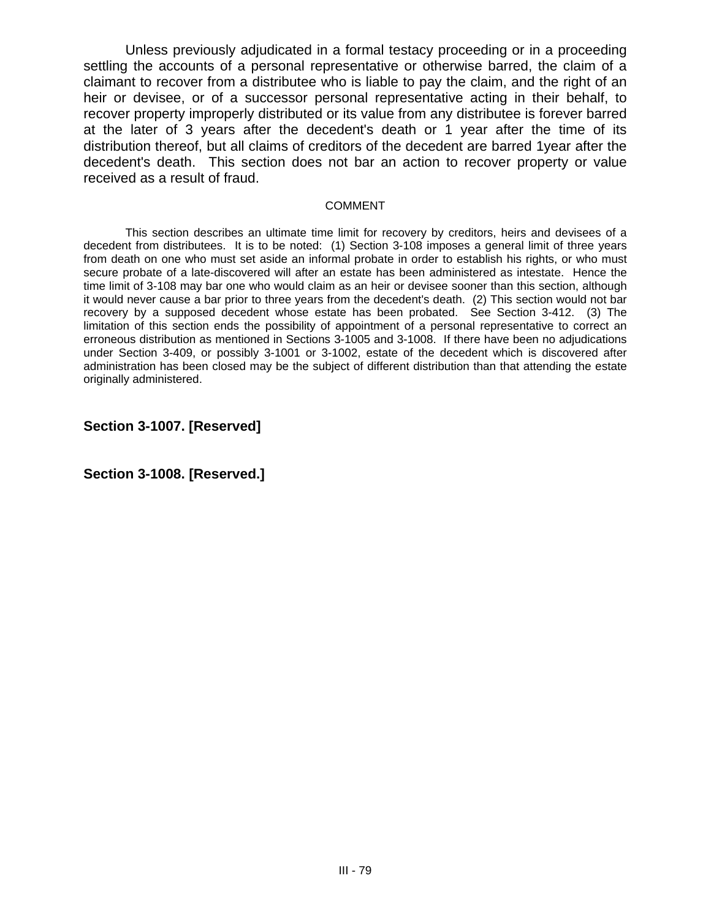Unless previously adjudicated in a formal testacy proceeding or in a proceeding settling the accounts of a personal representative or otherwise barred, the claim of a claimant to recover from a distributee who is liable to pay the claim, and the right of an heir or devisee, or of a successor personal representative acting in their behalf, to recover property improperly distributed or its value from any distributee is forever barred at the later of 3 years after the decedent's death or 1 year after the time of its distribution thereof, but all claims of creditors of the decedent are barred 1year after the decedent's death. This section does not bar an action to recover property or value received as a result of fraud.

COMMENT

This section describes an ultimate time limit for recovery by creditors, heirs and devisees of a decedent from distributees. It is to be noted: (1) Section 3-108 imposes a general limit of three years from death on one who must set aside an informal probate in order to establish his rights, or who must secure probate of a late-discovered will after an estate has been administered as intestate. Hence the time limit of 3-108 may bar one who would claim as an heir or devisee sooner than this section, although it would never cause a bar prior to three years from the decedent's death. (2) This section would not bar recovery by a supposed decedent whose estate has been probated. See Section 3-412. (3) The limitation of this section ends the possibility of appointment of a personal representative to correct an erroneous distribution as mentioned in Sections 3-1005 and 3-1008. If there have been no adjudications under Section 3-409, or possibly 3-1001 or 3-1002, estate of the decedent which is discovered after administration has been closed may be the subject of different distribution than that attending the estate originally administered.

## Section 3-1007. [Reserved]

## Section 3-1008. [Reserved.]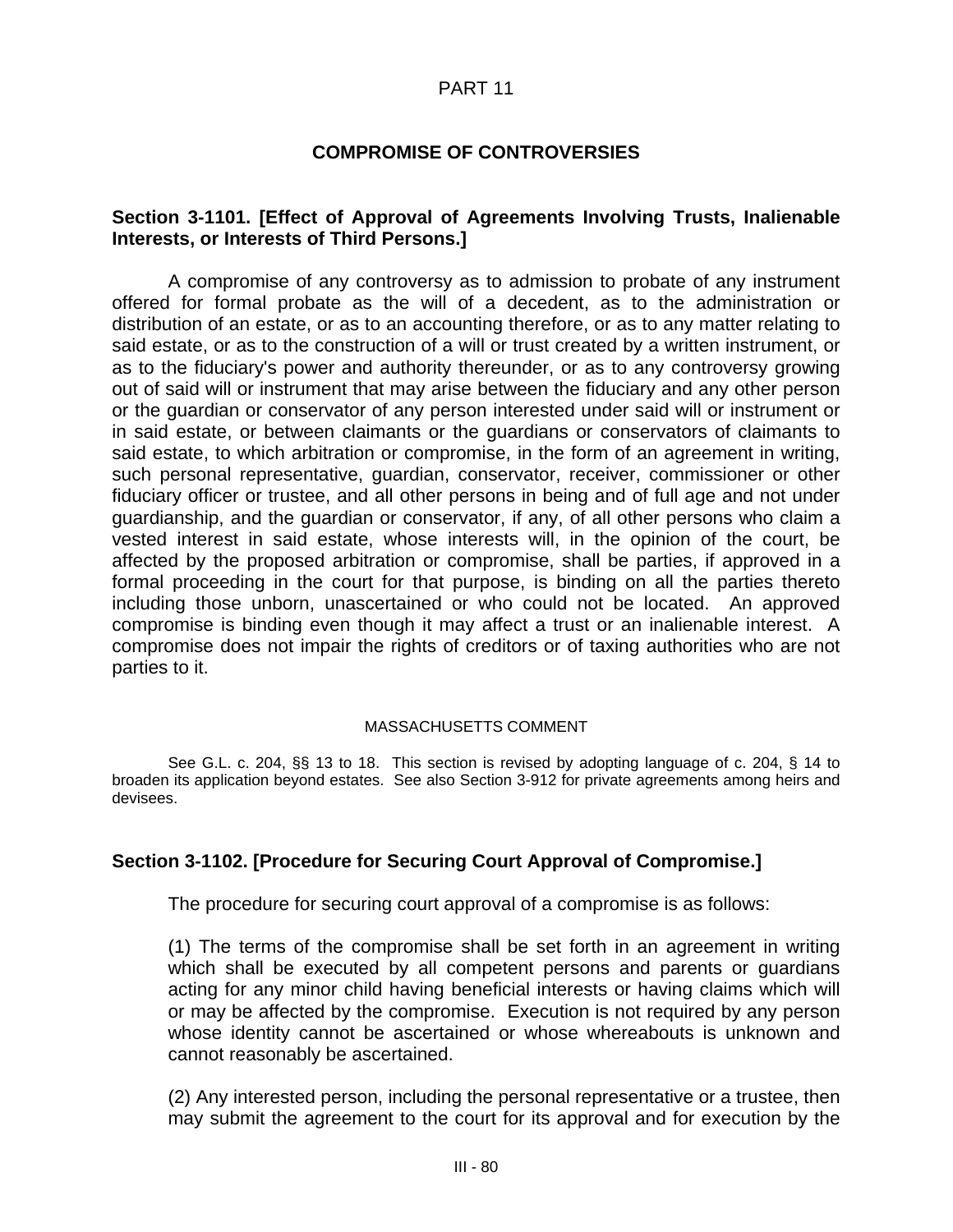## PART 11

## COMPROMISE OF CONTROVERSIES

### Section 3-1101. [Effect of Approval of Agreements Involving Trusts, Inalienable Interests, or Interests of Third Persons.]

A compromise of any controversy as to admission to probate of any instrument offered for formal probate as the will of a decedent, as to the administration or distribution of an estate, or as to an accounting therefore, or as to any matter relating to said estate, or as to the construction of a will or trust created by a written instrument, or as to the fiduciary's power and authority thereunder, or as to any controversy growing out of said will or instrument that may arise between the fiduciary and any other person or the guardian or conservator of any person interested under said will or instrument or in said estate, or between claimants or the guardians or conservators of claimants to said estate, to which arbitration or compromise, in the form of an agreement in writing, such personal representative, guardian, conservator, receiver, commissioner or other fiduciary officer or trustee, and all other persons in being and of full age and not under guardianship, and the guardian or conservator, if any, of all other persons who claim a vested interest in said estate, whose interests will, in the opinion of the court, be affected by the proposed arbitration or compromise, shall be parties, if approved in a formal proceeding in the court for that purpose, is binding on all the parties thereto including those unborn, unascertained or who could not be located. An approved compromise is binding even though it may affect a trust or an inalienable interest. A compromise does not impair the rights of creditors or of taxing authorities who are not parties to it.

MASSACHUSETTS COMMENT

See G.L. c. 204, §§ 13 to 18. This section is revised by adopting language of c. 204, § 14 to broaden its application beyond estates. See also Section 3-912 for private agreements among heirs and devisees.

### Section 3-1102. [Procedure for Securing Court Approval of Compromise.]

The procedure for securing court approval of a compromise is as follows:

(1) The terms of the compromise shall be set forth in an agreement in writing which shall be executed by all competent persons and parents or guardians acting for any minor child having beneficial interests or having claims which will or may be affected by the compromise. Execution is not required by any person whose identity cannot be ascertained or whose whereabouts is unknown and cannot reasonably be ascertained.

(2) Any interested person, including the personal representative or a trustee, then may submit the agreement to the court for its approval and for execution by the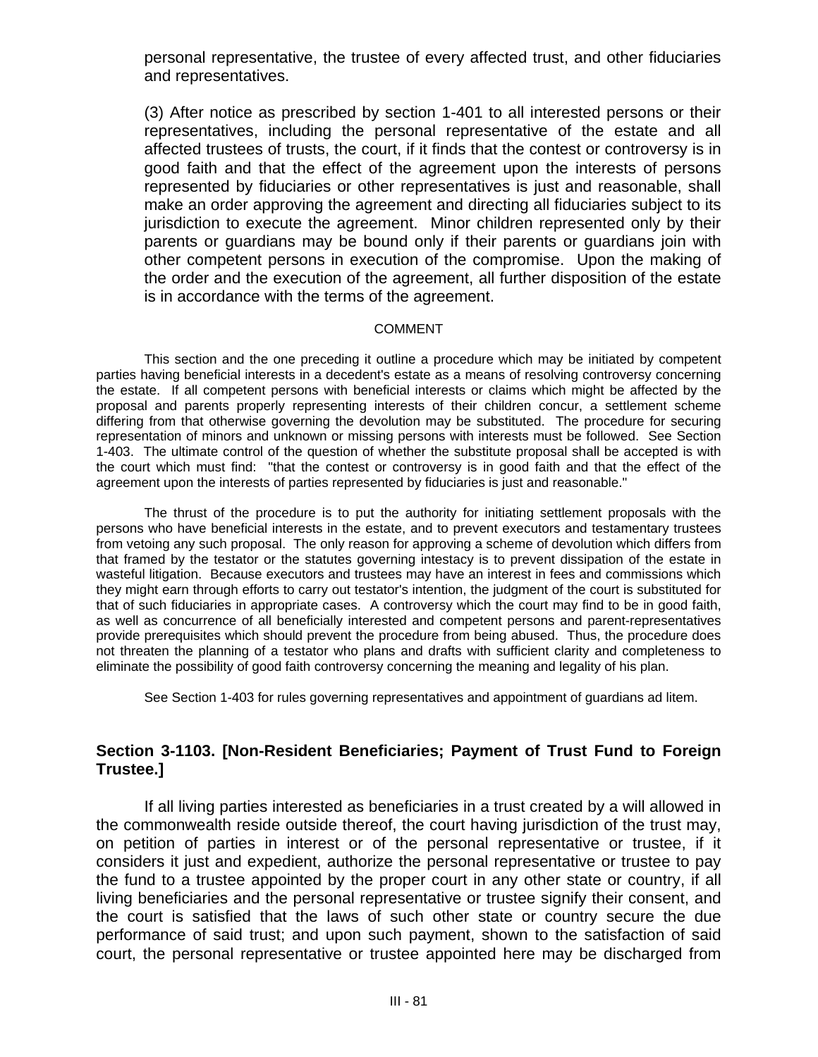personal representative, the trustee of every affected trust, and other fiduciaries and representatives.

(3) After notice as prescribed by section 1-401 to all interested persons or their representatives, including the personal representative of the estate and all affected trustees of trusts, the court, if it finds that the contest or controversy is in good faith and that the effect of the agreement upon the interests of persons represented by fiduciaries or other representatives is just and reasonable, shall make an order approving the agreement and directing all fiduciaries subject to its jurisdiction to execute the agreement. Minor children represented only by their parents or guardians may be bound only if their parents or guardians join with other competent persons in execution of the compromise. Upon the making of the order and the execution of the agreement, all further disposition of the estate is in accordance with the terms of the agreement.

COMMENT

This section and the one preceding it outline a procedure which may be initiated by competent parties having beneficial interests in a decedent's estate as a means of resolving controversy concerning the estate. If all competent persons with beneficial interests or claims which might be affected by the proposal and parents properly representing interests of their children concur, a settlement scheme differing from that otherwise governing the devolution may be substituted. The procedure for securing representation of minors and unknown or missing persons with interests must be followed. See Section 1-403. The ultimate control of the question of whether the substitute proposal shall be accepted is with the court which must find: "that the contest or controversy is in good faith and that the effect of the agreement upon the interests of parties represented by fiduciaries is just and reasonable."

The thrust of the procedure is to put the authority for initiating settlement proposals with the persons who have beneficial interests in the estate, and to prevent executors and testamentary trustees from vetoing any such proposal. The only reason for approving a scheme of devolution which differs from that framed by the testator or the statutes governing intestacy is to prevent dissipation of the estate in wasteful litigation. Because executors and trustees may have an interest in fees and commissions which they might earn through efforts to carry out testator's intention, the judgment of the court is substituted for that of such fiduciaries in appropriate cases. A controversy which the court may find to be in good faith, as well as concurrence of all beneficially interested and competent persons and parent-representatives provide prerequisites which should prevent the procedure from being abused. Thus, the procedure does not threaten the planning of a testator who plans and drafts with sufficient clarity and completeness to eliminate the possibility of good faith controversy concerning the meaning and legality of his plan.

See Section 1-403 for rules governing representatives and appointment of guardians ad litem.

### Section 3-1103. [Non-Resident Beneficiaries; Payment of Trust Fund to Foreign Trustee.]

If all living parties interested as beneficiaries in a trust created by a will allowed in the commonwealth reside outside thereof, the court having jurisdiction of the trust may, on petition of parties in interest or of the personal representative or trustee, if it considers it just and expedient, authorize the personal representative or trustee to pay the fund to a trustee appointed by the proper court in any other state or country, if all living beneficiaries and the personal representative or trustee signify their consent, and the court is satisfied that the laws of such other state or country secure the due performance of said trust; and upon such payment, shown to the satisfaction of said court, the personal representative or trustee appointed here may be discharged from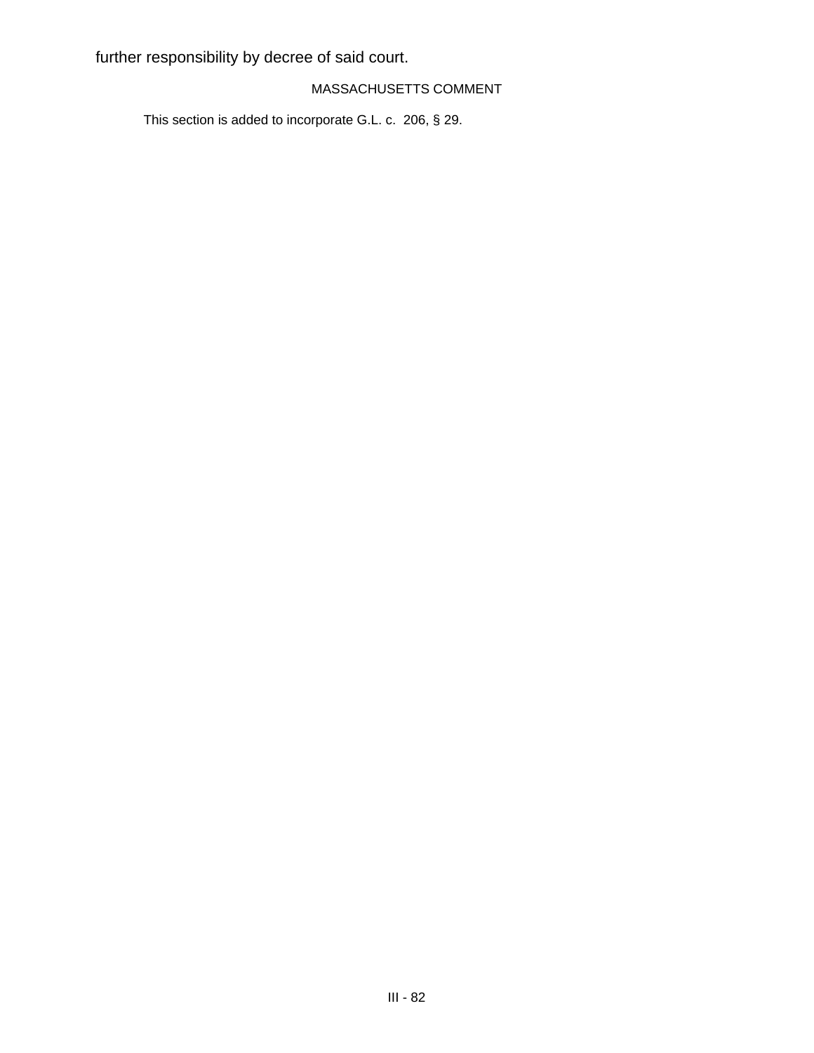further responsibility by decree of said court.

MASSACHUSETTS COMMENT

This section is added to incorporate G.L. c. 206, § 29.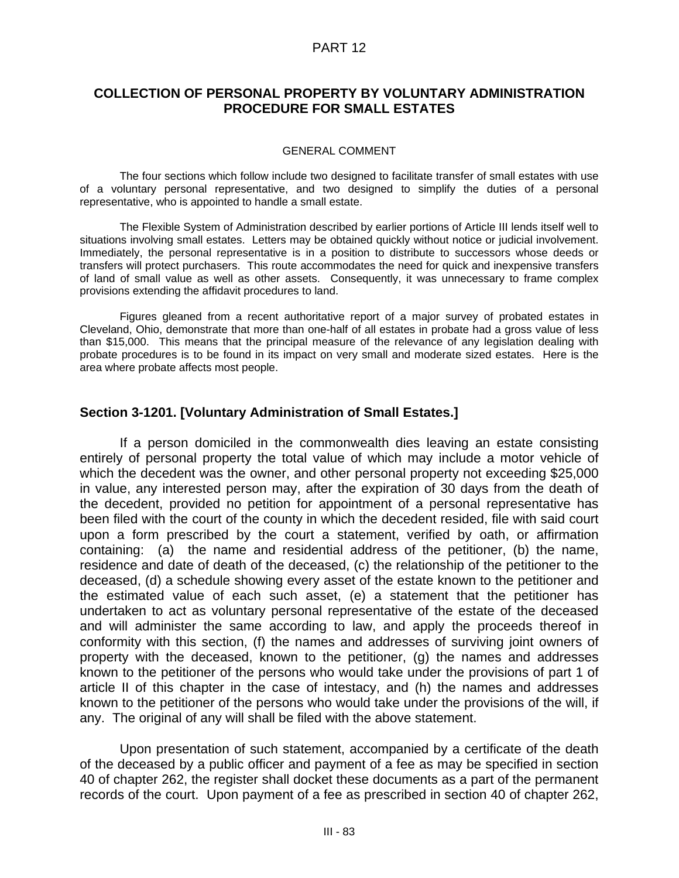PART 12

## COLLECTION OF PERSONAL PROPERTY BY VOLUNTARY ADMINISTRATION PROCEDURE FOR SMALL ESTATES

GENERAL COMMENT

The four sections which follow include two designed to facilitate transfer of small estates with use of a voluntary personal representative, and two designed to simplify the duties of a personal representative, who is appointed to handle a small estate.

The Flexible System of Administration described by earlier portions of Article III lends itself well to situations involving small estates. Letters may be obtained quickly without notice or judicial involvement. Immediately, the personal representative is in a position to distribute to successors whose deeds or transfers will protect purchasers. This route accommodates the need for quick and inexpensive transfers of land of small value as well as other assets. Consequently, it was unnecessary to frame complex provisions extending the affidavit procedures to land.

Figures gleaned from a recent authoritative report of a major survey of probated estates in Cleveland, Ohio, demonstrate that more than one-half of all estates in probate had a gross value of less than $15,000. This means that the principal measure of the relevance of any legislation dealing with probate procedures is to be found in its impact on very small and moderate sized estates. Here is the area where probate affects most people.

### Section 3-1201. [Voluntary Administration of Small Estates.]

If a person domiciled in the commonwealth dies leaving an estate consisting entirely of personal property the total value of which may include a motor vehicle of which the decedent was the owner, and other personal property not exceeding $25,000 in value, any interested person may, after the expiration of 30 days from the death of the decedent, provided no petition for appointment of a personal representative has been filed with the court of the county in which the decedent resided, file with said court upon a form prescribed by the court a statement, verified by oath, or affirmation containing: (a) the name and residential address of the petitioner, (b) the name, residence and date of death of the deceased, (c) the relationship of the petitioner to the deceased, (d) a schedule showing every asset of the estate known to the petitioner and the estimated value of each such asset, (e) a statement that the petitioner has undertaken to act as voluntary personal representative of the estate of the deceased and will administer the same according to law, and apply the proceeds thereof in conformity with this section, (f) the names and addresses of surviving joint owners of property with the deceased, known to the petitioner, (g) the names and addresses known to the petitioner of the persons who would take under the provisions of part 1 of article II of this chapter in the case of intestacy, and (h) the names and addresses known to the petitioner of the persons who would take under the provisions of the will, if any. The original of any will shall be filed with the above statement.

Upon presentation of such statement, accompanied by a certificate of the death of the deceased by a public officer and payment of a fee as may be specified in section 40 of chapter 262, the register shall docket these documents as a part of the permanent records of the court. Upon payment of a fee as prescribed in section 40 of chapter 262,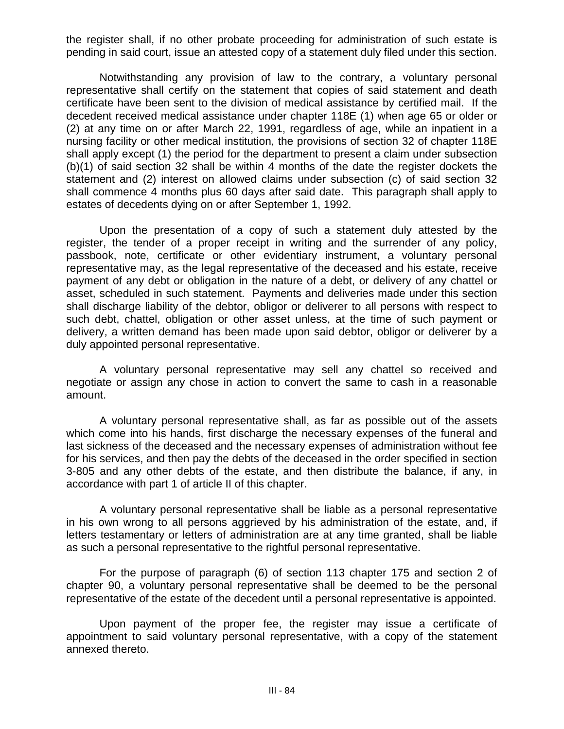the register shall, if no other probate proceeding for administration of such estate is pending in said court, issue an attested copy of a statement duly filed under this section.

Notwithstanding any provision of law to the contrary, a voluntary personal representative shall certify on the statement that copies of said statement and death certificate have been sent to the division of medical assistance by certified mail. If the decedent received medical assistance under chapter 118E (1) when age 65 or older or (2) at any time on or after March 22, 1991, regardless of age, while an inpatient in a nursing facility or other medical institution, the provisions of section 32 of chapter 118E shall apply except (1) the period for the department to present a claim under subsection (b)(1) of said section 32 shall be within 4 months of the date the register dockets the statement and (2) interest on allowed claims under subsection (c) of said section 32 shall commence 4 months plus 60 days after said date. This paragraph shall apply to estates of decedents dying on or after September 1, 1992.

Upon the presentation of a copy of such a statement duly attested by the register, the tender of a proper receipt in writing and the surrender of any policy, passbook, note, certificate or other evidentiary instrument, a voluntary personal representative may, as the legal representative of the deceased and his estate, receive payment of any debt or obligation in the nature of a debt, or delivery of any chattel or asset, scheduled in such statement. Payments and deliveries made under this section shall discharge liability of the debtor, obligor or deliverer to all persons with respect to such debt, chattel, obligation or other asset unless, at the time of such payment or delivery, a written demand has been made upon said debtor, obligor or deliverer by a duly appointed personal representative.

A voluntary personal representative may sell any chattel so received and negotiate or assign any chose in action to convert the same to cash in a reasonable amount.

A voluntary personal representative shall, as far as possible out of the assets which come into his hands, first discharge the necessary expenses of the funeral and last sickness of the deceased and the necessary expenses of administration without fee for his services, and then pay the debts of the deceased in the order specified in section 3-805 and any other debts of the estate, and then distribute the balance, if any, in accordance with part 1 of article II of this chapter.

A voluntary personal representative shall be liable as a personal representative in his own wrong to all persons aggrieved by his administration of the estate, and, if letters testamentary or letters of administration are at any time granted, shall be liable as such a personal representative to the rightful personal representative.

For the purpose of paragraph (6) of section 113 chapter 175 and section 2 of chapter 90, a voluntary personal representative shall be deemed to be the personal representative of the estate of the decedent until a personal representative is appointed.

Upon payment of the proper fee, the register may issue a certificate of appointment to said voluntary personal representative, with a copy of the statement annexed thereto.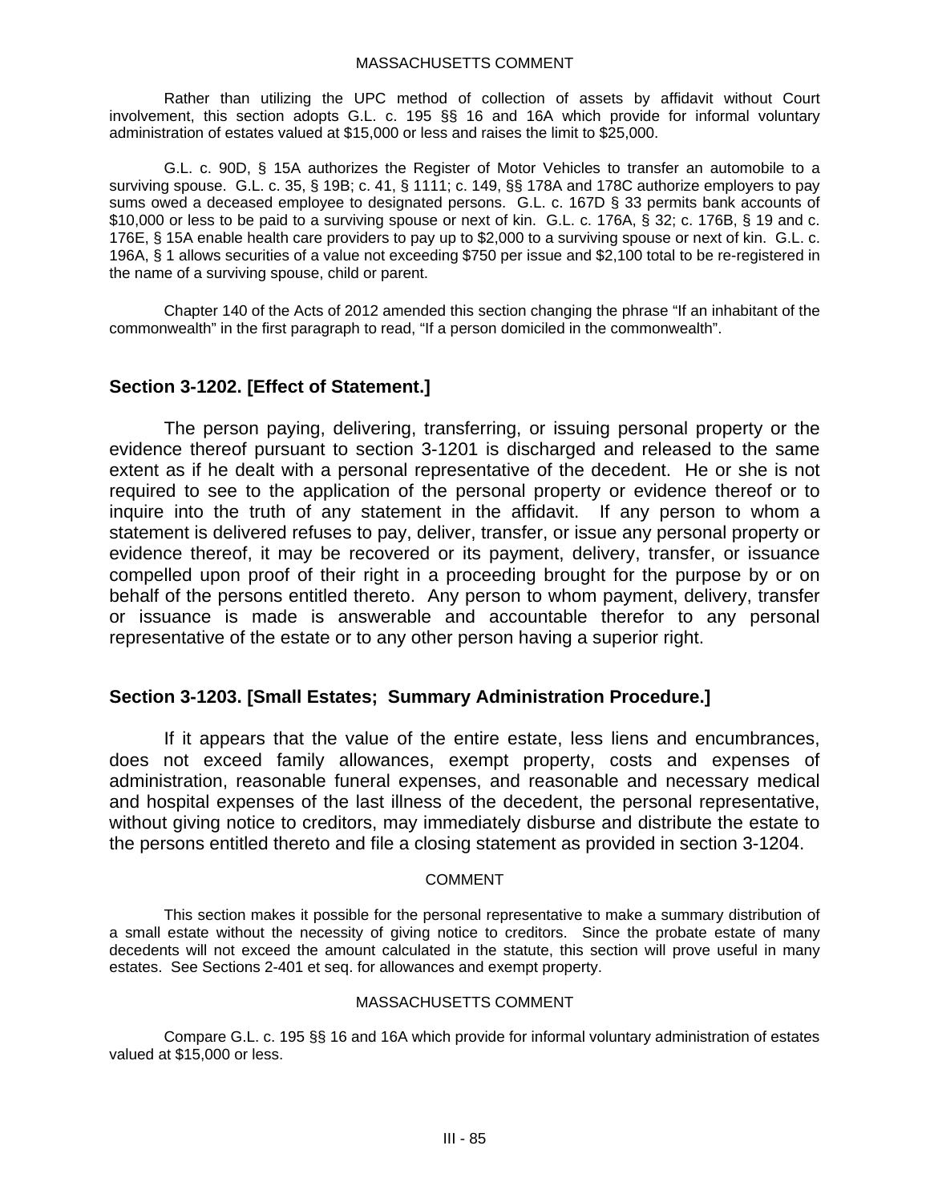MASSACHUSETTS COMMENT

Rather than utilizing the UPC method of collection of assets by affidavit without Court involvement, this section adopts G.L. c. 195 §§ 16 and 16A which provide for informal voluntary administration of estates valued at $15,000 or less and raises the limit to $25,000.

G.L. c. 90D, § 15A authorizes the Register of Motor Vehicles to transfer an automobile to a surviving spouse. G.L. c. 35, § 19B; c. 41, § 1111; c. 149, §§ 178A and 178C authorize employers to pay sums owed a deceased employee to designated persons. G.L. c. 167D § 33 permits bank accounts of $10,000 or less to be paid to a surviving spouse or next of kin. G.L. c. 176A, § 32; c. 176B, § 19 and c. 176E, § 15A enable health care providers to pay up to $2,000 to a surviving spouse or next of kin. G.L. c. 196A, § 1 allows securities of a value not exceeding $750 per issue and $2,100 total to be re-registered in the name of a surviving spouse, child or parent.

Chapter 140 of the Acts of 2012 amended this section changing the phrase "If an inhabitant of the commonwealth" in the first paragraph to read, "If a person domiciled in the commonwealth".

## Section 3-1202. [Effect of Statement.]

The person paying, delivering, transferring, or issuing personal property or the evidence thereof pursuant to section 3-1201 is discharged and released to the same extent as if he dealt with a personal representative of the decedent. He or she is not required to see to the application of the personal property or evidence thereof or to inquire into the truth of any statement in the affidavit. If any person to whom a statement is delivered refuses to pay, deliver, transfer, or issue any personal property or evidence thereof, it may be recovered or its payment, delivery, transfer, or issuance compelled upon proof of their right in a proceeding brought for the purpose by or on behalf of the persons entitled thereto. Any person to whom payment, delivery, transfer or issuance is made is answerable and accountable therefor to any personal representative of the estate or to any other person having a superior right.

## Section 3-1203. [Small Estates; Summary Administration Procedure.]

If it appears that the value of the entire estate, less liens and encumbrances, does not exceed family allowances, exempt property, costs and expenses of administration, reasonable funeral expenses, and reasonable and necessary medical and hospital expenses of the last illness of the decedent, the personal representative, without giving notice to creditors, may immediately disburse and distribute the estate to the persons entitled thereto and file a closing statement as provided in section 3-1204.

COMMENT

This section makes it possible for the personal representative to make a summary distribution of a small estate without the necessity of giving notice to creditors. Since the probate estate of many decedents will not exceed the amount calculated in the statute, this section will prove useful in many estates. See Sections 2-401 et seq. for allowances and exempt property.

MASSACHUSETTS COMMENT

Compare G.L. c. 195 §§ 16 and 16A which provide for informal voluntary administration of estates valued at $15,000 or less.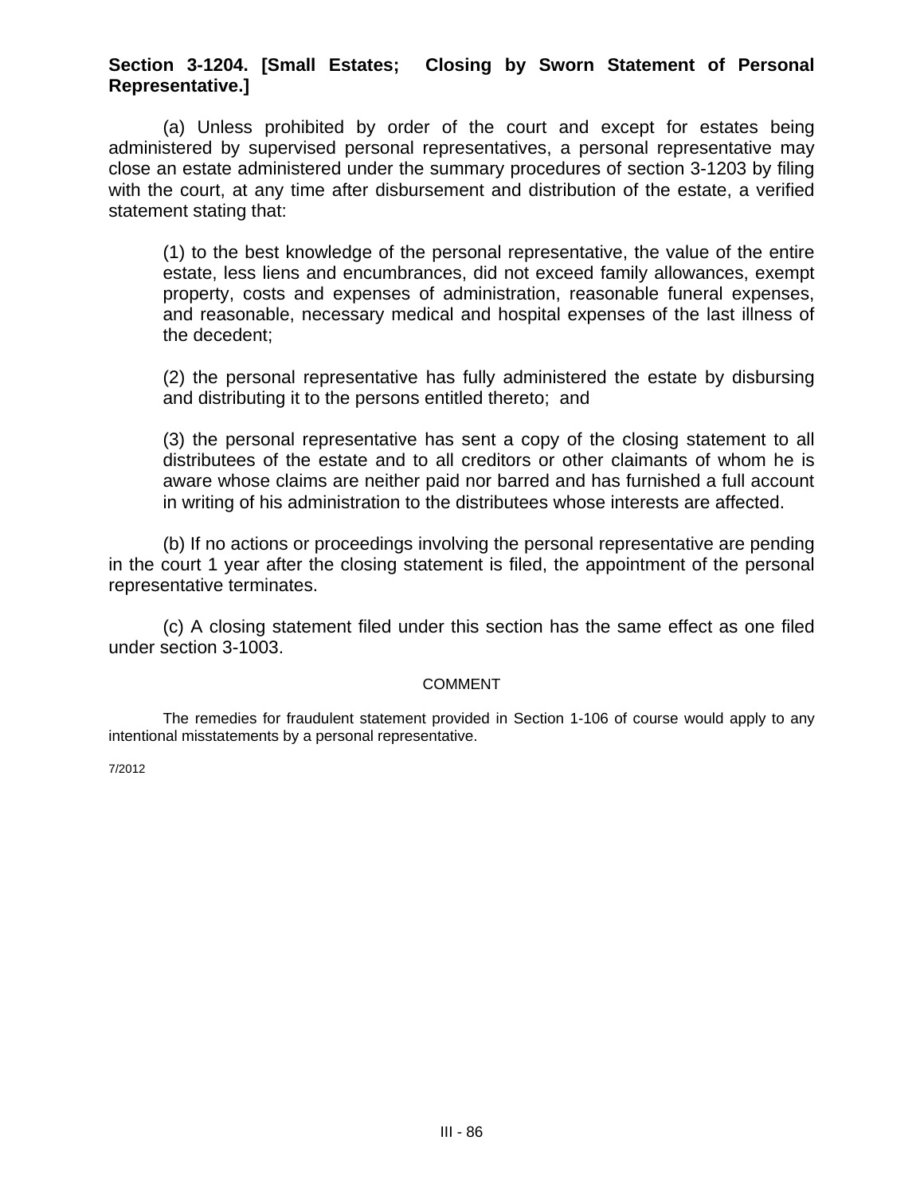**Section 3-1204. [Small Estates; Closing by Sworn Statement of Personal Representative.]**

(a) Unless prohibited by order of the court and except for estates being administered by supervised personal representatives, a personal representative may close an estate administered under the summary procedures of section 3-1203 by filing with the court, at any time after disbursement and distribution of the estate, a verified statement stating that:

(1) to the best knowledge of the personal representative, the value of the entire estate, less liens and encumbrances, did not exceed family allowances, exempt property, costs and expenses of administration, reasonable funeral expenses, and reasonable, necessary medical and hospital expenses of the last illness of the decedent;

(2) the personal representative has fully administered the estate by disbursing and distributing it to the persons entitled thereto; and

(3) the personal representative has sent a copy of the closing statement to all distributees of the estate and to all creditors or other claimants of whom he is aware whose claims are neither paid nor barred and has furnished a full account in writing of his administration to the distributees whose interests are affected.

(b) If no actions or proceedings involving the personal representative are pending in the court 1 year after the closing statement is filed, the appointment of the personal representative terminates.

(c) A closing statement filed under this section has the same effect as one filed under section 3-1003.

COMMENT

The remedies for fraudulent statement provided in Section 1-106 of course would apply to any intentional misstatements by a personal representative.

7/2012